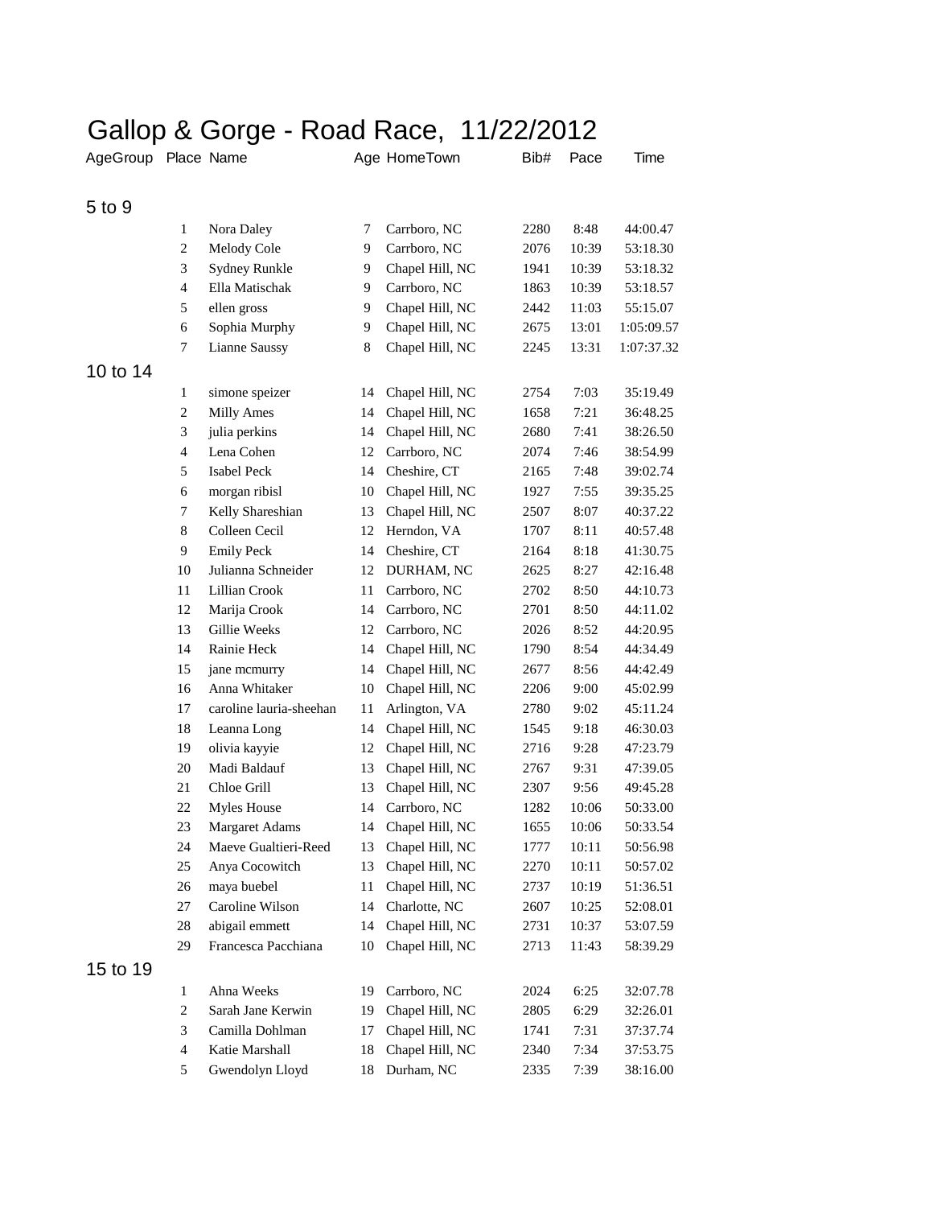# Gallop & Gorge - Road Race, 11/22/2012

| AgeGroup | Place | Name | Age | HomeTown | Bib# | Pace | Time |
|---|---|---|---|---|---|---|---|
| 5 to 9 | | | | | | | |
| | 1 | Nora Daley | 7 | Carrboro, NC | 2280 | 8:48 | 44:00.47 |
| | 2 | Melody Cole | 9 | Carrboro, NC | 2076 | 10:39 | 53:18.30 |
| | 3 | Sydney Runkle | 9 | Chapel Hill, NC | 1941 | 10:39 | 53:18.32 |
| | 4 | Ella Matischak | 9 | Carrboro, NC | 1863 | 10:39 | 53:18.57 |
| | 5 | ellen gross | 9 | Chapel Hill, NC | 2442 | 11:03 | 55:15.07 |
| | 6 | Sophia Murphy | 9 | Chapel Hill, NC | 2675 | 13:01 | 1:05:09.57 |
| | 7 | Lianne Saussy | 8 | Chapel Hill, NC | 2245 | 13:31 | 1:07:37.32 |
| 10 to 14 | | | | | | | |
| | 1 | simone speizer | 14 | Chapel Hill, NC | 2754 | 7:03 | 35:19.49 |
| | 2 | Milly Ames | 14 | Chapel Hill, NC | 1658 | 7:21 | 36:48.25 |
| | 3 | julia perkins | 14 | Chapel Hill, NC | 2680 | 7:41 | 38:26.50 |
| | 4 | Lena Cohen | 12 | Carrboro, NC | 2074 | 7:46 | 38:54.99 |
| | 5 | Isabel Peck | 14 | Cheshire, CT | 2165 | 7:48 | 39:02.74 |
| | 6 | morgan ribisl | 10 | Chapel Hill, NC | 1927 | 7:55 | 39:35.25 |
| | 7 | Kelly Shareshian | 13 | Chapel Hill, NC | 2507 | 8:07 | 40:37.22 |
| | 8 | Colleen Cecil | 12 | Herndon, VA | 1707 | 8:11 | 40:57.48 |
| | 9 | Emily Peck | 14 | Cheshire, CT | 2164 | 8:18 | 41:30.75 |
| | 10 | Julianna Schneider | 12 | DURHAM, NC | 2625 | 8:27 | 42:16.48 |
| | 11 | Lillian Crook | 11 | Carrboro, NC | 2702 | 8:50 | 44:10.73 |
| | 12 | Marija Crook | 14 | Carrboro, NC | 2701 | 8:50 | 44:11.02 |
| | 13 | Gillie Weeks | 12 | Carrboro, NC | 2026 | 8:52 | 44:20.95 |
| | 14 | Rainie Heck | 14 | Chapel Hill, NC | 1790 | 8:54 | 44:34.49 |
| | 15 | jane mcmurry | 14 | Chapel Hill, NC | 2677 | 8:56 | 44:42.49 |
| | 16 | Anna Whitaker | 10 | Chapel Hill, NC | 2206 | 9:00 | 45:02.99 |
| | 17 | caroline lauria-sheehan | 11 | Arlington, VA | 2780 | 9:02 | 45:11.24 |
| | 18 | Leanna Long | 14 | Chapel Hill, NC | 1545 | 9:18 | 46:30.03 |
| | 19 | olivia kayyie | 12 | Chapel Hill, NC | 2716 | 9:28 | 47:23.79 |
| | 20 | Madi Baldauf | 13 | Chapel Hill, NC | 2767 | 9:31 | 47:39.05 |
| | 21 | Chloe Grill | 13 | Chapel Hill, NC | 2307 | 9:56 | 49:45.28 |
| | 22 | Myles House | 14 | Carrboro, NC | 1282 | 10:06 | 50:33.00 |
| | 23 | Margaret Adams | 14 | Chapel Hill, NC | 1655 | 10:06 | 50:33.54 |
| | 24 | Maeve Gualtieri-Reed | 13 | Chapel Hill, NC | 1777 | 10:11 | 50:56.98 |
| | 25 | Anya Cocowitch | 13 | Chapel Hill, NC | 2270 | 10:11 | 50:57.02 |
| | 26 | maya buebel | 11 | Chapel Hill, NC | 2737 | 10:19 | 51:36.51 |
| | 27 | Caroline Wilson | 14 | Charlotte, NC | 2607 | 10:25 | 52:08.01 |
| | 28 | abigail emmett | 14 | Chapel Hill, NC | 2731 | 10:37 | 53:07.59 |
| | 29 | Francesca Pacchiana | 10 | Chapel Hill, NC | 2713 | 11:43 | 58:39.29 |
| 15 to 19 | | | | | | | |
| | 1 | Ahna Weeks | 19 | Carrboro, NC | 2024 | 6:25 | 32:07.78 |
| | 2 | Sarah Jane Kerwin | 19 | Chapel Hill, NC | 2805 | 6:29 | 32:26.01 |
| | 3 | Camilla Dohlman | 17 | Chapel Hill, NC | 1741 | 7:31 | 37:37.74 |
| | 4 | Katie Marshall | 18 | Chapel Hill, NC | 2340 | 7:34 | 37:53.75 |
| | 5 | Gwendolyn Lloyd | 18 | Durham, NC | 2335 | 7:39 | 38:16.00 |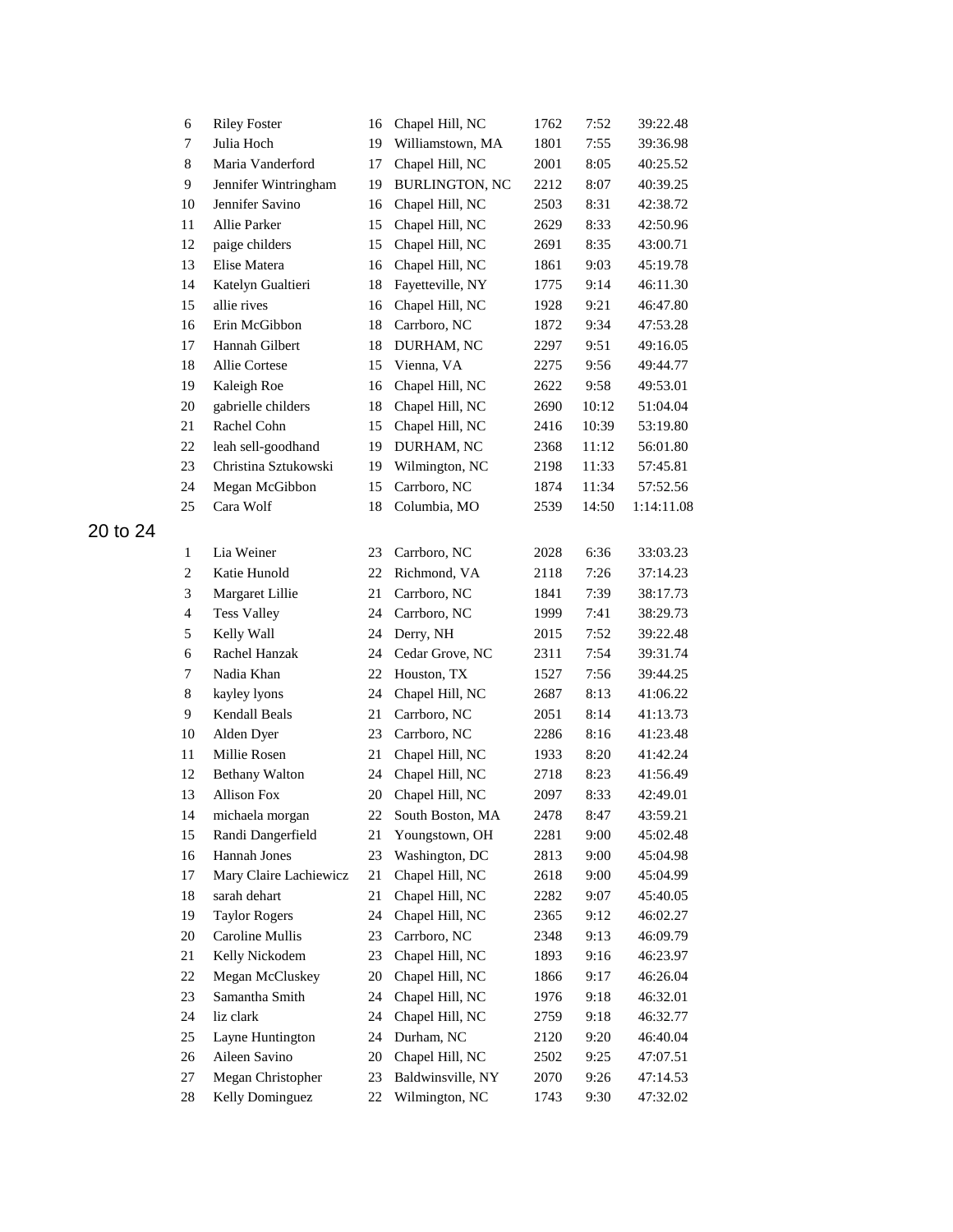| | | | | | | |
|---|---|---|---|---|---|---|
| 6 | Riley Foster | 16 | Chapel Hill, NC | 1762 | 7:52 | 39:22.48 |
| 7 | Julia Hoch | 19 | Williamstown, MA | 1801 | 7:55 | 39:36.98 |
| 8 | Maria Vanderford | 17 | Chapel Hill, NC | 2001 | 8:05 | 40:25.52 |
| 9 | Jennifer Wintringham | 19 | BURLINGTON, NC | 2212 | 8:07 | 40:39.25 |
| 10 | Jennifer Savino | 16 | Chapel Hill, NC | 2503 | 8:31 | 42:38.72 |
| 11 | Allie Parker | 15 | Chapel Hill, NC | 2629 | 8:33 | 42:50.96 |
| 12 | paige childers | 15 | Chapel Hill, NC | 2691 | 8:35 | 43:00.71 |
| 13 | Elise Matera | 16 | Chapel Hill, NC | 1861 | 9:03 | 45:19.78 |
| 14 | Katelyn Gualtieri | 18 | Fayetteville, NY | 1775 | 9:14 | 46:11.30 |
| 15 | allie rives | 16 | Chapel Hill, NC | 1928 | 9:21 | 46:47.80 |
| 16 | Erin McGibbon | 18 | Carrboro, NC | 1872 | 9:34 | 47:53.28 |
| 17 | Hannah Gilbert | 18 | DURHAM, NC | 2297 | 9:51 | 49:16.05 |
| 18 | Allie Cortese | 15 | Vienna, VA | 2275 | 9:56 | 49:44.77 |
| 19 | Kaleigh Roe | 16 | Chapel Hill, NC | 2622 | 9:58 | 49:53.01 |
| 20 | gabrielle childers | 18 | Chapel Hill, NC | 2690 | 10:12 | 51:04.04 |
| 21 | Rachel Cohn | 15 | Chapel Hill, NC | 2416 | 10:39 | 53:19.80 |
| 22 | leah sell-goodhand | 19 | DURHAM, NC | 2368 | 11:12 | 56:01.80 |
| 23 | Christina Sztukowski | 19 | Wilmington, NC | 2198 | 11:33 | 57:45.81 |
| 24 | Megan McGibbon | 15 | Carrboro, NC | 1874 | 11:34 | 57:52.56 |
| 25 | Cara Wolf | 18 | Columbia, MO | 2539 | 14:50 | 1:14:11.08 |

## 20 to 24

| | | | | | | |
|---|---|---|---|---|---|---|
| 1 | Lia Weiner | 23 | Carrboro, NC | 2028 | 6:36 | 33:03.23 |
| 2 | Katie Hunold | 22 | Richmond, VA | 2118 | 7:26 | 37:14.23 |
| 3 | Margaret Lillie | 21 | Carrboro, NC | 1841 | 7:39 | 38:17.73 |
| 4 | Tess Valley | 24 | Carrboro, NC | 1999 | 7:41 | 38:29.73 |
| 5 | Kelly Wall | 24 | Derry, NH | 2015 | 7:52 | 39:22.48 |
| 6 | Rachel Hanzak | 24 | Cedar Grove, NC | 2311 | 7:54 | 39:31.74 |
| 7 | Nadia Khan | 22 | Houston, TX | 1527 | 7:56 | 39:44.25 |
| 8 | kayley lyons | 24 | Chapel Hill, NC | 2687 | 8:13 | 41:06.22 |
| 9 | Kendall Beals | 21 | Carrboro, NC | 2051 | 8:14 | 41:13.73 |
| 10 | Alden Dyer | 23 | Carrboro, NC | 2286 | 8:16 | 41:23.48 |
| 11 | Millie Rosen | 21 | Chapel Hill, NC | 1933 | 8:20 | 41:42.24 |
| 12 | Bethany Walton | 24 | Chapel Hill, NC | 2718 | 8:23 | 41:56.49 |
| 13 | Allison Fox | 20 | Chapel Hill, NC | 2097 | 8:33 | 42:49.01 |
| 14 | michaela morgan | 22 | South Boston, MA | 2478 | 8:47 | 43:59.21 |
| 15 | Randi Dangerfield | 21 | Youngstown, OH | 2281 | 9:00 | 45:02.48 |
| 16 | Hannah Jones | 23 | Washington, DC | 2813 | 9:00 | 45:04.98 |
| 17 | Mary Claire Lachiewicz | 21 | Chapel Hill, NC | 2618 | 9:00 | 45:04.99 |
| 18 | sarah dehart | 21 | Chapel Hill, NC | 2282 | 9:07 | 45:40.05 |
| 19 | Taylor Rogers | 24 | Chapel Hill, NC | 2365 | 9:12 | 46:02.27 |
| 20 | Caroline Mullis | 23 | Carrboro, NC | 2348 | 9:13 | 46:09.79 |
| 21 | Kelly Nickodem | 23 | Chapel Hill, NC | 1893 | 9:16 | 46:23.97 |
| 22 | Megan McCluskey | 20 | Chapel Hill, NC | 1866 | 9:17 | 46:26.04 |
| 23 | Samantha Smith | 24 | Chapel Hill, NC | 1976 | 9:18 | 46:32.01 |
| 24 | liz clark | 24 | Chapel Hill, NC | 2759 | 9:18 | 46:32.77 |
| 25 | Layne Huntington | 24 | Durham, NC | 2120 | 9:20 | 46:40.04 |
| 26 | Aileen Savino | 20 | Chapel Hill, NC | 2502 | 9:25 | 47:07.51 |
| 27 | Megan Christopher | 23 | Baldwinsville, NY | 2070 | 9:26 | 47:14.53 |
| 28 | Kelly Dominguez | 22 | Wilmington, NC | 1743 | 9:30 | 47:32.02 |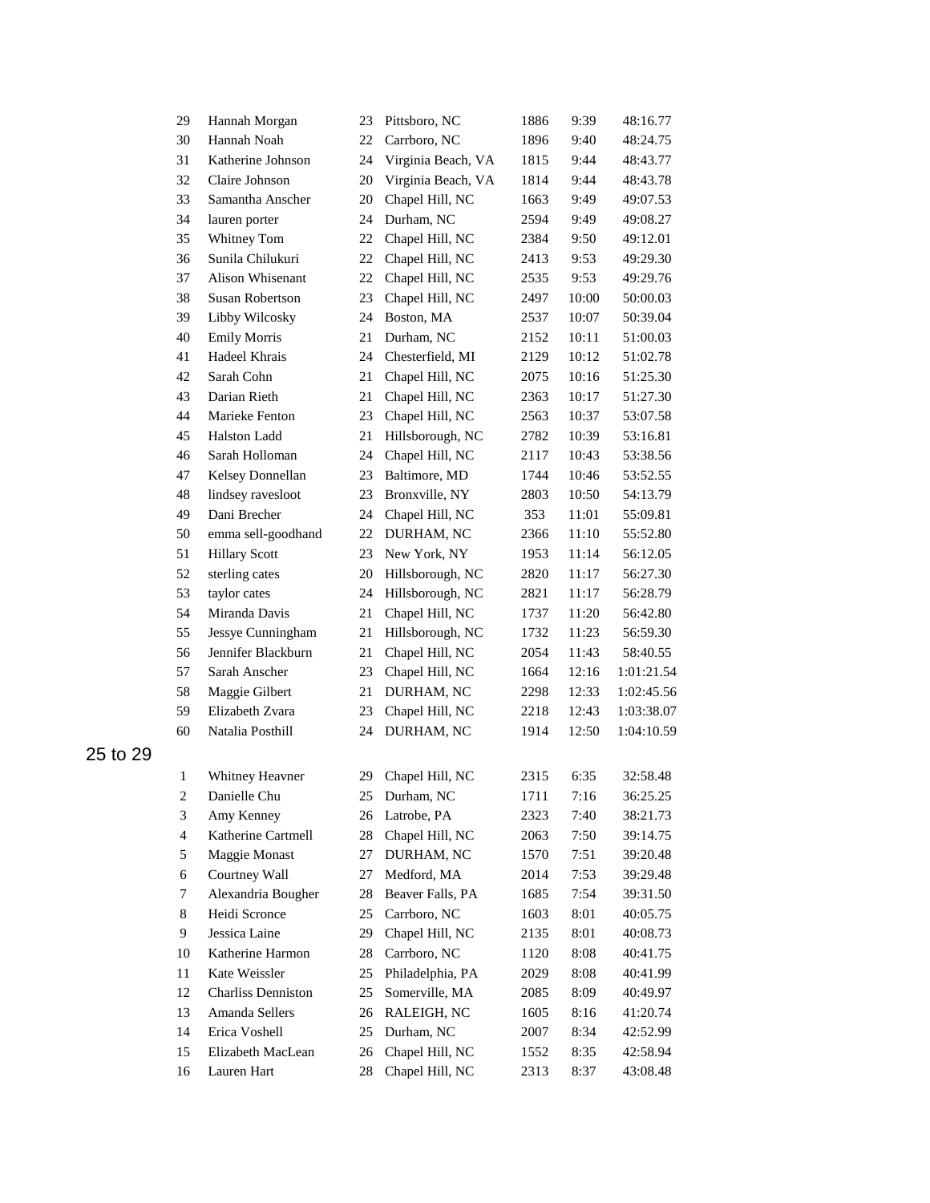| | | | | | | |
|---|---|---|---|---|---|---|
| 29 | Hannah Morgan | 23 | Pittsboro, NC | 1886 | 9:39 | 48:16.77 |
| 30 | Hannah Noah | 22 | Carrboro, NC | 1896 | 9:40 | 48:24.75 |
| 31 | Katherine Johnson | 24 | Virginia Beach, VA | 1815 | 9:44 | 48:43.77 |
| 32 | Claire Johnson | 20 | Virginia Beach, VA | 1814 | 9:44 | 48:43.78 |
| 33 | Samantha Anscher | 20 | Chapel Hill, NC | 1663 | 9:49 | 49:07.53 |
| 34 | lauren porter | 24 | Durham, NC | 2594 | 9:49 | 49:08.27 |
| 35 | Whitney Tom | 22 | Chapel Hill, NC | 2384 | 9:50 | 49:12.01 |
| 36 | Sunila Chilukuri | 22 | Chapel Hill, NC | 2413 | 9:53 | 49:29.30 |
| 37 | Alison Whisenant | 22 | Chapel Hill, NC | 2535 | 9:53 | 49:29.76 |
| 38 | Susan Robertson | 23 | Chapel Hill, NC | 2497 | 10:00 | 50:00.03 |
| 39 | Libby Wilcosky | 24 | Boston, MA | 2537 | 10:07 | 50:39.04 |
| 40 | Emily Morris | 21 | Durham, NC | 2152 | 10:11 | 51:00.03 |
| 41 | Hadeel Khrais | 24 | Chesterfield, MI | 2129 | 10:12 | 51:02.78 |
| 42 | Sarah Cohn | 21 | Chapel Hill, NC | 2075 | 10:16 | 51:25.30 |
| 43 | Darian Rieth | 21 | Chapel Hill, NC | 2363 | 10:17 | 51:27.30 |
| 44 | Marieke Fenton | 23 | Chapel Hill, NC | 2563 | 10:37 | 53:07.58 |
| 45 | Halston Ladd | 21 | Hillsborough, NC | 2782 | 10:39 | 53:16.81 |
| 46 | Sarah Holloman | 24 | Chapel Hill, NC | 2117 | 10:43 | 53:38.56 |
| 47 | Kelsey Donnellan | 23 | Baltimore, MD | 1744 | 10:46 | 53:52.55 |
| 48 | lindsey ravesloot | 23 | Bronxville, NY | 2803 | 10:50 | 54:13.79 |
| 49 | Dani Brecher | 24 | Chapel Hill, NC | 353 | 11:01 | 55:09.81 |
| 50 | emma sell-goodhand | 22 | DURHAM, NC | 2366 | 11:10 | 55:52.80 |
| 51 | Hillary Scott | 23 | New York, NY | 1953 | 11:14 | 56:12.05 |
| 52 | sterling cates | 20 | Hillsborough, NC | 2820 | 11:17 | 56:27.30 |
| 53 | taylor cates | 24 | Hillsborough, NC | 2821 | 11:17 | 56:28.79 |
| 54 | Miranda Davis | 21 | Chapel Hill, NC | 1737 | 11:20 | 56:42.80 |
| 55 | Jessye Cunningham | 21 | Hillsborough, NC | 1732 | 11:23 | 56:59.30 |
| 56 | Jennifer Blackburn | 21 | Chapel Hill, NC | 2054 | 11:43 | 58:40.55 |
| 57 | Sarah Anscher | 23 | Chapel Hill, NC | 1664 | 12:16 | 1:01:21.54 |
| 58 | Maggie Gilbert | 21 | DURHAM, NC | 2298 | 12:33 | 1:02:45.56 |
| 59 | Elizabeth Zvara | 23 | Chapel Hill, NC | 2218 | 12:43 | 1:03:38.07 |
| 60 | Natalia Posthill | 24 | DURHAM, NC | 1914 | 12:50 | 1:04:10.59 |

## 25 to 29

| | | | | | | |
|---|---|---|---|---|---|---|
| 1 | Whitney Heavner | 29 | Chapel Hill, NC | 2315 | 6:35 | 32:58.48 |
| 2 | Danielle Chu | 25 | Durham, NC | 1711 | 7:16 | 36:25.25 |
| 3 | Amy Kenney | 26 | Latrobe, PA | 2323 | 7:40 | 38:21.73 |
| 4 | Katherine Cartmell | 28 | Chapel Hill, NC | 2063 | 7:50 | 39:14.75 |
| 5 | Maggie Monast | 27 | DURHAM, NC | 1570 | 7:51 | 39:20.48 |
| 6 | Courtney Wall | 27 | Medford, MA | 2014 | 7:53 | 39:29.48 |
| 7 | Alexandria Bougher | 28 | Beaver Falls, PA | 1685 | 7:54 | 39:31.50 |
| 8 | Heidi Scronce | 25 | Carrboro, NC | 1603 | 8:01 | 40:05.75 |
| 9 | Jessica Laine | 29 | Chapel Hill, NC | 2135 | 8:01 | 40:08.73 |
| 10 | Katherine Harmon | 28 | Carrboro, NC | 1120 | 8:08 | 40:41.75 |
| 11 | Kate Weissler | 25 | Philadelphia, PA | 2029 | 8:08 | 40:41.99 |
| 12 | Charliss Denniston | 25 | Somerville, MA | 2085 | 8:09 | 40:49.97 |
| 13 | Amanda Sellers | 26 | RALEIGH, NC | 1605 | 8:16 | 41:20.74 |
| 14 | Erica Voshell | 25 | Durham, NC | 2007 | 8:34 | 42:52.99 |
| 15 | Elizabeth MacLean | 26 | Chapel Hill, NC | 1552 | 8:35 | 42:58.94 |
| 16 | Lauren Hart | 28 | Chapel Hill, NC | 2313 | 8:37 | 43:08.48 |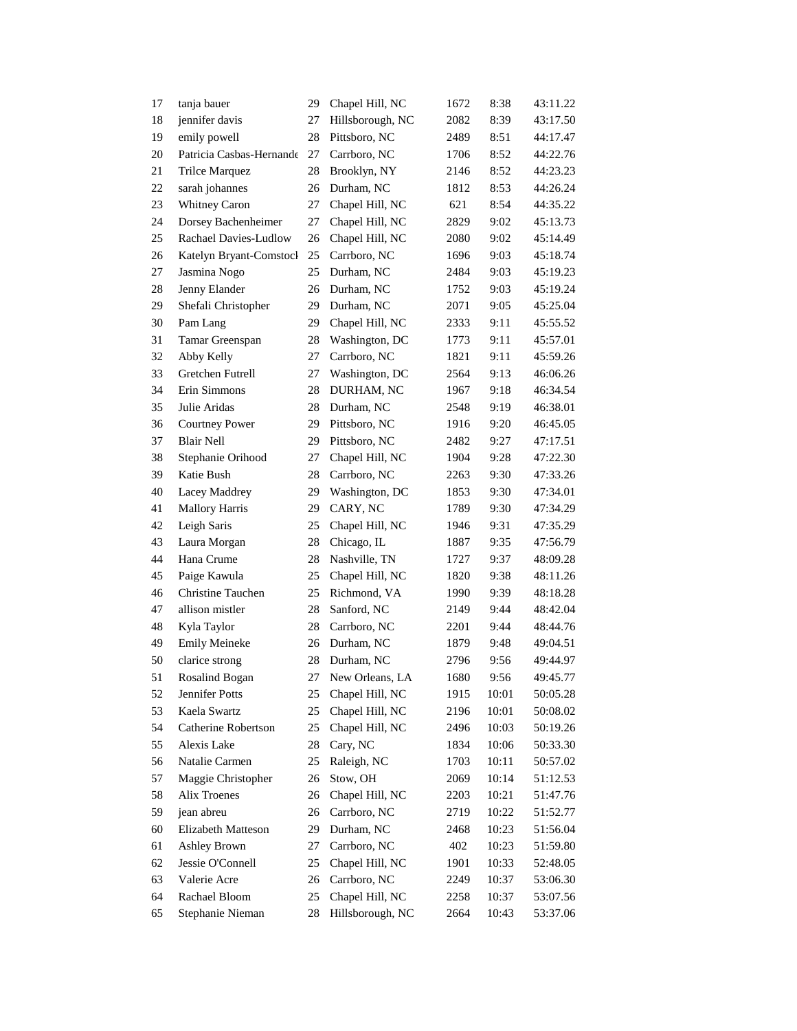| | | | | | | |
|---|---|---|---|---|---|---|
| 17 | tanja bauer | 29 | Chapel Hill, NC | 1672 | 8:38 | 43:11.22 |
| 18 | jennifer davis | 27 | Hillsborough, NC | 2082 | 8:39 | 43:17.50 |
| 19 | emily powell | 28 | Pittsboro, NC | 2489 | 8:51 | 44:17.47 |
| 20 | Patricia Casbas-Hernande | 27 | Carrboro, NC | 1706 | 8:52 | 44:22.76 |
| 21 | Trilce Marquez | 28 | Brooklyn, NY | 2146 | 8:52 | 44:23.23 |
| 22 | sarah johannes | 26 | Durham, NC | 1812 | 8:53 | 44:26.24 |
| 23 | Whitney Caron | 27 | Chapel Hill, NC | 621 | 8:54 | 44:35.22 |
| 24 | Dorsey Bachenheimer | 27 | Chapel Hill, NC | 2829 | 9:02 | 45:13.73 |
| 25 | Rachael Davies-Ludlow | 26 | Chapel Hill, NC | 2080 | 9:02 | 45:14.49 |
| 26 | Katelyn Bryant-Comstock | 25 | Carrboro, NC | 1696 | 9:03 | 45:18.74 |
| 27 | Jasmina Nogo | 25 | Durham, NC | 2484 | 9:03 | 45:19.23 |
| 28 | Jenny Elander | 26 | Durham, NC | 1752 | 9:03 | 45:19.24 |
| 29 | Shefali Christopher | 29 | Durham, NC | 2071 | 9:05 | 45:25.04 |
| 30 | Pam Lang | 29 | Chapel Hill, NC | 2333 | 9:11 | 45:55.52 |
| 31 | Tamar Greenspan | 28 | Washington, DC | 1773 | 9:11 | 45:57.01 |
| 32 | Abby Kelly | 27 | Carrboro, NC | 1821 | 9:11 | 45:59.26 |
| 33 | Gretchen Futrell | 27 | Washington, DC | 2564 | 9:13 | 46:06.26 |
| 34 | Erin Simmons | 28 | DURHAM, NC | 1967 | 9:18 | 46:34.54 |
| 35 | Julie Aridas | 28 | Durham, NC | 2548 | 9:19 | 46:38.01 |
| 36 | Courtney Power | 29 | Pittsboro, NC | 1916 | 9:20 | 46:45.05 |
| 37 | Blair Nell | 29 | Pittsboro, NC | 2482 | 9:27 | 47:17.51 |
| 38 | Stephanie Orihood | 27 | Chapel Hill, NC | 1904 | 9:28 | 47:22.30 |
| 39 | Katie Bush | 28 | Carrboro, NC | 2263 | 9:30 | 47:33.26 |
| 40 | Lacey Maddrey | 29 | Washington, DC | 1853 | 9:30 | 47:34.01 |
| 41 | Mallory Harris | 29 | CARY, NC | 1789 | 9:30 | 47:34.29 |
| 42 | Leigh Saris | 25 | Chapel Hill, NC | 1946 | 9:31 | 47:35.29 |
| 43 | Laura Morgan | 28 | Chicago, IL | 1887 | 9:35 | 47:56.79 |
| 44 | Hana Crume | 28 | Nashville, TN | 1727 | 9:37 | 48:09.28 |
| 45 | Paige Kawula | 25 | Chapel Hill, NC | 1820 | 9:38 | 48:11.26 |
| 46 | Christine Tauchen | 25 | Richmond, VA | 1990 | 9:39 | 48:18.28 |
| 47 | allison mistler | 28 | Sanford, NC | 2149 | 9:44 | 48:42.04 |
| 48 | Kyla Taylor | 28 | Carrboro, NC | 2201 | 9:44 | 48:44.76 |
| 49 | Emily Meineke | 26 | Durham, NC | 1879 | 9:48 | 49:04.51 |
| 50 | clarice strong | 28 | Durham, NC | 2796 | 9:56 | 49:44.97 |
| 51 | Rosalind Bogan | 27 | New Orleans, LA | 1680 | 9:56 | 49:45.77 |
| 52 | Jennifer Potts | 25 | Chapel Hill, NC | 1915 | 10:01 | 50:05.28 |
| 53 | Kaela Swartz | 25 | Chapel Hill, NC | 2196 | 10:01 | 50:08.02 |
| 54 | Catherine Robertson | 25 | Chapel Hill, NC | 2496 | 10:03 | 50:19.26 |
| 55 | Alexis Lake | 28 | Cary, NC | 1834 | 10:06 | 50:33.30 |
| 56 | Natalie Carmen | 25 | Raleigh, NC | 1703 | 10:11 | 50:57.02 |
| 57 | Maggie Christopher | 26 | Stow, OH | 2069 | 10:14 | 51:12.53 |
| 58 | Alix Troenes | 26 | Chapel Hill, NC | 2203 | 10:21 | 51:47.76 |
| 59 | jean abreu | 26 | Carrboro, NC | 2719 | 10:22 | 51:52.77 |
| 60 | Elizabeth Matteson | 29 | Durham, NC | 2468 | 10:23 | 51:56.04 |
| 61 | Ashley Brown | 27 | Carrboro, NC | 402 | 10:23 | 51:59.80 |
| 62 | Jessie O'Connell | 25 | Chapel Hill, NC | 1901 | 10:33 | 52:48.05 |
| 63 | Valerie Acre | 26 | Carrboro, NC | 2249 | 10:37 | 53:06.30 |
| 64 | Rachael Bloom | 25 | Chapel Hill, NC | 2258 | 10:37 | 53:07.56 |
| 65 | Stephanie Nieman | 28 | Hillsborough, NC | 2664 | 10:43 | 53:37.06 |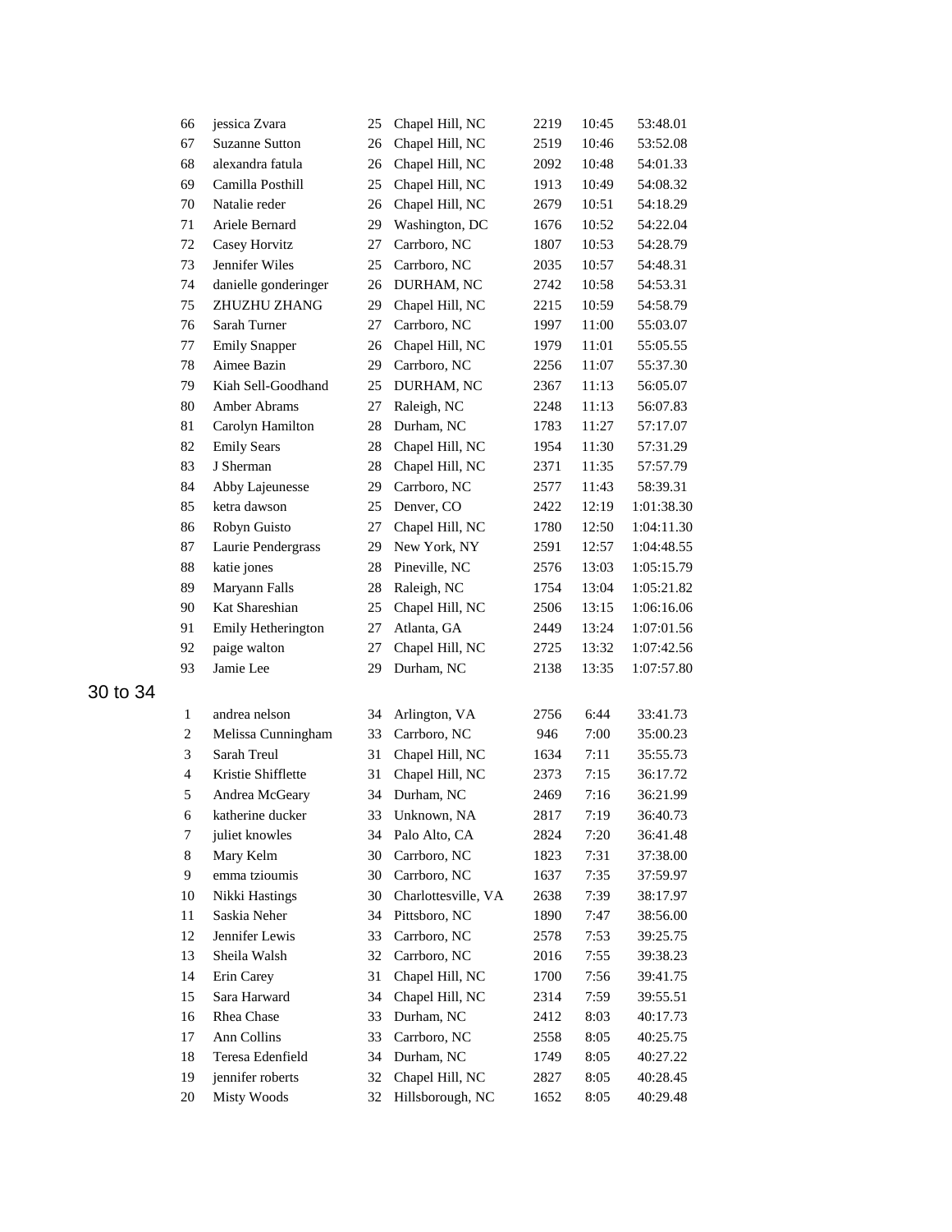| | | | | | | |
|---|---|---|---|---|---|---|
| 66 | jessica Zvara | 25 | Chapel Hill, NC | 2219 | 10:45 | 53:48.01 |
| 67 | Suzanne Sutton | 26 | Chapel Hill, NC | 2519 | 10:46 | 53:52.08 |
| 68 | alexandra fatula | 26 | Chapel Hill, NC | 2092 | 10:48 | 54:01.33 |
| 69 | Camilla Posthill | 25 | Chapel Hill, NC | 1913 | 10:49 | 54:08.32 |
| 70 | Natalie reder | 26 | Chapel Hill, NC | 2679 | 10:51 | 54:18.29 |
| 71 | Ariele Bernard | 29 | Washington, DC | 1676 | 10:52 | 54:22.04 |
| 72 | Casey Horvitz | 27 | Carrboro, NC | 1807 | 10:53 | 54:28.79 |
| 73 | Jennifer Wiles | 25 | Carrboro, NC | 2035 | 10:57 | 54:48.31 |
| 74 | danielle gonderinger | 26 | DURHAM, NC | 2742 | 10:58 | 54:53.31 |
| 75 | ZHUZHU ZHANG | 29 | Chapel Hill, NC | 2215 | 10:59 | 54:58.79 |
| 76 | Sarah Turner | 27 | Carrboro, NC | 1997 | 11:00 | 55:03.07 |
| 77 | Emily Snapper | 26 | Chapel Hill, NC | 1979 | 11:01 | 55:05.55 |
| 78 | Aimee Bazin | 29 | Carrboro, NC | 2256 | 11:07 | 55:37.30 |
| 79 | Kiah Sell-Goodhand | 25 | DURHAM, NC | 2367 | 11:13 | 56:05.07 |
| 80 | Amber Abrams | 27 | Raleigh, NC | 2248 | 11:13 | 56:07.83 |
| 81 | Carolyn Hamilton | 28 | Durham, NC | 1783 | 11:27 | 57:17.07 |
| 82 | Emily Sears | 28 | Chapel Hill, NC | 1954 | 11:30 | 57:31.29 |
| 83 | J Sherman | 28 | Chapel Hill, NC | 2371 | 11:35 | 57:57.79 |
| 84 | Abby Lajeunesse | 29 | Carrboro, NC | 2577 | 11:43 | 58:39.31 |
| 85 | ketra dawson | 25 | Denver, CO | 2422 | 12:19 | 1:01:38.30 |
| 86 | Robyn Guisto | 27 | Chapel Hill, NC | 1780 | 12:50 | 1:04:11.30 |
| 87 | Laurie Pendergrass | 29 | New York, NY | 2591 | 12:57 | 1:04:48.55 |
| 88 | katie jones | 28 | Pineville, NC | 2576 | 13:03 | 1:05:15.79 |
| 89 | Maryann Falls | 28 | Raleigh, NC | 1754 | 13:04 | 1:05:21.82 |
| 90 | Kat Shareshian | 25 | Chapel Hill, NC | 2506 | 13:15 | 1:06:16.06 |
| 91 | Emily Hetherington | 27 | Atlanta, GA | 2449 | 13:24 | 1:07:01.56 |
| 92 | paige walton | 27 | Chapel Hill, NC | 2725 | 13:32 | 1:07:42.56 |
| 93 | Jamie Lee | 29 | Durham, NC | 2138 | 13:35 | 1:07:57.80 |

## 30 to 34

| | | | | | | |
|---|---|---|---|---|---|---|
| 1 | andrea nelson | 34 | Arlington, VA | 2756 | 6:44 | 33:41.73 |
| 2 | Melissa Cunningham | 33 | Carrboro, NC | 946 | 7:00 | 35:00.23 |
| 3 | Sarah Treul | 31 | Chapel Hill, NC | 1634 | 7:11 | 35:55.73 |
| 4 | Kristie Shifflette | 31 | Chapel Hill, NC | 2373 | 7:15 | 36:17.72 |
| 5 | Andrea McGeary | 34 | Durham, NC | 2469 | 7:16 | 36:21.99 |
| 6 | katherine ducker | 33 | Unknown, NA | 2817 | 7:19 | 36:40.73 |
| 7 | juliet knowles | 34 | Palo Alto, CA | 2824 | 7:20 | 36:41.48 |
| 8 | Mary Kelm | 30 | Carrboro, NC | 1823 | 7:31 | 37:38.00 |
| 9 | emma tzioumis | 30 | Carrboro, NC | 1637 | 7:35 | 37:59.97 |
| 10 | Nikki Hastings | 30 | Charlottesville, VA | 2638 | 7:39 | 38:17.97 |
| 11 | Saskia Neher | 34 | Pittsboro, NC | 1890 | 7:47 | 38:56.00 |
| 12 | Jennifer Lewis | 33 | Carrboro, NC | 2578 | 7:53 | 39:25.75 |
| 13 | Sheila Walsh | 32 | Carrboro, NC | 2016 | 7:55 | 39:38.23 |
| 14 | Erin Carey | 31 | Chapel Hill, NC | 1700 | 7:56 | 39:41.75 |
| 15 | Sara Harward | 34 | Chapel Hill, NC | 2314 | 7:59 | 39:55.51 |
| 16 | Rhea Chase | 33 | Durham, NC | 2412 | 8:03 | 40:17.73 |
| 17 | Ann Collins | 33 | Carrboro, NC | 2558 | 8:05 | 40:25.75 |
| 18 | Teresa Edenfield | 34 | Durham, NC | 1749 | 8:05 | 40:27.22 |
| 19 | jennifer roberts | 32 | Chapel Hill, NC | 2827 | 8:05 | 40:28.45 |
| 20 | Misty Woods | 32 | Hillsborough, NC | 1652 | 8:05 | 40:29.48 |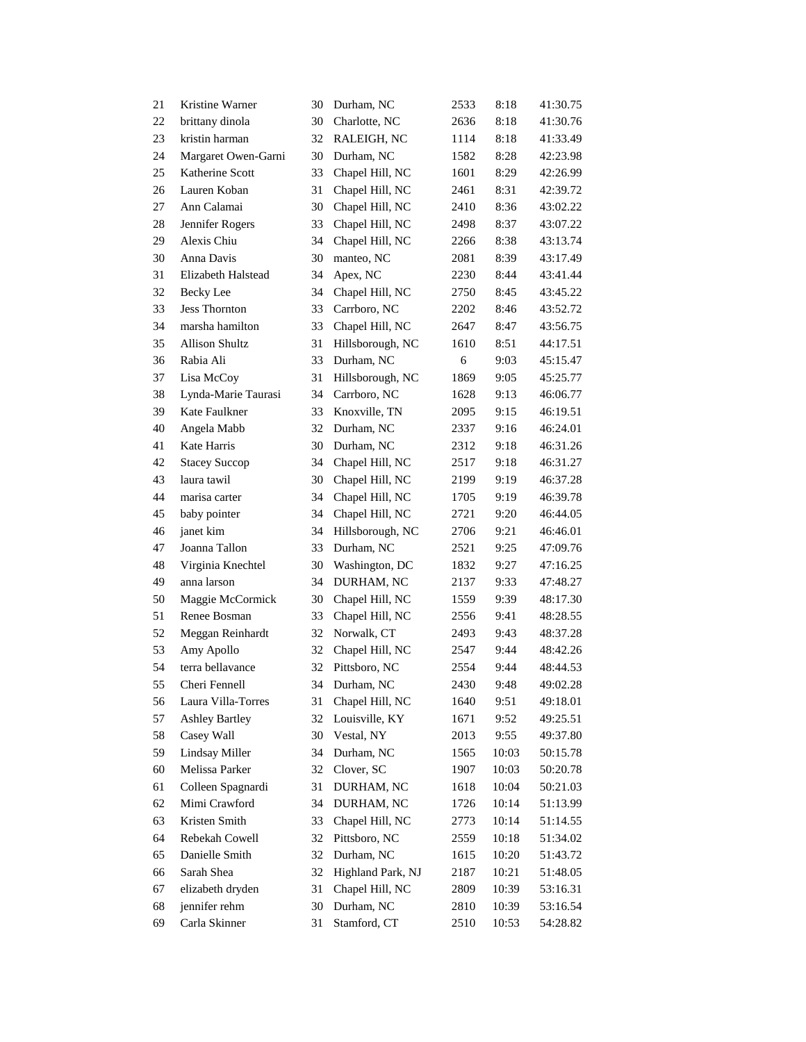| | | | | | | |
|---|---|---|---|---|---|---|
| 21 | Kristine Warner | 30 | Durham, NC | 2533 | 8:18 | 41:30.75 |
| 22 | brittany dinola | 30 | Charlotte, NC | 2636 | 8:18 | 41:30.76 |
| 23 | kristin harman | 32 | RALEIGH, NC | 1114 | 8:18 | 41:33.49 |
| 24 | Margaret Owen-Garni | 30 | Durham, NC | 1582 | 8:28 | 42:23.98 |
| 25 | Katherine Scott | 33 | Chapel Hill, NC | 1601 | 8:29 | 42:26.99 |
| 26 | Lauren Koban | 31 | Chapel Hill, NC | 2461 | 8:31 | 42:39.72 |
| 27 | Ann Calamai | 30 | Chapel Hill, NC | 2410 | 8:36 | 43:02.22 |
| 28 | Jennifer Rogers | 33 | Chapel Hill, NC | 2498 | 8:37 | 43:07.22 |
| 29 | Alexis Chiu | 34 | Chapel Hill, NC | 2266 | 8:38 | 43:13.74 |
| 30 | Anna Davis | 30 | manteo, NC | 2081 | 8:39 | 43:17.49 |
| 31 | Elizabeth Halstead | 34 | Apex, NC | 2230 | 8:44 | 43:41.44 |
| 32 | Becky Lee | 34 | Chapel Hill, NC | 2750 | 8:45 | 43:45.22 |
| 33 | Jess Thornton | 33 | Carrboro, NC | 2202 | 8:46 | 43:52.72 |
| 34 | marsha hamilton | 33 | Chapel Hill, NC | 2647 | 8:47 | 43:56.75 |
| 35 | Allison Shultz | 31 | Hillsborough, NC | 1610 | 8:51 | 44:17.51 |
| 36 | Rabia Ali | 33 | Durham, NC | 6 | 9:03 | 45:15.47 |
| 37 | Lisa McCoy | 31 | Hillsborough, NC | 1869 | 9:05 | 45:25.77 |
| 38 | Lynda-Marie Taurasi | 34 | Carrboro, NC | 1628 | 9:13 | 46:06.77 |
| 39 | Kate Faulkner | 33 | Knoxville, TN | 2095 | 9:15 | 46:19.51 |
| 40 | Angela Mabb | 32 | Durham, NC | 2337 | 9:16 | 46:24.01 |
| 41 | Kate Harris | 30 | Durham, NC | 2312 | 9:18 | 46:31.26 |
| 42 | Stacey Succop | 34 | Chapel Hill, NC | 2517 | 9:18 | 46:31.27 |
| 43 | laura tawil | 30 | Chapel Hill, NC | 2199 | 9:19 | 46:37.28 |
| 44 | marisa carter | 34 | Chapel Hill, NC | 1705 | 9:19 | 46:39.78 |
| 45 | baby pointer | 34 | Chapel Hill, NC | 2721 | 9:20 | 46:44.05 |
| 46 | janet kim | 34 | Hillsborough, NC | 2706 | 9:21 | 46:46.01 |
| 47 | Joanna Tallon | 33 | Durham, NC | 2521 | 9:25 | 47:09.76 |
| 48 | Virginia Knechtel | 30 | Washington, DC | 1832 | 9:27 | 47:16.25 |
| 49 | anna larson | 34 | DURHAM, NC | 2137 | 9:33 | 47:48.27 |
| 50 | Maggie McCormick | 30 | Chapel Hill, NC | 1559 | 9:39 | 48:17.30 |
| 51 | Renee Bosman | 33 | Chapel Hill, NC | 2556 | 9:41 | 48:28.55 |
| 52 | Meggan Reinhardt | 32 | Norwalk, CT | 2493 | 9:43 | 48:37.28 |
| 53 | Amy Apollo | 32 | Chapel Hill, NC | 2547 | 9:44 | 48:42.26 |
| 54 | terra bellavance | 32 | Pittsboro, NC | 2554 | 9:44 | 48:44.53 |
| 55 | Cheri Fennell | 34 | Durham, NC | 2430 | 9:48 | 49:02.28 |
| 56 | Laura Villa-Torres | 31 | Chapel Hill, NC | 1640 | 9:51 | 49:18.01 |
| 57 | Ashley Bartley | 32 | Louisville, KY | 1671 | 9:52 | 49:25.51 |
| 58 | Casey Wall | 30 | Vestal, NY | 2013 | 9:55 | 49:37.80 |
| 59 | Lindsay Miller | 34 | Durham, NC | 1565 | 10:03 | 50:15.78 |
| 60 | Melissa Parker | 32 | Clover, SC | 1907 | 10:03 | 50:20.78 |
| 61 | Colleen Spagnardi | 31 | DURHAM, NC | 1618 | 10:04 | 50:21.03 |
| 62 | Mimi Crawford | 34 | DURHAM, NC | 1726 | 10:14 | 51:13.99 |
| 63 | Kristen Smith | 33 | Chapel Hill, NC | 2773 | 10:14 | 51:14.55 |
| 64 | Rebekah Cowell | 32 | Pittsboro, NC | 2559 | 10:18 | 51:34.02 |
| 65 | Danielle Smith | 32 | Durham, NC | 1615 | 10:20 | 51:43.72 |
| 66 | Sarah Shea | 32 | Highland Park, NJ | 2187 | 10:21 | 51:48.05 |
| 67 | elizabeth dryden | 31 | Chapel Hill, NC | 2809 | 10:39 | 53:16.31 |
| 68 | jennifer rehm | 30 | Durham, NC | 2810 | 10:39 | 53:16.54 |
| 69 | Carla Skinner | 31 | Stamford, CT | 2510 | 10:53 | 54:28.82 |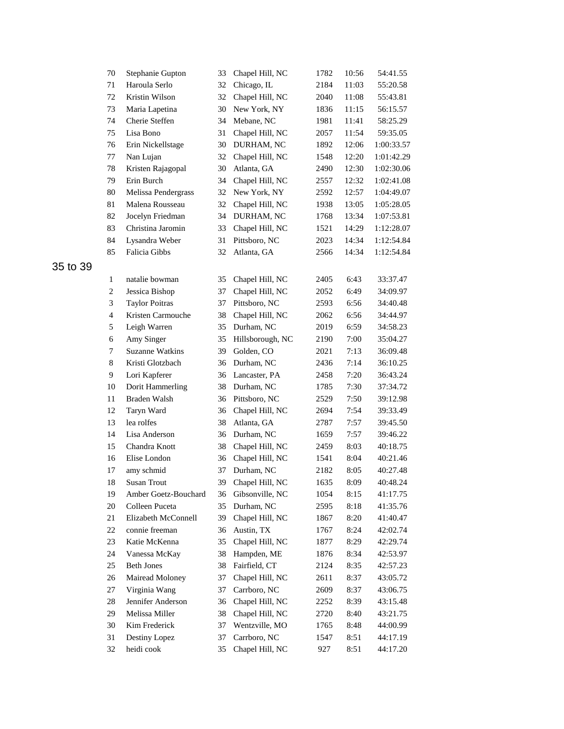| | | | | | | |
|---|---|---|---|---|---|---|
| 70 | Stephanie Gupton | 33 | Chapel Hill, NC | 1782 | 10:56 | 54:41.55 |
| 71 | Haroula Serlo | 32 | Chicago, IL | 2184 | 11:03 | 55:20.58 |
| 72 | Kristin Wilson | 32 | Chapel Hill, NC | 2040 | 11:08 | 55:43.81 |
| 73 | Maria Lapetina | 30 | New York, NY | 1836 | 11:15 | 56:15.57 |
| 74 | Cherie Steffen | 34 | Mebane, NC | 1981 | 11:41 | 58:25.29 |
| 75 | Lisa Bono | 31 | Chapel Hill, NC | 2057 | 11:54 | 59:35.05 |
| 76 | Erin Nickellstage | 30 | DURHAM, NC | 1892 | 12:06 | 1:00:33.57 |
| 77 | Nan Lujan | 32 | Chapel Hill, NC | 1548 | 12:20 | 1:01:42.29 |
| 78 | Kristen Rajagopal | 30 | Atlanta, GA | 2490 | 12:30 | 1:02:30.06 |
| 79 | Erin Burch | 34 | Chapel Hill, NC | 2557 | 12:32 | 1:02:41.08 |
| 80 | Melissa Pendergrass | 32 | New York, NY | 2592 | 12:57 | 1:04:49.07 |
| 81 | Malena Rousseau | 32 | Chapel Hill, NC | 1938 | 13:05 | 1:05:28.05 |
| 82 | Jocelyn Friedman | 34 | DURHAM, NC | 1768 | 13:34 | 1:07:53.81 |
| 83 | Christina Jaromin | 33 | Chapel Hill, NC | 1521 | 14:29 | 1:12:28.07 |
| 84 | Lysandra Weber | 31 | Pittsboro, NC | 2023 | 14:34 | 1:12:54.84 |
| 85 | Falicia Gibbs | 32 | Atlanta, GA | 2566 | 14:34 | 1:12:54.84 |

## 35 to 39

| | | | | | | |
|---|---|---|---|---|---|---|
| 1 | natalie bowman | 35 | Chapel Hill, NC | 2405 | 6:43 | 33:37.47 |
| 2 | Jessica Bishop | 37 | Chapel Hill, NC | 2052 | 6:49 | 34:09.97 |
| 3 | Taylor Poitras | 37 | Pittsboro, NC | 2593 | 6:56 | 34:40.48 |
| 4 | Kristen Carmouche | 38 | Chapel Hill, NC | 2062 | 6:56 | 34:44.97 |
| 5 | Leigh Warren | 35 | Durham, NC | 2019 | 6:59 | 34:58.23 |
| 6 | Amy Singer | 35 | Hillsborough, NC | 2190 | 7:00 | 35:04.27 |
| 7 | Suzanne Watkins | 39 | Golden, CO | 2021 | 7:13 | 36:09.48 |
| 8 | Kristi Glotzbach | 36 | Durham, NC | 2436 | 7:14 | 36:10.25 |
| 9 | Lori Kapferer | 36 | Lancaster, PA | 2458 | 7:20 | 36:43.24 |
| 10 | Dorit Hammerling | 38 | Durham, NC | 1785 | 7:30 | 37:34.72 |
| 11 | Braden Walsh | 36 | Pittsboro, NC | 2529 | 7:50 | 39:12.98 |
| 12 | Taryn Ward | 36 | Chapel Hill, NC | 2694 | 7:54 | 39:33.49 |
| 13 | lea rolfes | 38 | Atlanta, GA | 2787 | 7:57 | 39:45.50 |
| 14 | Lisa Anderson | 36 | Durham, NC | 1659 | 7:57 | 39:46.22 |
| 15 | Chandra Knott | 38 | Chapel Hill, NC | 2459 | 8:03 | 40:18.75 |
| 16 | Elise London | 36 | Chapel Hill, NC | 1541 | 8:04 | 40:21.46 |
| 17 | amy schmid | 37 | Durham, NC | 2182 | 8:05 | 40:27.48 |
| 18 | Susan Trout | 39 | Chapel Hill, NC | 1635 | 8:09 | 40:48.24 |
| 19 | Amber Goetz-Bouchard | 36 | Gibsonville, NC | 1054 | 8:15 | 41:17.75 |
| 20 | Colleen Puceta | 35 | Durham, NC | 2595 | 8:18 | 41:35.76 |
| 21 | Elizabeth McConnell | 39 | Chapel Hill, NC | 1867 | 8:20 | 41:40.47 |
| 22 | connie freeman | 36 | Austin, TX | 1767 | 8:24 | 42:02.74 |
| 23 | Katie McKenna | 35 | Chapel Hill, NC | 1877 | 8:29 | 42:29.74 |
| 24 | Vanessa McKay | 38 | Hampden, ME | 1876 | 8:34 | 42:53.97 |
| 25 | Beth Jones | 38 | Fairfield, CT | 2124 | 8:35 | 42:57.23 |
| 26 | Mairead Moloney | 37 | Chapel Hill, NC | 2611 | 8:37 | 43:05.72 |
| 27 | Virginia Wang | 37 | Carrboro, NC | 2609 | 8:37 | 43:06.75 |
| 28 | Jennifer Anderson | 36 | Chapel Hill, NC | 2252 | 8:39 | 43:15.48 |
| 29 | Melissa Miller | 38 | Chapel Hill, NC | 2720 | 8:40 | 43:21.75 |
| 30 | Kim Frederick | 37 | Wentzville, MO | 1765 | 8:48 | 44:00.99 |
| 31 | Destiny Lopez | 37 | Carrboro, NC | 1547 | 8:51 | 44:17.19 |
| 32 | heidi cook | 35 | Chapel Hill, NC | 927 | 8:51 | 44:17.20 |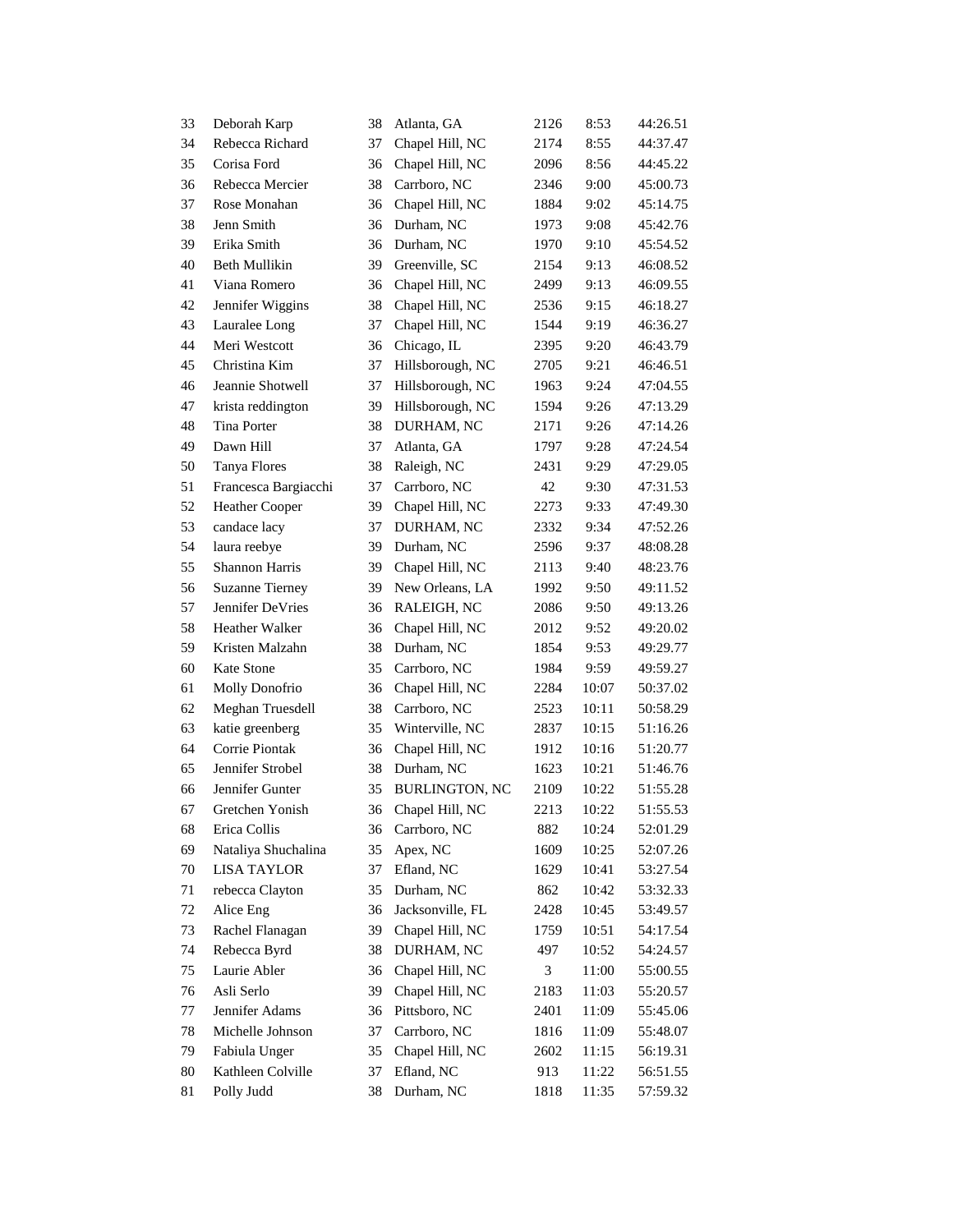| | | | | | | |
|---|---|---|---|---|---|---|
| 33 | Deborah Karp | 38 | Atlanta, GA | 2126 | 8:53 | 44:26.51 |
| 34 | Rebecca Richard | 37 | Chapel Hill, NC | 2174 | 8:55 | 44:37.47 |
| 35 | Corisa Ford | 36 | Chapel Hill, NC | 2096 | 8:56 | 44:45.22 |
| 36 | Rebecca Mercier | 38 | Carrboro, NC | 2346 | 9:00 | 45:00.73 |
| 37 | Rose Monahan | 36 | Chapel Hill, NC | 1884 | 9:02 | 45:14.75 |
| 38 | Jenn Smith | 36 | Durham, NC | 1973 | 9:08 | 45:42.76 |
| 39 | Erika Smith | 36 | Durham, NC | 1970 | 9:10 | 45:54.52 |
| 40 | Beth Mullikin | 39 | Greenville, SC | 2154 | 9:13 | 46:08.52 |
| 41 | Viana Romero | 36 | Chapel Hill, NC | 2499 | 9:13 | 46:09.55 |
| 42 | Jennifer Wiggins | 38 | Chapel Hill, NC | 2536 | 9:15 | 46:18.27 |
| 43 | Lauralee Long | 37 | Chapel Hill, NC | 1544 | 9:19 | 46:36.27 |
| 44 | Meri Westcott | 36 | Chicago, IL | 2395 | 9:20 | 46:43.79 |
| 45 | Christina Kim | 37 | Hillsborough, NC | 2705 | 9:21 | 46:46.51 |
| 46 | Jeannie Shotwell | 37 | Hillsborough, NC | 1963 | 9:24 | 47:04.55 |
| 47 | krista reddington | 39 | Hillsborough, NC | 1594 | 9:26 | 47:13.29 |
| 48 | Tina Porter | 38 | DURHAM, NC | 2171 | 9:26 | 47:14.26 |
| 49 | Dawn Hill | 37 | Atlanta, GA | 1797 | 9:28 | 47:24.54 |
| 50 | Tanya Flores | 38 | Raleigh, NC | 2431 | 9:29 | 47:29.05 |
| 51 | Francesca Bargiacchi | 37 | Carrboro, NC | 42 | 9:30 | 47:31.53 |
| 52 | Heather Cooper | 39 | Chapel Hill, NC | 2273 | 9:33 | 47:49.30 |
| 53 | candace lacy | 37 | DURHAM, NC | 2332 | 9:34 | 47:52.26 |
| 54 | laura reebye | 39 | Durham, NC | 2596 | 9:37 | 48:08.28 |
| 55 | Shannon Harris | 39 | Chapel Hill, NC | 2113 | 9:40 | 48:23.76 |
| 56 | Suzanne Tierney | 39 | New Orleans, LA | 1992 | 9:50 | 49:11.52 |
| 57 | Jennifer DeVries | 36 | RALEIGH, NC | 2086 | 9:50 | 49:13.26 |
| 58 | Heather Walker | 36 | Chapel Hill, NC | 2012 | 9:52 | 49:20.02 |
| 59 | Kristen Malzahn | 38 | Durham, NC | 1854 | 9:53 | 49:29.77 |
| 60 | Kate Stone | 35 | Carrboro, NC | 1984 | 9:59 | 49:59.27 |
| 61 | Molly Donofrio | 36 | Chapel Hill, NC | 2284 | 10:07 | 50:37.02 |
| 62 | Meghan Truesdell | 38 | Carrboro, NC | 2523 | 10:11 | 50:58.29 |
| 63 | katie greenberg | 35 | Winterville, NC | 2837 | 10:15 | 51:16.26 |
| 64 | Corrie Piontak | 36 | Chapel Hill, NC | 1912 | 10:16 | 51:20.77 |
| 65 | Jennifer Strobel | 38 | Durham, NC | 1623 | 10:21 | 51:46.76 |
| 66 | Jennifer Gunter | 35 | BURLINGTON, NC | 2109 | 10:22 | 51:55.28 |
| 67 | Gretchen Yonish | 36 | Chapel Hill, NC | 2213 | 10:22 | 51:55.53 |
| 68 | Erica Collis | 36 | Carrboro, NC | 882 | 10:24 | 52:01.29 |
| 69 | Nataliya Shuchalina | 35 | Apex, NC | 1609 | 10:25 | 52:07.26 |
| 70 | LISA TAYLOR | 37 | Efland, NC | 1629 | 10:41 | 53:27.54 |
| 71 | rebecca Clayton | 35 | Durham, NC | 862 | 10:42 | 53:32.33 |
| 72 | Alice Eng | 36 | Jacksonville, FL | 2428 | 10:45 | 53:49.57 |
| 73 | Rachel Flanagan | 39 | Chapel Hill, NC | 1759 | 10:51 | 54:17.54 |
| 74 | Rebecca Byrd | 38 | DURHAM, NC | 497 | 10:52 | 54:24.57 |
| 75 | Laurie Abler | 36 | Chapel Hill, NC | 3 | 11:00 | 55:00.55 |
| 76 | Asli Serlo | 39 | Chapel Hill, NC | 2183 | 11:03 | 55:20.57 |
| 77 | Jennifer Adams | 36 | Pittsboro, NC | 2401 | 11:09 | 55:45.06 |
| 78 | Michelle Johnson | 37 | Carrboro, NC | 1816 | 11:09 | 55:48.07 |
| 79 | Fabiula Unger | 35 | Chapel Hill, NC | 2602 | 11:15 | 56:19.31 |
| 80 | Kathleen Colville | 37 | Efland, NC | 913 | 11:22 | 56:51.55 |
| 81 | Polly Judd | 38 | Durham, NC | 1818 | 11:35 | 57:59.32 |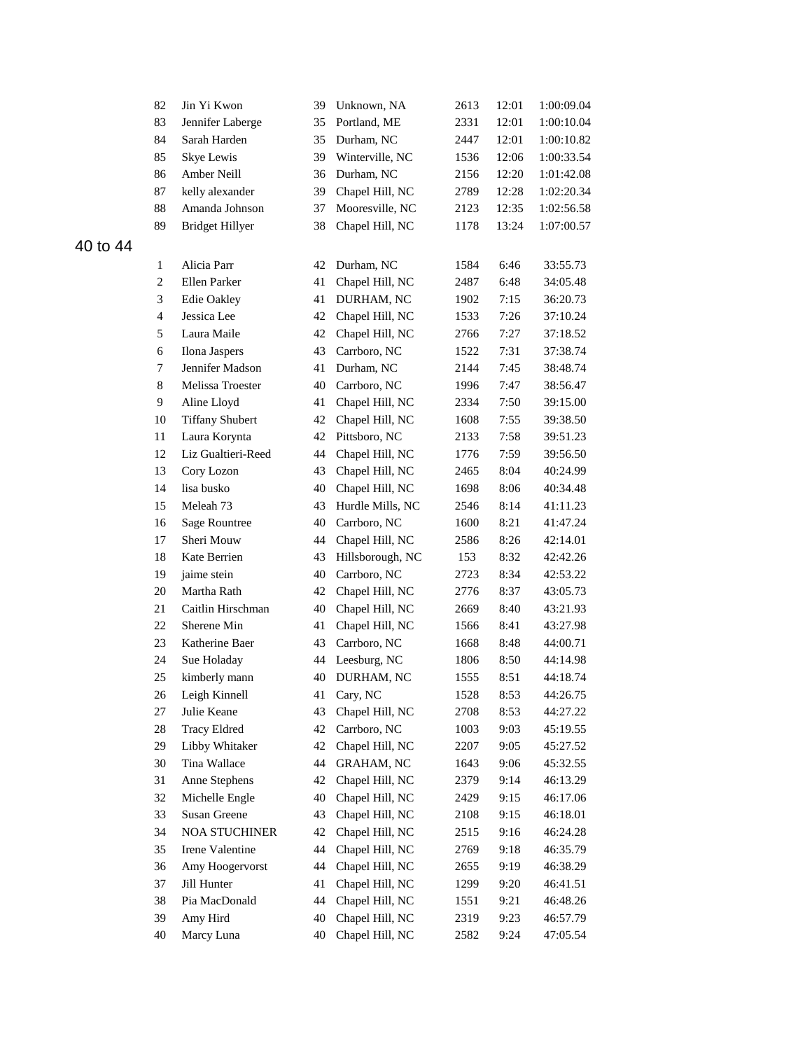| | | | | | | |
|---|---|---|---|---|---|---|
| 82 | Jin Yi Kwon | 39 | Unknown, NA | 2613 | 12:01 | 1:00:09.04 |
| 83 | Jennifer Laberge | 35 | Portland, ME | 2331 | 12:01 | 1:00:10.04 |
| 84 | Sarah Harden | 35 | Durham, NC | 2447 | 12:01 | 1:00:10.82 |
| 85 | Skye Lewis | 39 | Winterville, NC | 1536 | 12:06 | 1:00:33.54 |
| 86 | Amber Neill | 36 | Durham, NC | 2156 | 12:20 | 1:01:42.08 |
| 87 | kelly alexander | 39 | Chapel Hill, NC | 2789 | 12:28 | 1:02:20.34 |
| 88 | Amanda Johnson | 37 | Mooresville, NC | 2123 | 12:35 | 1:02:56.58 |
| 89 | Bridget Hillyer | 38 | Chapel Hill, NC | 1178 | 13:24 | 1:07:00.57 |

## 40 to 44

| | | | | | | |
|---|---|---|---|---|---|---|
| 1 | Alicia Parr | 42 | Durham, NC | 1584 | 6:46 | 33:55.73 |
| 2 | Ellen Parker | 41 | Chapel Hill, NC | 2487 | 6:48 | 34:05.48 |
| 3 | Edie Oakley | 41 | DURHAM, NC | 1902 | 7:15 | 36:20.73 |
| 4 | Jessica Lee | 42 | Chapel Hill, NC | 1533 | 7:26 | 37:10.24 |
| 5 | Laura Maile | 42 | Chapel Hill, NC | 2766 | 7:27 | 37:18.52 |
| 6 | Ilona Jaspers | 43 | Carrboro, NC | 1522 | 7:31 | 37:38.74 |
| 7 | Jennifer Madson | 41 | Durham, NC | 2144 | 7:45 | 38:48.74 |
| 8 | Melissa Troester | 40 | Carrboro, NC | 1996 | 7:47 | 38:56.47 |
| 9 | Aline Lloyd | 41 | Chapel Hill, NC | 2334 | 7:50 | 39:15.00 |
| 10 | Tiffany Shubert | 42 | Chapel Hill, NC | 1608 | 7:55 | 39:38.50 |
| 11 | Laura Korynta | 42 | Pittsboro, NC | 2133 | 7:58 | 39:51.23 |
| 12 | Liz Gualtieri-Reed | 44 | Chapel Hill, NC | 1776 | 7:59 | 39:56.50 |
| 13 | Cory Lozon | 43 | Chapel Hill, NC | 2465 | 8:04 | 40:24.99 |
| 14 | lisa busko | 40 | Chapel Hill, NC | 1698 | 8:06 | 40:34.48 |
| 15 | Meleah 73 | 43 | Hurdle Mills, NC | 2546 | 8:14 | 41:11.23 |
| 16 | Sage Rountree | 40 | Carrboro, NC | 1600 | 8:21 | 41:47.24 |
| 17 | Sheri Mouw | 44 | Chapel Hill, NC | 2586 | 8:26 | 42:14.01 |
| 18 | Kate Berrien | 43 | Hillsborough, NC | 153 | 8:32 | 42:42.26 |
| 19 | jaime stein | 40 | Carrboro, NC | 2723 | 8:34 | 42:53.22 |
| 20 | Martha Rath | 42 | Chapel Hill, NC | 2776 | 8:37 | 43:05.73 |
| 21 | Caitlin Hirschman | 40 | Chapel Hill, NC | 2669 | 8:40 | 43:21.93 |
| 22 | Sherene Min | 41 | Chapel Hill, NC | 1566 | 8:41 | 43:27.98 |
| 23 | Katherine Baer | 43 | Carrboro, NC | 1668 | 8:48 | 44:00.71 |
| 24 | Sue Holaday | 44 | Leesburg, NC | 1806 | 8:50 | 44:14.98 |
| 25 | kimberly mann | 40 | DURHAM, NC | 1555 | 8:51 | 44:18.74 |
| 26 | Leigh Kinnell | 41 | Cary, NC | 1528 | 8:53 | 44:26.75 |
| 27 | Julie Keane | 43 | Chapel Hill, NC | 2708 | 8:53 | 44:27.22 |
| 28 | Tracy Eldred | 42 | Carrboro, NC | 1003 | 9:03 | 45:19.55 |
| 29 | Libby Whitaker | 42 | Chapel Hill, NC | 2207 | 9:05 | 45:27.52 |
| 30 | Tina Wallace | 44 | GRAHAM, NC | 1643 | 9:06 | 45:32.55 |
| 31 | Anne Stephens | 42 | Chapel Hill, NC | 2379 | 9:14 | 46:13.29 |
| 32 | Michelle Engle | 40 | Chapel Hill, NC | 2429 | 9:15 | 46:17.06 |
| 33 | Susan Greene | 43 | Chapel Hill, NC | 2108 | 9:15 | 46:18.01 |
| 34 | NOA STUCHINER | 42 | Chapel Hill, NC | 2515 | 9:16 | 46:24.28 |
| 35 | Irene Valentine | 44 | Chapel Hill, NC | 2769 | 9:18 | 46:35.79 |
| 36 | Amy Hoogervorst | 44 | Chapel Hill, NC | 2655 | 9:19 | 46:38.29 |
| 37 | Jill Hunter | 41 | Chapel Hill, NC | 1299 | 9:20 | 46:41.51 |
| 38 | Pia MacDonald | 44 | Chapel Hill, NC | 1551 | 9:21 | 46:48.26 |
| 39 | Amy Hird | 40 | Chapel Hill, NC | 2319 | 9:23 | 46:57.79 |
| 40 | Marcy Luna | 40 | Chapel Hill, NC | 2582 | 9:24 | 47:05.54 |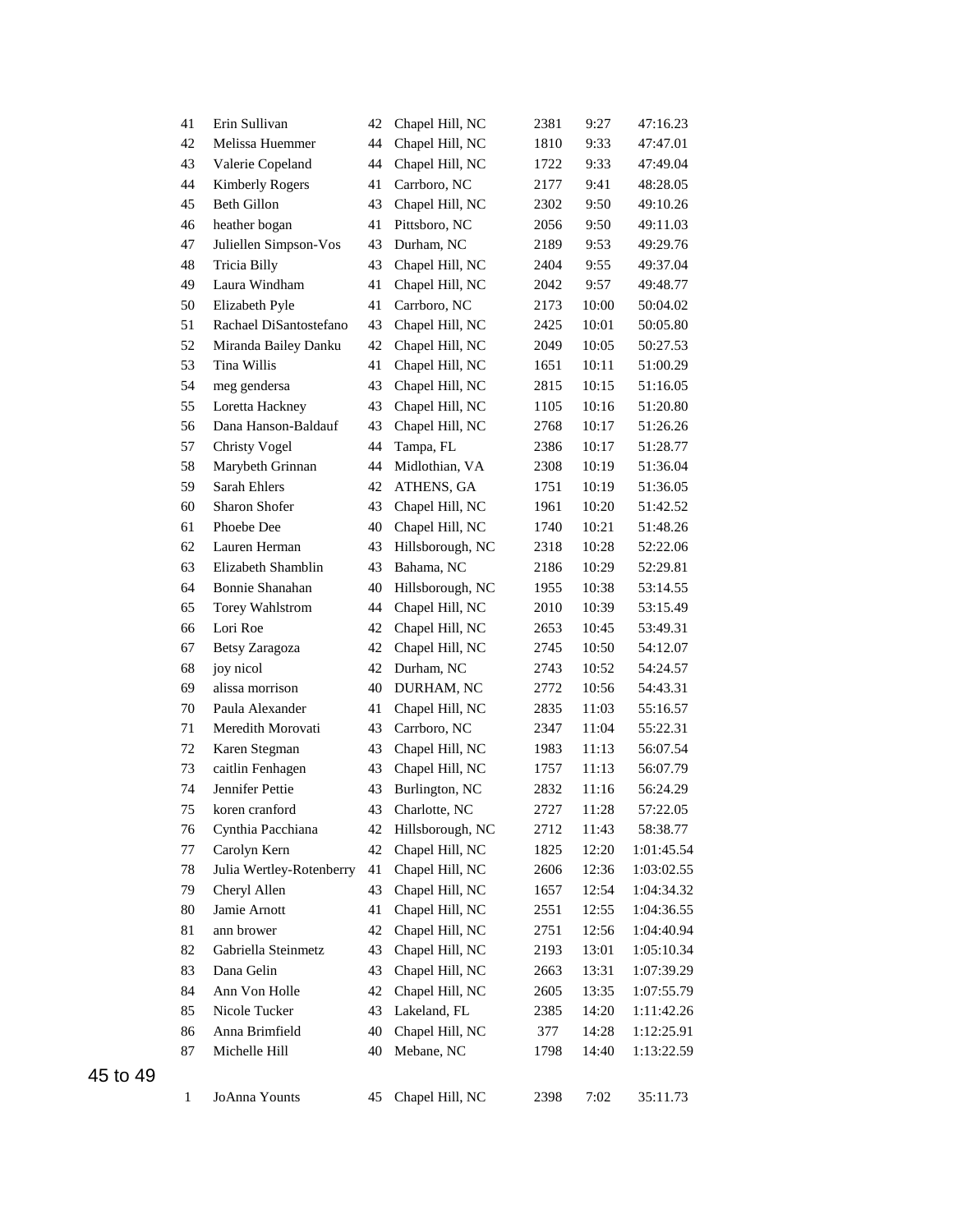| | | | | | | |
|---|---|---|---|---|---|---|
| 41 | Erin Sullivan | 42 | Chapel Hill, NC | 2381 | 9:27 | 47:16.23 |
| 42 | Melissa Huemmer | 44 | Chapel Hill, NC | 1810 | 9:33 | 47:47.01 |
| 43 | Valerie Copeland | 44 | Chapel Hill, NC | 1722 | 9:33 | 47:49.04 |
| 44 | Kimberly Rogers | 41 | Carrboro, NC | 2177 | 9:41 | 48:28.05 |
| 45 | Beth Gillon | 43 | Chapel Hill, NC | 2302 | 9:50 | 49:10.26 |
| 46 | heather bogan | 41 | Pittsboro, NC | 2056 | 9:50 | 49:11.03 |
| 47 | Juliellen Simpson-Vos | 43 | Durham, NC | 2189 | 9:53 | 49:29.76 |
| 48 | Tricia Billy | 43 | Chapel Hill, NC | 2404 | 9:55 | 49:37.04 |
| 49 | Laura Windham | 41 | Chapel Hill, NC | 2042 | 9:57 | 49:48.77 |
| 50 | Elizabeth Pyle | 41 | Carrboro, NC | 2173 | 10:00 | 50:04.02 |
| 51 | Rachael DiSantostefano | 43 | Chapel Hill, NC | 2425 | 10:01 | 50:05.80 |
| 52 | Miranda Bailey Danku | 42 | Chapel Hill, NC | 2049 | 10:05 | 50:27.53 |
| 53 | Tina Willis | 41 | Chapel Hill, NC | 1651 | 10:11 | 51:00.29 |
| 54 | meg gendersa | 43 | Chapel Hill, NC | 2815 | 10:15 | 51:16.05 |
| 55 | Loretta Hackney | 43 | Chapel Hill, NC | 1105 | 10:16 | 51:20.80 |
| 56 | Dana Hanson-Baldauf | 43 | Chapel Hill, NC | 2768 | 10:17 | 51:26.26 |
| 57 | Christy Vogel | 44 | Tampa, FL | 2386 | 10:17 | 51:28.77 |
| 58 | Marybeth Grinnan | 44 | Midlothian, VA | 2308 | 10:19 | 51:36.04 |
| 59 | Sarah Ehlers | 42 | ATHENS, GA | 1751 | 10:19 | 51:36.05 |
| 60 | Sharon Shofer | 43 | Chapel Hill, NC | 1961 | 10:20 | 51:42.52 |
| 61 | Phoebe Dee | 40 | Chapel Hill, NC | 1740 | 10:21 | 51:48.26 |
| 62 | Lauren Herman | 43 | Hillsborough, NC | 2318 | 10:28 | 52:22.06 |
| 63 | Elizabeth Shamblin | 43 | Bahama, NC | 2186 | 10:29 | 52:29.81 |
| 64 | Bonnie Shanahan | 40 | Hillsborough, NC | 1955 | 10:38 | 53:14.55 |
| 65 | Torey Wahlstrom | 44 | Chapel Hill, NC | 2010 | 10:39 | 53:15.49 |
| 66 | Lori Roe | 42 | Chapel Hill, NC | 2653 | 10:45 | 53:49.31 |
| 67 | Betsy Zaragoza | 42 | Chapel Hill, NC | 2745 | 10:50 | 54:12.07 |
| 68 | joy nicol | 42 | Durham, NC | 2743 | 10:52 | 54:24.57 |
| 69 | alissa morrison | 40 | DURHAM, NC | 2772 | 10:56 | 54:43.31 |
| 70 | Paula Alexander | 41 | Chapel Hill, NC | 2835 | 11:03 | 55:16.57 |
| 71 | Meredith Morovati | 43 | Carrboro, NC | 2347 | 11:04 | 55:22.31 |
| 72 | Karen Stegman | 43 | Chapel Hill, NC | 1983 | 11:13 | 56:07.54 |
| 73 | caitlin Fenhagen | 43 | Chapel Hill, NC | 1757 | 11:13 | 56:07.79 |
| 74 | Jennifer Pettie | 43 | Burlington, NC | 2832 | 11:16 | 56:24.29 |
| 75 | koren cranford | 43 | Charlotte, NC | 2727 | 11:28 | 57:22.05 |
| 76 | Cynthia Pacchiana | 42 | Hillsborough, NC | 2712 | 11:43 | 58:38.77 |
| 77 | Carolyn Kern | 42 | Chapel Hill, NC | 1825 | 12:20 | 1:01:45.54 |
| 78 | Julia Wertley-Rotenberry | 41 | Chapel Hill, NC | 2606 | 12:36 | 1:03:02.55 |
| 79 | Cheryl Allen | 43 | Chapel Hill, NC | 1657 | 12:54 | 1:04:34.32 |
| 80 | Jamie Arnott | 41 | Chapel Hill, NC | 2551 | 12:55 | 1:04:36.55 |
| 81 | ann brower | 42 | Chapel Hill, NC | 2751 | 12:56 | 1:04:40.94 |
| 82 | Gabriella Steinmetz | 43 | Chapel Hill, NC | 2193 | 13:01 | 1:05:10.34 |
| 83 | Dana Gelin | 43 | Chapel Hill, NC | 2663 | 13:31 | 1:07:39.29 |
| 84 | Ann Von Holle | 42 | Chapel Hill, NC | 2605 | 13:35 | 1:07:55.79 |
| 85 | Nicole Tucker | 43 | Lakeland, FL | 2385 | 14:20 | 1:11:42.26 |
| 86 | Anna Brimfield | 40 | Chapel Hill, NC | 377 | 14:28 | 1:12:25.91 |
| 87 | Michelle Hill | 40 | Mebane, NC | 1798 | 14:40 | 1:13:22.59 |

45 to 49

| | | | | | | |
|---|---|---|---|---|---|---|
| 1 | JoAnna Younts | 45 | Chapel Hill, NC | 2398 | 7:02 | 35:11.73 |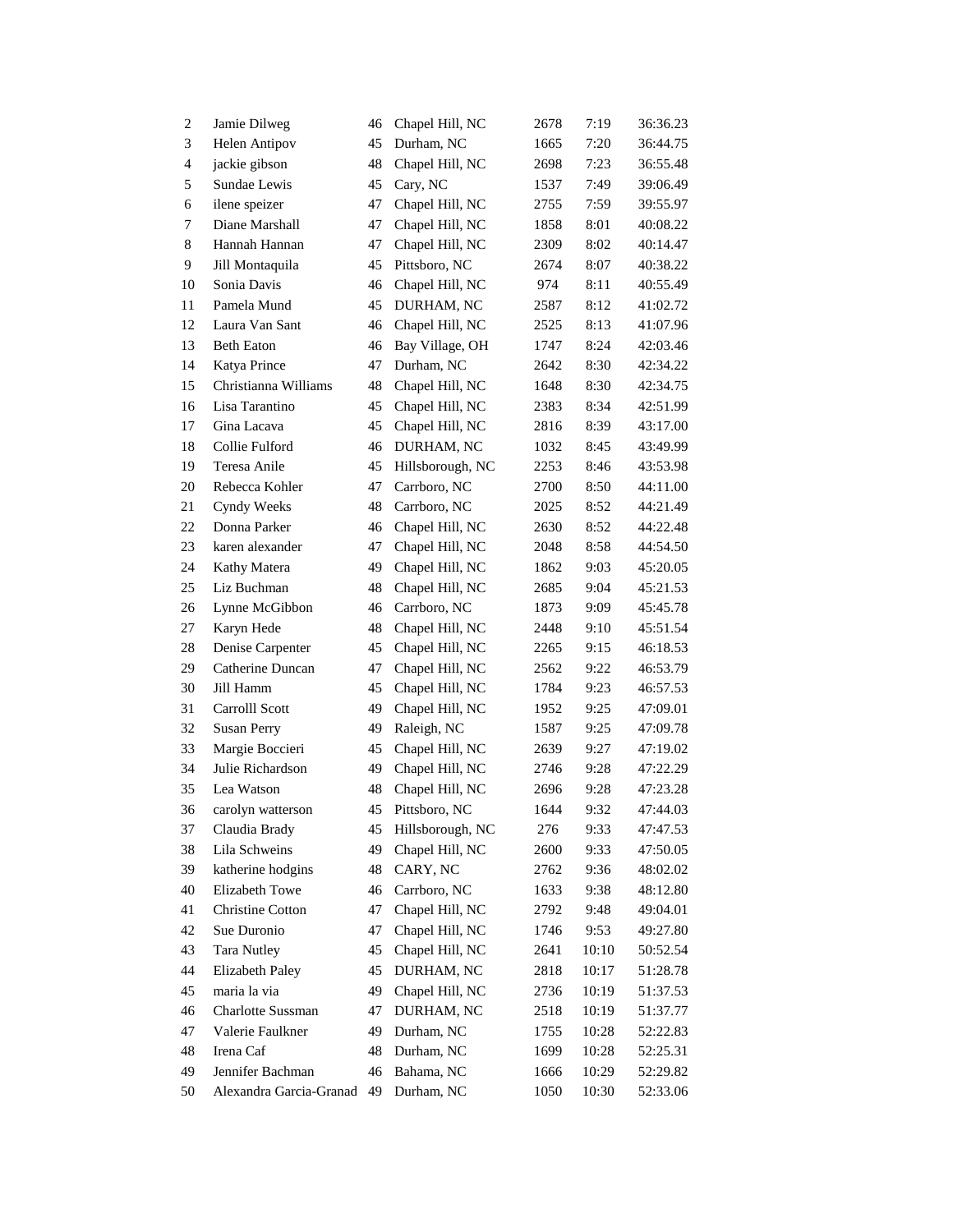| | | | | | | |
|---|---|---|---|---|---|---|
| 2 | Jamie Dilweg | 46 | Chapel Hill, NC | 2678 | 7:19 | 36:36.23 |
| 3 | Helen Antipov | 45 | Durham, NC | 1665 | 7:20 | 36:44.75 |
| 4 | jackie gibson | 48 | Chapel Hill, NC | 2698 | 7:23 | 36:55.48 |
| 5 | Sundae Lewis | 45 | Cary, NC | 1537 | 7:49 | 39:06.49 |
| 6 | ilene speizer | 47 | Chapel Hill, NC | 2755 | 7:59 | 39:55.97 |
| 7 | Diane Marshall | 47 | Chapel Hill, NC | 1858 | 8:01 | 40:08.22 |
| 8 | Hannah Hannan | 47 | Chapel Hill, NC | 2309 | 8:02 | 40:14.47 |
| 9 | Jill Montaquila | 45 | Pittsboro, NC | 2674 | 8:07 | 40:38.22 |
| 10 | Sonia Davis | 46 | Chapel Hill, NC | 974 | 8:11 | 40:55.49 |
| 11 | Pamela Mund | 45 | DURHAM, NC | 2587 | 8:12 | 41:02.72 |
| 12 | Laura Van Sant | 46 | Chapel Hill, NC | 2525 | 8:13 | 41:07.96 |
| 13 | Beth Eaton | 46 | Bay Village, OH | 1747 | 8:24 | 42:03.46 |
| 14 | Katya Prince | 47 | Durham, NC | 2642 | 8:30 | 42:34.22 |
| 15 | Christianna Williams | 48 | Chapel Hill, NC | 1648 | 8:30 | 42:34.75 |
| 16 | Lisa Tarantino | 45 | Chapel Hill, NC | 2383 | 8:34 | 42:51.99 |
| 17 | Gina Lacava | 45 | Chapel Hill, NC | 2816 | 8:39 | 43:17.00 |
| 18 | Collie Fulford | 46 | DURHAM, NC | 1032 | 8:45 | 43:49.99 |
| 19 | Teresa Anile | 45 | Hillsborough, NC | 2253 | 8:46 | 43:53.98 |
| 20 | Rebecca Kohler | 47 | Carrboro, NC | 2700 | 8:50 | 44:11.00 |
| 21 | Cyndy Weeks | 48 | Carrboro, NC | 2025 | 8:52 | 44:21.49 |
| 22 | Donna Parker | 46 | Chapel Hill, NC | 2630 | 8:52 | 44:22.48 |
| 23 | karen alexander | 47 | Chapel Hill, NC | 2048 | 8:58 | 44:54.50 |
| 24 | Kathy Matera | 49 | Chapel Hill, NC | 1862 | 9:03 | 45:20.05 |
| 25 | Liz Buchman | 48 | Chapel Hill, NC | 2685 | 9:04 | 45:21.53 |
| 26 | Lynne McGibbon | 46 | Carrboro, NC | 1873 | 9:09 | 45:45.78 |
| 27 | Karyn Hede | 48 | Chapel Hill, NC | 2448 | 9:10 | 45:51.54 |
| 28 | Denise Carpenter | 45 | Chapel Hill, NC | 2265 | 9:15 | 46:18.53 |
| 29 | Catherine Duncan | 47 | Chapel Hill, NC | 2562 | 9:22 | 46:53.79 |
| 30 | Jill Hamm | 45 | Chapel Hill, NC | 1784 | 9:23 | 46:57.53 |
| 31 | Carrolll Scott | 49 | Chapel Hill, NC | 1952 | 9:25 | 47:09.01 |
| 32 | Susan Perry | 49 | Raleigh, NC | 1587 | 9:25 | 47:09.78 |
| 33 | Margie Boccieri | 45 | Chapel Hill, NC | 2639 | 9:27 | 47:19.02 |
| 34 | Julie Richardson | 49 | Chapel Hill, NC | 2746 | 9:28 | 47:22.29 |
| 35 | Lea Watson | 48 | Chapel Hill, NC | 2696 | 9:28 | 47:23.28 |
| 36 | carolyn watterson | 45 | Pittsboro, NC | 1644 | 9:32 | 47:44.03 |
| 37 | Claudia Brady | 45 | Hillsborough, NC | 276 | 9:33 | 47:47.53 |
| 38 | Lila Schweins | 49 | Chapel Hill, NC | 2600 | 9:33 | 47:50.05 |
| 39 | katherine hodgins | 48 | CARY, NC | 2762 | 9:36 | 48:02.02 |
| 40 | Elizabeth Towe | 46 | Carrboro, NC | 1633 | 9:38 | 48:12.80 |
| 41 | Christine Cotton | 47 | Chapel Hill, NC | 2792 | 9:48 | 49:04.01 |
| 42 | Sue Duronio | 47 | Chapel Hill, NC | 1746 | 9:53 | 49:27.80 |
| 43 | Tara Nutley | 45 | Chapel Hill, NC | 2641 | 10:10 | 50:52.54 |
| 44 | Elizabeth Paley | 45 | DURHAM, NC | 2818 | 10:17 | 51:28.78 |
| 45 | maria la via | 49 | Chapel Hill, NC | 2736 | 10:19 | 51:37.53 |
| 46 | Charlotte Sussman | 47 | DURHAM, NC | 2518 | 10:19 | 51:37.77 |
| 47 | Valerie Faulkner | 49 | Durham, NC | 1755 | 10:28 | 52:22.83 |
| 48 | Irena Caf | 48 | Durham, NC | 1699 | 10:28 | 52:25.31 |
| 49 | Jennifer Bachman | 46 | Bahama, NC | 1666 | 10:29 | 52:29.82 |
| 50 | Alexandra Garcia-Granad | 49 | Durham, NC | 1050 | 10:30 | 52:33.06 |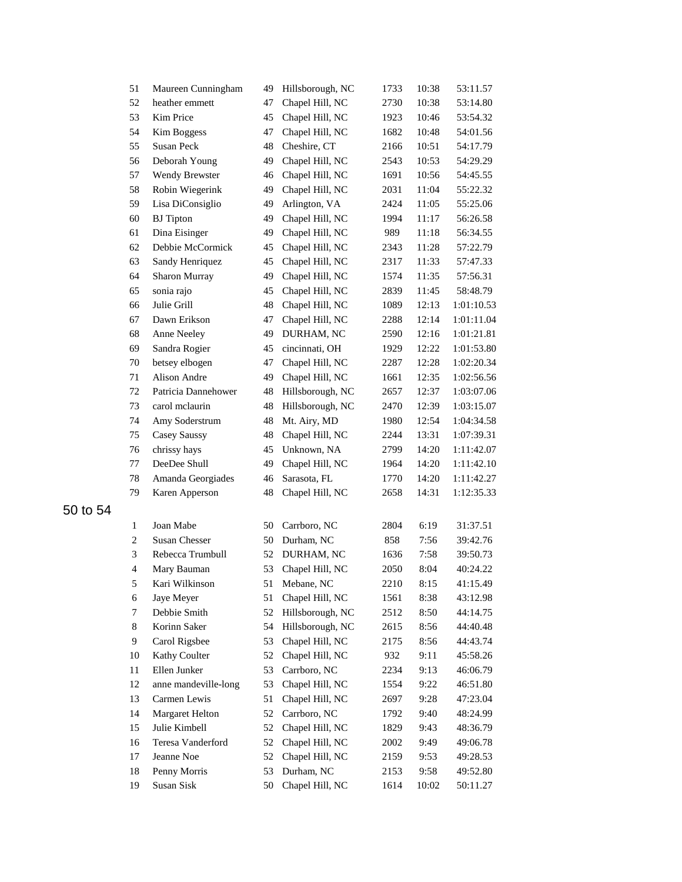| | | | | | | |
|---|---|---|---|---|---|---|
| 51 | Maureen Cunningham | 49 | Hillsborough, NC | 1733 | 10:38 | 53:11.57 |
| 52 | heather emmett | 47 | Chapel Hill, NC | 2730 | 10:38 | 53:14.80 |
| 53 | Kim Price | 45 | Chapel Hill, NC | 1923 | 10:46 | 53:54.32 |
| 54 | Kim Boggess | 47 | Chapel Hill, NC | 1682 | 10:48 | 54:01.56 |
| 55 | Susan Peck | 48 | Cheshire, CT | 2166 | 10:51 | 54:17.79 |
| 56 | Deborah Young | 49 | Chapel Hill, NC | 2543 | 10:53 | 54:29.29 |
| 57 | Wendy Brewster | 46 | Chapel Hill, NC | 1691 | 10:56 | 54:45.55 |
| 58 | Robin Wiegerink | 49 | Chapel Hill, NC | 2031 | 11:04 | 55:22.32 |
| 59 | Lisa DiConsiglio | 49 | Arlington, VA | 2424 | 11:05 | 55:25.06 |
| 60 | BJ Tipton | 49 | Chapel Hill, NC | 1994 | 11:17 | 56:26.58 |
| 61 | Dina Eisinger | 49 | Chapel Hill, NC | 989 | 11:18 | 56:34.55 |
| 62 | Debbie McCormick | 45 | Chapel Hill, NC | 2343 | 11:28 | 57:22.79 |
| 63 | Sandy Henriquez | 45 | Chapel Hill, NC | 2317 | 11:33 | 57:47.33 |
| 64 | Sharon Murray | 49 | Chapel Hill, NC | 1574 | 11:35 | 57:56.31 |
| 65 | sonia rajo | 45 | Chapel Hill, NC | 2839 | 11:45 | 58:48.79 |
| 66 | Julie Grill | 48 | Chapel Hill, NC | 1089 | 12:13 | 1:01:10.53 |
| 67 | Dawn Erikson | 47 | Chapel Hill, NC | 2288 | 12:14 | 1:01:11.04 |
| 68 | Anne Neeley | 49 | DURHAM, NC | 2590 | 12:16 | 1:01:21.81 |
| 69 | Sandra Rogier | 45 | cincinnati, OH | 1929 | 12:22 | 1:01:53.80 |
| 70 | betsey elbogen | 47 | Chapel Hill, NC | 2287 | 12:28 | 1:02:20.34 |
| 71 | Alison Andre | 49 | Chapel Hill, NC | 1661 | 12:35 | 1:02:56.56 |
| 72 | Patricia Dannehower | 48 | Hillsborough, NC | 2657 | 12:37 | 1:03:07.06 |
| 73 | carol mclaurin | 48 | Hillsborough, NC | 2470 | 12:39 | 1:03:15.07 |
| 74 | Amy Soderstrum | 48 | Mt. Airy, MD | 1980 | 12:54 | 1:04:34.58 |
| 75 | Casey Saussy | 48 | Chapel Hill, NC | 2244 | 13:31 | 1:07:39.31 |
| 76 | chrissy hays | 45 | Unknown, NA | 2799 | 14:20 | 1:11:42.07 |
| 77 | DeeDee Shull | 49 | Chapel Hill, NC | 1964 | 14:20 | 1:11:42.10 |
| 78 | Amanda Georgiades | 46 | Sarasota, FL | 1770 | 14:20 | 1:11:42.27 |
| 79 | Karen Apperson | 48 | Chapel Hill, NC | 2658 | 14:31 | 1:12:35.33 |

## 50 to 54

| | | | | | | |
|---|---|---|---|---|---|---|
| 1 | Joan Mabe | 50 | Carrboro, NC | 2804 | 6:19 | 31:37.51 |
| 2 | Susan Chesser | 50 | Durham, NC | 858 | 7:56 | 39:42.76 |
| 3 | Rebecca Trumbull | 52 | DURHAM, NC | 1636 | 7:58 | 39:50.73 |
| 4 | Mary Bauman | 53 | Chapel Hill, NC | 2050 | 8:04 | 40:24.22 |
| 5 | Kari Wilkinson | 51 | Mebane, NC | 2210 | 8:15 | 41:15.49 |
| 6 | Jaye Meyer | 51 | Chapel Hill, NC | 1561 | 8:38 | 43:12.98 |
| 7 | Debbie Smith | 52 | Hillsborough, NC | 2512 | 8:50 | 44:14.75 |
| 8 | Korinn Saker | 54 | Hillsborough, NC | 2615 | 8:56 | 44:40.48 |
| 9 | Carol Rigsbee | 53 | Chapel Hill, NC | 2175 | 8:56 | 44:43.74 |
| 10 | Kathy Coulter | 52 | Chapel Hill, NC | 932 | 9:11 | 45:58.26 |
| 11 | Ellen Junker | 53 | Carrboro, NC | 2234 | 9:13 | 46:06.79 |
| 12 | anne mandeville-long | 53 | Chapel Hill, NC | 1554 | 9:22 | 46:51.80 |
| 13 | Carmen Lewis | 51 | Chapel Hill, NC | 2697 | 9:28 | 47:23.04 |
| 14 | Margaret Helton | 52 | Carrboro, NC | 1792 | 9:40 | 48:24.99 |
| 15 | Julie Kimbell | 52 | Chapel Hill, NC | 1829 | 9:43 | 48:36.79 |
| 16 | Teresa Vanderford | 52 | Chapel Hill, NC | 2002 | 9:49 | 49:06.78 |
| 17 | Jeanne Noe | 52 | Chapel Hill, NC | 2159 | 9:53 | 49:28.53 |
| 18 | Penny Morris | 53 | Durham, NC | 2153 | 9:58 | 49:52.80 |
| 19 | Susan Sisk | 50 | Chapel Hill, NC | 1614 | 10:02 | 50:11.27 |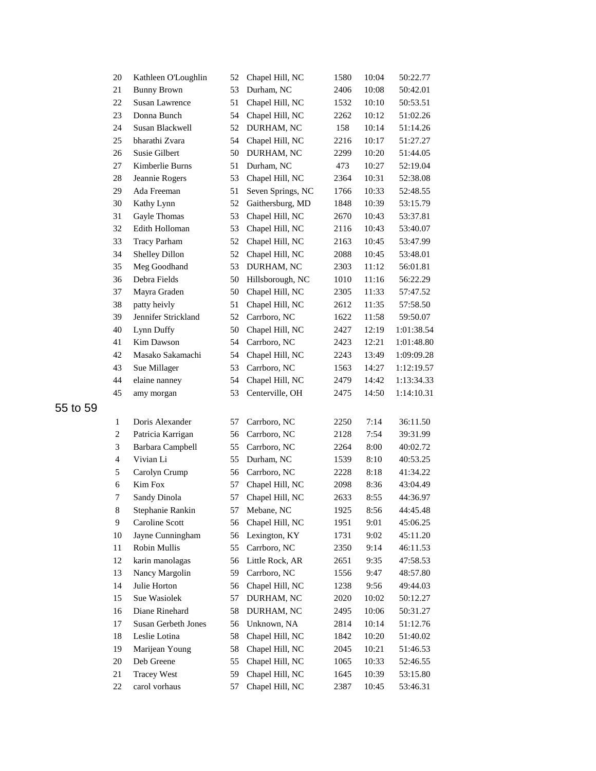| | | | | | | |
|---|---|---|---|---|---|---|
| 20 | Kathleen O'Loughlin | 52 | Chapel Hill, NC | 1580 | 10:04 | 50:22.77 |
| 21 | Bunny Brown | 53 | Durham, NC | 2406 | 10:08 | 50:42.01 |
| 22 | Susan Lawrence | 51 | Chapel Hill, NC | 1532 | 10:10 | 50:53.51 |
| 23 | Donna Bunch | 54 | Chapel Hill, NC | 2262 | 10:12 | 51:02.26 |
| 24 | Susan Blackwell | 52 | DURHAM, NC | 158 | 10:14 | 51:14.26 |
| 25 | bharathi Zvara | 54 | Chapel Hill, NC | 2216 | 10:17 | 51:27.27 |
| 26 | Susie Gilbert | 50 | DURHAM, NC | 2299 | 10:20 | 51:44.05 |
| 27 | Kimberlie Burns | 51 | Durham, NC | 473 | 10:27 | 52:19.04 |
| 28 | Jeannie Rogers | 53 | Chapel Hill, NC | 2364 | 10:31 | 52:38.08 |
| 29 | Ada Freeman | 51 | Seven Springs, NC | 1766 | 10:33 | 52:48.55 |
| 30 | Kathy Lynn | 52 | Gaithersburg, MD | 1848 | 10:39 | 53:15.79 |
| 31 | Gayle Thomas | 53 | Chapel Hill, NC | 2670 | 10:43 | 53:37.81 |
| 32 | Edith Holloman | 53 | Chapel Hill, NC | 2116 | 10:43 | 53:40.07 |
| 33 | Tracy Parham | 52 | Chapel Hill, NC | 2163 | 10:45 | 53:47.99 |
| 34 | Shelley Dillon | 52 | Chapel Hill, NC | 2088 | 10:45 | 53:48.01 |
| 35 | Meg Goodhand | 53 | DURHAM, NC | 2303 | 11:12 | 56:01.81 |
| 36 | Debra Fields | 50 | Hillsborough, NC | 1010 | 11:16 | 56:22.29 |
| 37 | Mayra Graden | 50 | Chapel Hill, NC | 2305 | 11:33 | 57:47.52 |
| 38 | patty heivly | 51 | Chapel Hill, NC | 2612 | 11:35 | 57:58.50 |
| 39 | Jennifer Strickland | 52 | Carrboro, NC | 1622 | 11:58 | 59:50.07 |
| 40 | Lynn Duffy | 50 | Chapel Hill, NC | 2427 | 12:19 | 1:01:38.54 |
| 41 | Kim Dawson | 54 | Carrboro, NC | 2423 | 12:21 | 1:01:48.80 |
| 42 | Masako Sakamachi | 54 | Chapel Hill, NC | 2243 | 13:49 | 1:09:09.28 |
| 43 | Sue Millager | 53 | Carrboro, NC | 1563 | 14:27 | 1:12:19.57 |
| 44 | elaine nanney | 54 | Chapel Hill, NC | 2479 | 14:42 | 1:13:34.33 |
| 45 | amy morgan | 53 | Centerville, OH | 2475 | 14:50 | 1:14:10.31 |

## 55 to 59

| | | | | | | |
|---|---|---|---|---|---|---|
| 1 | Doris Alexander | 57 | Carrboro, NC | 2250 | 7:14 | 36:11.50 |
| 2 | Patricia Karrigan | 56 | Carrboro, NC | 2128 | 7:54 | 39:31.99 |
| 3 | Barbara Campbell | 55 | Carrboro, NC | 2264 | 8:00 | 40:02.72 |
| 4 | Vivian Li | 55 | Durham, NC | 1539 | 8:10 | 40:53.25 |
| 5 | Carolyn Crump | 56 | Carrboro, NC | 2228 | 8:18 | 41:34.22 |
| 6 | Kim Fox | 57 | Chapel Hill, NC | 2098 | 8:36 | 43:04.49 |
| 7 | Sandy Dinola | 57 | Chapel Hill, NC | 2633 | 8:55 | 44:36.97 |
| 8 | Stephanie Rankin | 57 | Mebane, NC | 1925 | 8:56 | 44:45.48 |
| 9 | Caroline Scott | 56 | Chapel Hill, NC | 1951 | 9:01 | 45:06.25 |
| 10 | Jayne Cunningham | 56 | Lexington, KY | 1731 | 9:02 | 45:11.20 |
| 11 | Robin Mullis | 55 | Carrboro, NC | 2350 | 9:14 | 46:11.53 |
| 12 | karin manolagas | 56 | Little Rock, AR | 2651 | 9:35 | 47:58.53 |
| 13 | Nancy Margolin | 59 | Carrboro, NC | 1556 | 9:47 | 48:57.80 |
| 14 | Julie Horton | 56 | Chapel Hill, NC | 1238 | 9:56 | 49:44.03 |
| 15 | Sue Wasiolek | 57 | DURHAM, NC | 2020 | 10:02 | 50:12.27 |
| 16 | Diane Rinehard | 58 | DURHAM, NC | 2495 | 10:06 | 50:31.27 |
| 17 | Susan Gerbeth Jones | 56 | Unknown, NA | 2814 | 10:14 | 51:12.76 |
| 18 | Leslie Lotina | 58 | Chapel Hill, NC | 1842 | 10:20 | 51:40.02 |
| 19 | Marijean Young | 58 | Chapel Hill, NC | 2045 | 10:21 | 51:46.53 |
| 20 | Deb Greene | 55 | Chapel Hill, NC | 1065 | 10:33 | 52:46.55 |
| 21 | Tracey West | 59 | Chapel Hill, NC | 1645 | 10:39 | 53:15.80 |
| 22 | carol vorhaus | 57 | Chapel Hill, NC | 2387 | 10:45 | 53:46.31 |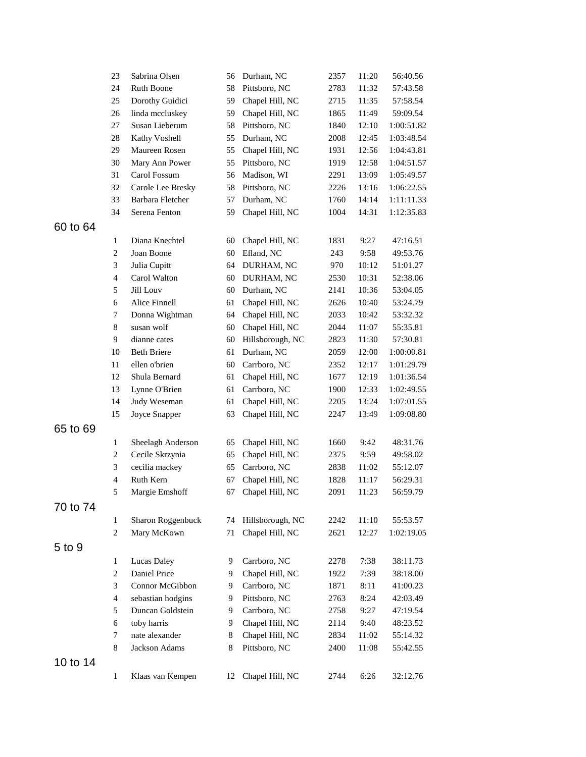| | | | | | | |
|---|---|---|---|---|---|---|
| 23 | Sabrina Olsen | 56 | Durham, NC | 2357 | 11:20 | 56:40.56 |
| 24 | Ruth Boone | 58 | Pittsboro, NC | 2783 | 11:32 | 57:43.58 |
| 25 | Dorothy Guidici | 59 | Chapel Hill, NC | 2715 | 11:35 | 57:58.54 |
| 26 | linda mccluskey | 59 | Chapel Hill, NC | 1865 | 11:49 | 59:09.54 |
| 27 | Susan Lieberum | 58 | Pittsboro, NC | 1840 | 12:10 | 1:00:51.82 |
| 28 | Kathy Voshell | 55 | Durham, NC | 2008 | 12:45 | 1:03:48.54 |
| 29 | Maureen Rosen | 55 | Chapel Hill, NC | 1931 | 12:56 | 1:04:43.81 |
| 30 | Mary Ann Power | 55 | Pittsboro, NC | 1919 | 12:58 | 1:04:51.57 |
| 31 | Carol Fossum | 56 | Madison, WI | 2291 | 13:09 | 1:05:49.57 |
| 32 | Carole Lee Bresky | 58 | Pittsboro, NC | 2226 | 13:16 | 1:06:22.55 |
| 33 | Barbara Fletcher | 57 | Durham, NC | 1760 | 14:14 | 1:11:11.33 |
| 34 | Serena Fenton | 59 | Chapel Hill, NC | 1004 | 14:31 | 1:12:35.83 |

## 60 to 64

| | | | | | | |
|---|---|---|---|---|---|---|
| 1 | Diana Knechtel | 60 | Chapel Hill, NC | 1831 | 9:27 | 47:16.51 |
| 2 | Joan Boone | 60 | Efland, NC | 243 | 9:58 | 49:53.76 |
| 3 | Julia Cupitt | 64 | DURHAM, NC | 970 | 10:12 | 51:01.27 |
| 4 | Carol Walton | 60 | DURHAM, NC | 2530 | 10:31 | 52:38.06 |
| 5 | Jill Louv | 60 | Durham, NC | 2141 | 10:36 | 53:04.05 |
| 6 | Alice Finnell | 61 | Chapel Hill, NC | 2626 | 10:40 | 53:24.79 |
| 7 | Donna Wightman | 64 | Chapel Hill, NC | 2033 | 10:42 | 53:32.32 |
| 8 | susan wolf | 60 | Chapel Hill, NC | 2044 | 11:07 | 55:35.81 |
| 9 | dianne cates | 60 | Hillsborough, NC | 2823 | 11:30 | 57:30.81 |
| 10 | Beth Briere | 61 | Durham, NC | 2059 | 12:00 | 1:00:00.81 |
| 11 | ellen o'brien | 60 | Carrboro, NC | 2352 | 12:17 | 1:01:29.79 |
| 12 | Shula Bernard | 61 | Chapel Hill, NC | 1677 | 12:19 | 1:01:36.54 |
| 13 | Lynne O'Brien | 61 | Carrboro, NC | 1900 | 12:33 | 1:02:49.55 |
| 14 | Judy Weseman | 61 | Chapel Hill, NC | 2205 | 13:24 | 1:07:01.55 |
| 15 | Joyce Snapper | 63 | Chapel Hill, NC | 2247 | 13:49 | 1:09:08.80 |

## 65 to 69

| | | | | | | |
|---|---|---|---|---|---|---|
| 1 | Sheelagh Anderson | 65 | Chapel Hill, NC | 1660 | 9:42 | 48:31.76 |
| 2 | Cecile Skrzynia | 65 | Chapel Hill, NC | 2375 | 9:59 | 49:58.02 |
| 3 | cecilia mackey | 65 | Carrboro, NC | 2838 | 11:02 | 55:12.07 |
| 4 | Ruth Kern | 67 | Chapel Hill, NC | 1828 | 11:17 | 56:29.31 |
| 5 | Margie Emshoff | 67 | Chapel Hill, NC | 2091 | 11:23 | 56:59.79 |

## 70 to 74

| | | | | | | |
|---|---|---|---|---|---|---|
| 1 | Sharon Roggenbuck | 74 | Hillsborough, NC | 2242 | 11:10 | 55:53.57 |
| 2 | Mary McKown | 71 | Chapel Hill, NC | 2621 | 12:27 | 1:02:19.05 |

## 5 to 9

| | | | | | | |
|---|---|---|---|---|---|---|
| 1 | Lucas Daley | 9 | Carrboro, NC | 2278 | 7:38 | 38:11.73 |
| 2 | Daniel Price | 9 | Chapel Hill, NC | 1922 | 7:39 | 38:18.00 |
| 3 | Connor McGibbon | 9 | Carrboro, NC | 1871 | 8:11 | 41:00.23 |
| 4 | sebastian hodgins | 9 | Pittsboro, NC | 2763 | 8:24 | 42:03.49 |
| 5 | Duncan Goldstein | 9 | Carrboro, NC | 2758 | 9:27 | 47:19.54 |
| 6 | toby harris | 9 | Chapel Hill, NC | 2114 | 9:40 | 48:23.52 |
| 7 | nate alexander | 8 | Chapel Hill, NC | 2834 | 11:02 | 55:14.32 |
| 8 | Jackson Adams | 8 | Pittsboro, NC | 2400 | 11:08 | 55:42.55 |

## 10 to 14

| | | | | | | |
|---|---|---|---|---|---|---|
| 1 | Klaas van Kempen | 12 | Chapel Hill, NC | 2744 | 6:26 | 32:12.76 |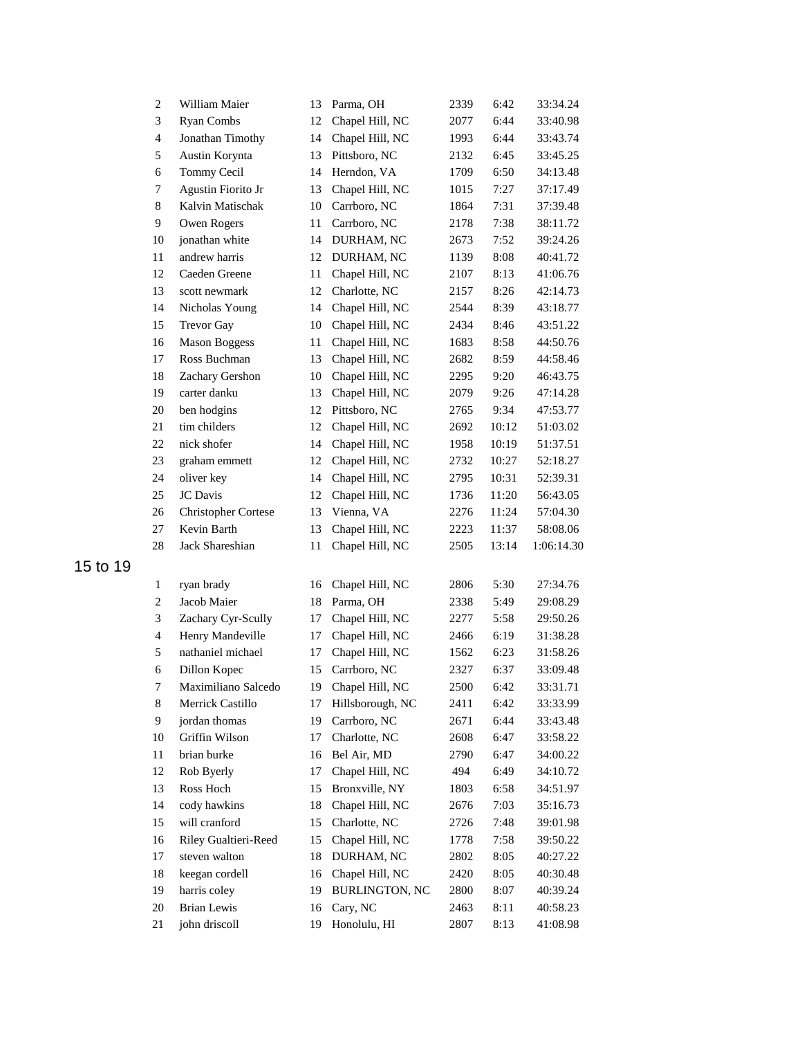| | | | | | | |
|---|---|---|---|---|---|---|
| 2 | William Maier | 13 | Parma, OH | 2339 | 6:42 | 33:34.24 |
| 3 | Ryan Combs | 12 | Chapel Hill, NC | 2077 | 6:44 | 33:40.98 |
| 4 | Jonathan Timothy | 14 | Chapel Hill, NC | 1993 | 6:44 | 33:43.74 |
| 5 | Austin Korynta | 13 | Pittsboro, NC | 2132 | 6:45 | 33:45.25 |
| 6 | Tommy Cecil | 14 | Herndon, VA | 1709 | 6:50 | 34:13.48 |
| 7 | Agustin Fiorito Jr | 13 | Chapel Hill, NC | 1015 | 7:27 | 37:17.49 |
| 8 | Kalvin Matischak | 10 | Carrboro, NC | 1864 | 7:31 | 37:39.48 |
| 9 | Owen Rogers | 11 | Carrboro, NC | 2178 | 7:38 | 38:11.72 |
| 10 | jonathan white | 14 | DURHAM, NC | 2673 | 7:52 | 39:24.26 |
| 11 | andrew harris | 12 | DURHAM, NC | 1139 | 8:08 | 40:41.72 |
| 12 | Caeden Greene | 11 | Chapel Hill, NC | 2107 | 8:13 | 41:06.76 |
| 13 | scott newmark | 12 | Charlotte, NC | 2157 | 8:26 | 42:14.73 |
| 14 | Nicholas Young | 14 | Chapel Hill, NC | 2544 | 8:39 | 43:18.77 |
| 15 | Trevor Gay | 10 | Chapel Hill, NC | 2434 | 8:46 | 43:51.22 |
| 16 | Mason Boggess | 11 | Chapel Hill, NC | 1683 | 8:58 | 44:50.76 |
| 17 | Ross Buchman | 13 | Chapel Hill, NC | 2682 | 8:59 | 44:58.46 |
| 18 | Zachary Gershon | 10 | Chapel Hill, NC | 2295 | 9:20 | 46:43.75 |
| 19 | carter danku | 13 | Chapel Hill, NC | 2079 | 9:26 | 47:14.28 |
| 20 | ben hodgins | 12 | Pittsboro, NC | 2765 | 9:34 | 47:53.77 |
| 21 | tim childers | 12 | Chapel Hill, NC | 2692 | 10:12 | 51:03.02 |
| 22 | nick shofer | 14 | Chapel Hill, NC | 1958 | 10:19 | 51:37.51 |
| 23 | graham emmett | 12 | Chapel Hill, NC | 2732 | 10:27 | 52:18.27 |
| 24 | oliver key | 14 | Chapel Hill, NC | 2795 | 10:31 | 52:39.31 |
| 25 | JC Davis | 12 | Chapel Hill, NC | 1736 | 11:20 | 56:43.05 |
| 26 | Christopher Cortese | 13 | Vienna, VA | 2276 | 11:24 | 57:04.30 |
| 27 | Kevin Barth | 13 | Chapel Hill, NC | 2223 | 11:37 | 58:08.06 |
| 28 | Jack Shareshian | 11 | Chapel Hill, NC | 2505 | 13:14 | 1:06:14.30 |

## 15 to 19

| | | | | | | |
|---|---|---|---|---|---|---|
| 1 | ryan brady | 16 | Chapel Hill, NC | 2806 | 5:30 | 27:34.76 |
| 2 | Jacob Maier | 18 | Parma, OH | 2338 | 5:49 | 29:08.29 |
| 3 | Zachary Cyr-Scully | 17 | Chapel Hill, NC | 2277 | 5:58 | 29:50.26 |
| 4 | Henry Mandeville | 17 | Chapel Hill, NC | 2466 | 6:19 | 31:38.28 |
| 5 | nathaniel michael | 17 | Chapel Hill, NC | 1562 | 6:23 | 31:58.26 |
| 6 | Dillon Kopec | 15 | Carrboro, NC | 2327 | 6:37 | 33:09.48 |
| 7 | Maximiliano Salcedo | 19 | Chapel Hill, NC | 2500 | 6:42 | 33:31.71 |
| 8 | Merrick Castillo | 17 | Hillsborough, NC | 2411 | 6:42 | 33:33.99 |
| 9 | jordan thomas | 19 | Carrboro, NC | 2671 | 6:44 | 33:43.48 |
| 10 | Griffin Wilson | 17 | Charlotte, NC | 2608 | 6:47 | 33:58.22 |
| 11 | brian burke | 16 | Bel Air, MD | 2790 | 6:47 | 34:00.22 |
| 12 | Rob Byerly | 17 | Chapel Hill, NC | 494 | 6:49 | 34:10.72 |
| 13 | Ross Hoch | 15 | Bronxville, NY | 1803 | 6:58 | 34:51.97 |
| 14 | cody hawkins | 18 | Chapel Hill, NC | 2676 | 7:03 | 35:16.73 |
| 15 | will cranford | 15 | Charlotte, NC | 2726 | 7:48 | 39:01.98 |
| 16 | Riley Gualtieri-Reed | 15 | Chapel Hill, NC | 1778 | 7:58 | 39:50.22 |
| 17 | steven walton | 18 | DURHAM, NC | 2802 | 8:05 | 40:27.22 |
| 18 | keegan cordell | 16 | Chapel Hill, NC | 2420 | 8:05 | 40:30.48 |
| 19 | harris coley | 19 | BURLINGTON, NC | 2800 | 8:07 | 40:39.24 |
| 20 | Brian Lewis | 16 | Cary, NC | 2463 | 8:11 | 40:58.23 |
| 21 | john driscoll | 19 | Honolulu, HI | 2807 | 8:13 | 41:08.98 |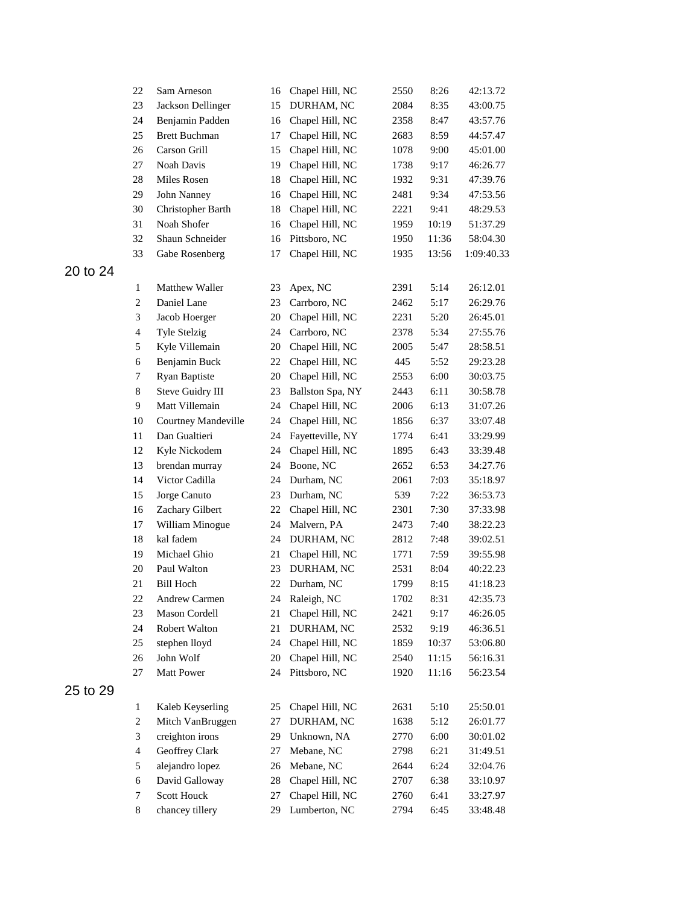| | | | | | |
|---|---|---|---|---|---|
| 22 | Sam Arneson | 16 | Chapel Hill, NC | 2550 | 8:26 | 42:13.72 |
| 23 | Jackson Dellinger | 15 | DURHAM, NC | 2084 | 8:35 | 43:00.75 |
| 24 | Benjamin Padden | 16 | Chapel Hill, NC | 2358 | 8:47 | 43:57.76 |
| 25 | Brett Buchman | 17 | Chapel Hill, NC | 2683 | 8:59 | 44:57.47 |
| 26 | Carson Grill | 15 | Chapel Hill, NC | 1078 | 9:00 | 45:01.00 |
| 27 | Noah Davis | 19 | Chapel Hill, NC | 1738 | 9:17 | 46:26.77 |
| 28 | Miles Rosen | 18 | Chapel Hill, NC | 1932 | 9:31 | 47:39.76 |
| 29 | John Nanney | 16 | Chapel Hill, NC | 2481 | 9:34 | 47:53.56 |
| 30 | Christopher Barth | 18 | Chapel Hill, NC | 2221 | 9:41 | 48:29.53 |
| 31 | Noah Shofer | 16 | Chapel Hill, NC | 1959 | 10:19 | 51:37.29 |
| 32 | Shaun Schneider | 16 | Pittsboro, NC | 1950 | 11:36 | 58:04.30 |
| 33 | Gabe Rosenberg | 17 | Chapel Hill, NC | 1935 | 13:56 | 1:09:40.33 |

## 20 to 24

| | | | | | | |
|---|---|---|---|---|---|---|
| 1 | Matthew Waller | 23 | Apex, NC | 2391 | 5:14 | 26:12.01 |
| 2 | Daniel Lane | 23 | Carrboro, NC | 2462 | 5:17 | 26:29.76 |
| 3 | Jacob Hoerger | 20 | Chapel Hill, NC | 2231 | 5:20 | 26:45.01 |
| 4 | Tyle Stelzig | 24 | Carrboro, NC | 2378 | 5:34 | 27:55.76 |
| 5 | Kyle Villemain | 20 | Chapel Hill, NC | 2005 | 5:47 | 28:58.51 |
| 6 | Benjamin Buck | 22 | Chapel Hill, NC | 445 | 5:52 | 29:23.28 |
| 7 | Ryan Baptiste | 20 | Chapel Hill, NC | 2553 | 6:00 | 30:03.75 |
| 8 | Steve Guidry III | 23 | Ballston Spa, NY | 2443 | 6:11 | 30:58.78 |
| 9 | Matt Villemain | 24 | Chapel Hill, NC | 2006 | 6:13 | 31:07.26 |
| 10 | Courtney Mandeville | 24 | Chapel Hill, NC | 1856 | 6:37 | 33:07.48 |
| 11 | Dan Gualtieri | 24 | Fayetteville, NY | 1774 | 6:41 | 33:29.99 |
| 12 | Kyle Nickodem | 24 | Chapel Hill, NC | 1895 | 6:43 | 33:39.48 |
| 13 | brendan murray | 24 | Boone, NC | 2652 | 6:53 | 34:27.76 |
| 14 | Victor Cadilla | 24 | Durham, NC | 2061 | 7:03 | 35:18.97 |
| 15 | Jorge Canuto | 23 | Durham, NC | 539 | 7:22 | 36:53.73 |
| 16 | Zachary Gilbert | 22 | Chapel Hill, NC | 2301 | 7:30 | 37:33.98 |
| 17 | William Minogue | 24 | Malvern, PA | 2473 | 7:40 | 38:22.23 |
| 18 | kal fadem | 24 | DURHAM, NC | 2812 | 7:48 | 39:02.51 |
| 19 | Michael Ghio | 21 | Chapel Hill, NC | 1771 | 7:59 | 39:55.98 |
| 20 | Paul Walton | 23 | DURHAM, NC | 2531 | 8:04 | 40:22.23 |
| 21 | Bill Hoch | 22 | Durham, NC | 1799 | 8:15 | 41:18.23 |
| 22 | Andrew Carmen | 24 | Raleigh, NC | 1702 | 8:31 | 42:35.73 |
| 23 | Mason Cordell | 21 | Chapel Hill, NC | 2421 | 9:17 | 46:26.05 |
| 24 | Robert Walton | 21 | DURHAM, NC | 2532 | 9:19 | 46:36.51 |
| 25 | stephen lloyd | 24 | Chapel Hill, NC | 1859 | 10:37 | 53:06.80 |
| 26 | John Wolf | 20 | Chapel Hill, NC | 2540 | 11:15 | 56:16.31 |
| 27 | Matt Power | 24 | Pittsboro, NC | 1920 | 11:16 | 56:23.54 |

## 25 to 29

| | | | | | | |
|---|---|---|---|---|---|---|
| 1 | Kaleb Keyserling | 25 | Chapel Hill, NC | 2631 | 5:10 | 25:50.01 |
| 2 | Mitch VanBruggen | 27 | DURHAM, NC | 1638 | 5:12 | 26:01.77 |
| 3 | creighton irons | 29 | Unknown, NA | 2770 | 6:00 | 30:01.02 |
| 4 | Geoffrey Clark | 27 | Mebane, NC | 2798 | 6:21 | 31:49.51 |
| 5 | alejandro lopez | 26 | Mebane, NC | 2644 | 6:24 | 32:04.76 |
| 6 | David Galloway | 28 | Chapel Hill, NC | 2707 | 6:38 | 33:10.97 |
| 7 | Scott Houck | 27 | Chapel Hill, NC | 2760 | 6:41 | 33:27.97 |
| 8 | chancey tillery | 29 | Lumberton, NC | 2794 | 6:45 | 33:48.48 |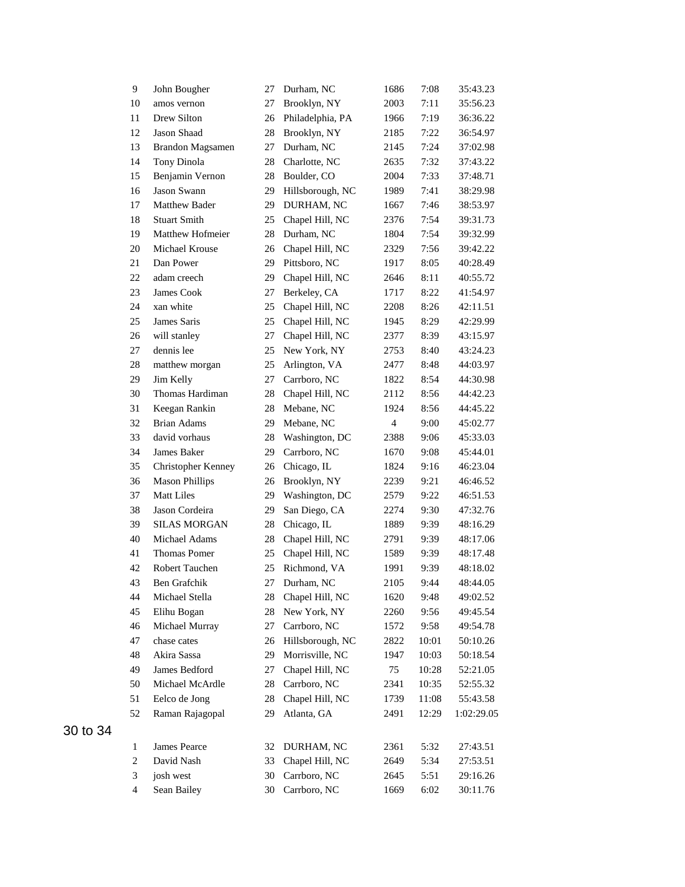| | | | | | | |
|---|---|---|---|---|---|---|
| 9 | John Bougher | 27 | Durham, NC | 1686 | 7:08 | 35:43.23 |
| 10 | amos vernon | 27 | Brooklyn, NY | 2003 | 7:11 | 35:56.23 |
| 11 | Drew Silton | 26 | Philadelphia, PA | 1966 | 7:19 | 36:36.22 |
| 12 | Jason Shaad | 28 | Brooklyn, NY | 2185 | 7:22 | 36:54.97 |
| 13 | Brandon Magsamen | 27 | Durham, NC | 2145 | 7:24 | 37:02.98 |
| 14 | Tony Dinola | 28 | Charlotte, NC | 2635 | 7:32 | 37:43.22 |
| 15 | Benjamin Vernon | 28 | Boulder, CO | 2004 | 7:33 | 37:48.71 |
| 16 | Jason Swann | 29 | Hillsborough, NC | 1989 | 7:41 | 38:29.98 |
| 17 | Matthew Bader | 29 | DURHAM, NC | 1667 | 7:46 | 38:53.97 |
| 18 | Stuart Smith | 25 | Chapel Hill, NC | 2376 | 7:54 | 39:31.73 |
| 19 | Matthew Hofmeier | 28 | Durham, NC | 1804 | 7:54 | 39:32.99 |
| 20 | Michael Krouse | 26 | Chapel Hill, NC | 2329 | 7:56 | 39:42.22 |
| 21 | Dan Power | 29 | Pittsboro, NC | 1917 | 8:05 | 40:28.49 |
| 22 | adam creech | 29 | Chapel Hill, NC | 2646 | 8:11 | 40:55.72 |
| 23 | James Cook | 27 | Berkeley, CA | 1717 | 8:22 | 41:54.97 |
| 24 | xan white | 25 | Chapel Hill, NC | 2208 | 8:26 | 42:11.51 |
| 25 | James Saris | 25 | Chapel Hill, NC | 1945 | 8:29 | 42:29.99 |
| 26 | will stanley | 27 | Chapel Hill, NC | 2377 | 8:39 | 43:15.97 |
| 27 | dennis lee | 25 | New York, NY | 2753 | 8:40 | 43:24.23 |
| 28 | matthew morgan | 25 | Arlington, VA | 2477 | 8:48 | 44:03.97 |
| 29 | Jim Kelly | 27 | Carrboro, NC | 1822 | 8:54 | 44:30.98 |
| 30 | Thomas Hardiman | 28 | Chapel Hill, NC | 2112 | 8:56 | 44:42.23 |
| 31 | Keegan Rankin | 28 | Mebane, NC | 1924 | 8:56 | 44:45.22 |
| 32 | Brian Adams | 29 | Mebane, NC | 4 | 9:00 | 45:02.77 |
| 33 | david vorhaus | 28 | Washington, DC | 2388 | 9:06 | 45:33.03 |
| 34 | James Baker | 29 | Carrboro, NC | 1670 | 9:08 | 45:44.01 |
| 35 | Christopher Kenney | 26 | Chicago, IL | 1824 | 9:16 | 46:23.04 |
| 36 | Mason Phillips | 26 | Brooklyn, NY | 2239 | 9:21 | 46:46.52 |
| 37 | Matt Liles | 29 | Washington, DC | 2579 | 9:22 | 46:51.53 |
| 38 | Jason Cordeira | 29 | San Diego, CA | 2274 | 9:30 | 47:32.76 |
| 39 | SILAS MORGAN | 28 | Chicago, IL | 1889 | 9:39 | 48:16.29 |
| 40 | Michael Adams | 28 | Chapel Hill, NC | 2791 | 9:39 | 48:17.06 |
| 41 | Thomas Pomer | 25 | Chapel Hill, NC | 1589 | 9:39 | 48:17.48 |
| 42 | Robert Tauchen | 25 | Richmond, VA | 1991 | 9:39 | 48:18.02 |
| 43 | Ben Grafchik | 27 | Durham, NC | 2105 | 9:44 | 48:44.05 |
| 44 | Michael Stella | 28 | Chapel Hill, NC | 1620 | 9:48 | 49:02.52 |
| 45 | Elihu Bogan | 28 | New York, NY | 2260 | 9:56 | 49:45.54 |
| 46 | Michael Murray | 27 | Carrboro, NC | 1572 | 9:58 | 49:54.78 |
| 47 | chase cates | 26 | Hillsborough, NC | 2822 | 10:01 | 50:10.26 |
| 48 | Akira Sassa | 29 | Morrisville, NC | 1947 | 10:03 | 50:18.54 |
| 49 | James Bedford | 27 | Chapel Hill, NC | 75 | 10:28 | 52:21.05 |
| 50 | Michael McArdle | 28 | Carrboro, NC | 2341 | 10:35 | 52:55.32 |
| 51 | Eelco de Jong | 28 | Chapel Hill, NC | 1739 | 11:08 | 55:43.58 |
| 52 | Raman Rajagopal | 29 | Atlanta, GA | 2491 | 12:29 | 1:02:29.05 |

## 30 to 34

| | | | | | | |
|---|---|---|---|---|---|---|
| 1 | James Pearce | 32 | DURHAM, NC | 2361 | 5:32 | 27:43.51 |
| 2 | David Nash | 33 | Chapel Hill, NC | 2649 | 5:34 | 27:53.51 |
| 3 | josh west | 30 | Carrboro, NC | 2645 | 5:51 | 29:16.26 |
| 4 | Sean Bailey | 30 | Carrboro, NC | 1669 | 6:02 | 30:11.76 |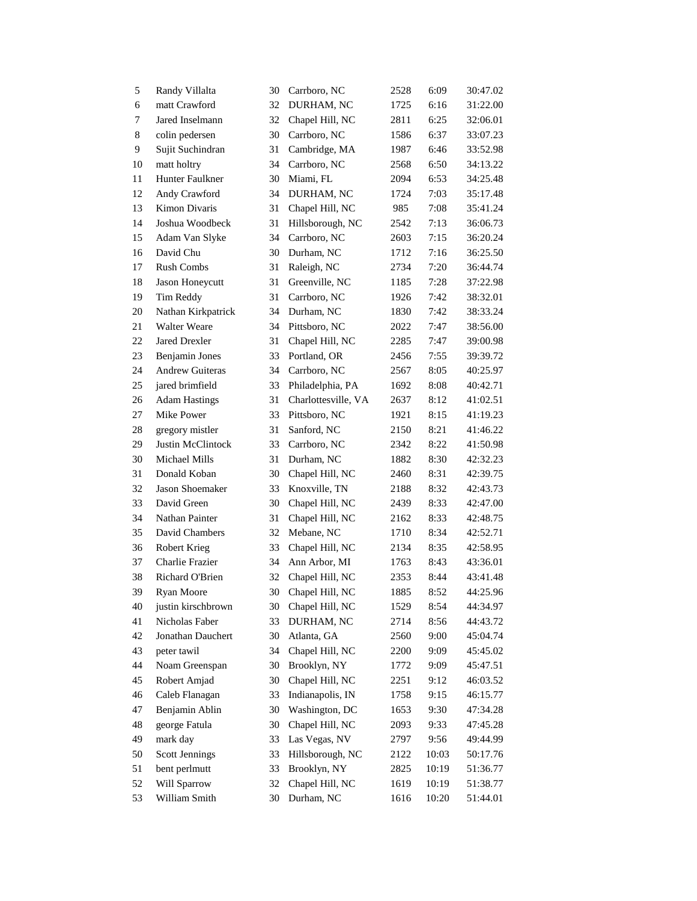| | | | | | | |
|---|---|---|---|---|---|---|
| 5 | Randy Villalta | 30 | Carrboro, NC | 2528 | 6:09 | 30:47.02 |
| 6 | matt Crawford | 32 | DURHAM, NC | 1725 | 6:16 | 31:22.00 |
| 7 | Jared Inselmann | 32 | Chapel Hill, NC | 2811 | 6:25 | 32:06.01 |
| 8 | colin pedersen | 30 | Carrboro, NC | 1586 | 6:37 | 33:07.23 |
| 9 | Sujit Suchindran | 31 | Cambridge, MA | 1987 | 6:46 | 33:52.98 |
| 10 | matt holtry | 34 | Carrboro, NC | 2568 | 6:50 | 34:13.22 |
| 11 | Hunter Faulkner | 30 | Miami, FL | 2094 | 6:53 | 34:25.48 |
| 12 | Andy Crawford | 34 | DURHAM, NC | 1724 | 7:03 | 35:17.48 |
| 13 | Kimon Divaris | 31 | Chapel Hill, NC | 985 | 7:08 | 35:41.24 |
| 14 | Joshua Woodbeck | 31 | Hillsborough, NC | 2542 | 7:13 | 36:06.73 |
| 15 | Adam Van Slyke | 34 | Carrboro, NC | 2603 | 7:15 | 36:20.24 |
| 16 | David Chu | 30 | Durham, NC | 1712 | 7:16 | 36:25.50 |
| 17 | Rush Combs | 31 | Raleigh, NC | 2734 | 7:20 | 36:44.74 |
| 18 | Jason Honeycutt | 31 | Greenville, NC | 1185 | 7:28 | 37:22.98 |
| 19 | Tim Reddy | 31 | Carrboro, NC | 1926 | 7:42 | 38:32.01 |
| 20 | Nathan Kirkpatrick | 34 | Durham, NC | 1830 | 7:42 | 38:33.24 |
| 21 | Walter Weare | 34 | Pittsboro, NC | 2022 | 7:47 | 38:56.00 |
| 22 | Jared Drexler | 31 | Chapel Hill, NC | 2285 | 7:47 | 39:00.98 |
| 23 | Benjamin Jones | 33 | Portland, OR | 2456 | 7:55 | 39:39.72 |
| 24 | Andrew Guiteras | 34 | Carrboro, NC | 2567 | 8:05 | 40:25.97 |
| 25 | jared brimfield | 33 | Philadelphia, PA | 1692 | 8:08 | 40:42.71 |
| 26 | Adam Hastings | 31 | Charlottesville, VA | 2637 | 8:12 | 41:02.51 |
| 27 | Mike Power | 33 | Pittsboro, NC | 1921 | 8:15 | 41:19.23 |
| 28 | gregory mistler | 31 | Sanford, NC | 2150 | 8:21 | 41:46.22 |
| 29 | Justin McClintock | 33 | Carrboro, NC | 2342 | 8:22 | 41:50.98 |
| 30 | Michael Mills | 31 | Durham, NC | 1882 | 8:30 | 42:32.23 |
| 31 | Donald Koban | 30 | Chapel Hill, NC | 2460 | 8:31 | 42:39.75 |
| 32 | Jason Shoemaker | 33 | Knoxville, TN | 2188 | 8:32 | 42:43.73 |
| 33 | David Green | 30 | Chapel Hill, NC | 2439 | 8:33 | 42:47.00 |
| 34 | Nathan Painter | 31 | Chapel Hill, NC | 2162 | 8:33 | 42:48.75 |
| 35 | David Chambers | 32 | Mebane, NC | 1710 | 8:34 | 42:52.71 |
| 36 | Robert Krieg | 33 | Chapel Hill, NC | 2134 | 8:35 | 42:58.95 |
| 37 | Charlie Frazier | 34 | Ann Arbor, MI | 1763 | 8:43 | 43:36.01 |
| 38 | Richard O'Brien | 32 | Chapel Hill, NC | 2353 | 8:44 | 43:41.48 |
| 39 | Ryan Moore | 30 | Chapel Hill, NC | 1885 | 8:52 | 44:25.96 |
| 40 | justin kirschbrown | 30 | Chapel Hill, NC | 1529 | 8:54 | 44:34.97 |
| 41 | Nicholas Faber | 33 | DURHAM, NC | 2714 | 8:56 | 44:43.72 |
| 42 | Jonathan Dauchert | 30 | Atlanta, GA | 2560 | 9:00 | 45:04.74 |
| 43 | peter tawil | 34 | Chapel Hill, NC | 2200 | 9:09 | 45:45.02 |
| 44 | Noam Greenspan | 30 | Brooklyn, NY | 1772 | 9:09 | 45:47.51 |
| 45 | Robert Amjad | 30 | Chapel Hill, NC | 2251 | 9:12 | 46:03.52 |
| 46 | Caleb Flanagan | 33 | Indianapolis, IN | 1758 | 9:15 | 46:15.77 |
| 47 | Benjamin Ablin | 30 | Washington, DC | 1653 | 9:30 | 47:34.28 |
| 48 | george Fatula | 30 | Chapel Hill, NC | 2093 | 9:33 | 47:45.28 |
| 49 | mark day | 33 | Las Vegas, NV | 2797 | 9:56 | 49:44.99 |
| 50 | Scott Jennings | 33 | Hillsborough, NC | 2122 | 10:03 | 50:17.76 |
| 51 | bent perlmutt | 33 | Brooklyn, NY | 2825 | 10:19 | 51:36.77 |
| 52 | Will Sparrow | 32 | Chapel Hill, NC | 1619 | 10:19 | 51:38.77 |
| 53 | William Smith | 30 | Durham, NC | 1616 | 10:20 | 51:44.01 |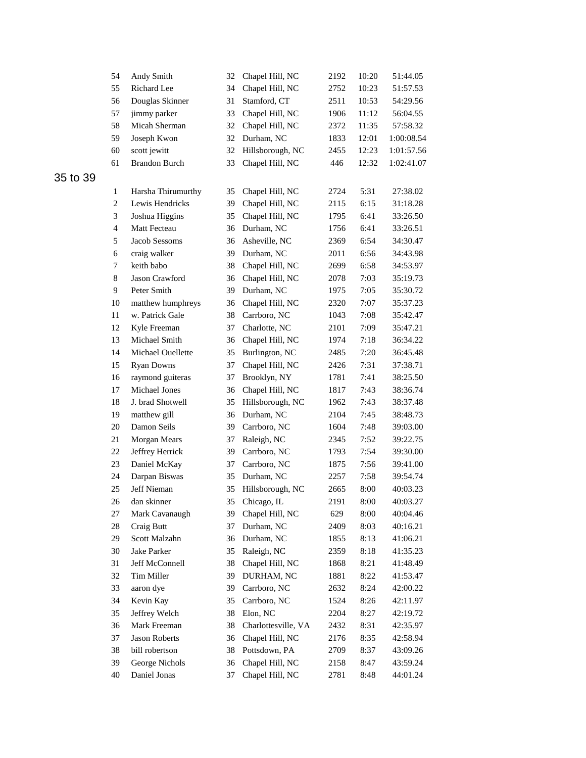| | | | | | | |
|---|---|---|---|---|---|---|
| 54 | Andy Smith | 32 | Chapel Hill, NC | 2192 | 10:20 | 51:44.05 |
| 55 | Richard Lee | 34 | Chapel Hill, NC | 2752 | 10:23 | 51:57.53 |
| 56 | Douglas Skinner | 31 | Stamford, CT | 2511 | 10:53 | 54:29.56 |
| 57 | jimmy parker | 33 | Chapel Hill, NC | 1906 | 11:12 | 56:04.55 |
| 58 | Micah Sherman | 32 | Chapel Hill, NC | 2372 | 11:35 | 57:58.32 |
| 59 | Joseph Kwon | 32 | Durham, NC | 1833 | 12:01 | 1:00:08.54 |
| 60 | scott jewitt | 32 | Hillsborough, NC | 2455 | 12:23 | 1:01:57.56 |
| 61 | Brandon Burch | 33 | Chapel Hill, NC | 446 | 12:32 | 1:02:41.07 |

## 35 to 39

| | | | | | | |
|---|---|---|---|---|---|---|
| 1 | Harsha Thirumurthy | 35 | Chapel Hill, NC | 2724 | 5:31 | 27:38.02 |
| 2 | Lewis Hendricks | 39 | Chapel Hill, NC | 2115 | 6:15 | 31:18.28 |
| 3 | Joshua Higgins | 35 | Chapel Hill, NC | 1795 | 6:41 | 33:26.50 |
| 4 | Matt Fecteau | 36 | Durham, NC | 1756 | 6:41 | 33:26.51 |
| 5 | Jacob Sessoms | 36 | Asheville, NC | 2369 | 6:54 | 34:30.47 |
| 6 | craig walker | 39 | Durham, NC | 2011 | 6:56 | 34:43.98 |
| 7 | keith babo | 38 | Chapel Hill, NC | 2699 | 6:58 | 34:53.97 |
| 8 | Jason Crawford | 36 | Chapel Hill, NC | 2078 | 7:03 | 35:19.73 |
| 9 | Peter Smith | 39 | Durham, NC | 1975 | 7:05 | 35:30.72 |
| 10 | matthew humphreys | 36 | Chapel Hill, NC | 2320 | 7:07 | 35:37.23 |
| 11 | w. Patrick Gale | 38 | Carrboro, NC | 1043 | 7:08 | 35:42.47 |
| 12 | Kyle Freeman | 37 | Charlotte, NC | 2101 | 7:09 | 35:47.21 |
| 13 | Michael Smith | 36 | Chapel Hill, NC | 1974 | 7:18 | 36:34.22 |
| 14 | Michael Ouellette | 35 | Burlington, NC | 2485 | 7:20 | 36:45.48 |
| 15 | Ryan Downs | 37 | Chapel Hill, NC | 2426 | 7:31 | 37:38.71 |
| 16 | raymond guiteras | 37 | Brooklyn, NY | 1781 | 7:41 | 38:25.50 |
| 17 | Michael Jones | 36 | Chapel Hill, NC | 1817 | 7:43 | 38:36.74 |
| 18 | J. brad Shotwell | 35 | Hillsborough, NC | 1962 | 7:43 | 38:37.48 |
| 19 | matthew gill | 36 | Durham, NC | 2104 | 7:45 | 38:48.73 |
| 20 | Damon Seils | 39 | Carrboro, NC | 1604 | 7:48 | 39:03.00 |
| 21 | Morgan Mears | 37 | Raleigh, NC | 2345 | 7:52 | 39:22.75 |
| 22 | Jeffrey Herrick | 39 | Carrboro, NC | 1793 | 7:54 | 39:30.00 |
| 23 | Daniel McKay | 37 | Carrboro, NC | 1875 | 7:56 | 39:41.00 |
| 24 | Darpan Biswas | 35 | Durham, NC | 2257 | 7:58 | 39:54.74 |
| 25 | Jeff Nieman | 35 | Hillsborough, NC | 2665 | 8:00 | 40:03.23 |
| 26 | dan skinner | 35 | Chicago, IL | 2191 | 8:00 | 40:03.27 |
| 27 | Mark Cavanaugh | 39 | Chapel Hill, NC | 629 | 8:00 | 40:04.46 |
| 28 | Craig Butt | 37 | Durham, NC | 2409 | 8:03 | 40:16.21 |
| 29 | Scott Malzahn | 36 | Durham, NC | 1855 | 8:13 | 41:06.21 |
| 30 | Jake Parker | 35 | Raleigh, NC | 2359 | 8:18 | 41:35.23 |
| 31 | Jeff McConnell | 38 | Chapel Hill, NC | 1868 | 8:21 | 41:48.49 |
| 32 | Tim Miller | 39 | DURHAM, NC | 1881 | 8:22 | 41:53.47 |
| 33 | aaron dye | 39 | Carrboro, NC | 2632 | 8:24 | 42:00.22 |
| 34 | Kevin Kay | 35 | Carrboro, NC | 1524 | 8:26 | 42:11.97 |
| 35 | Jeffrey Welch | 38 | Elon, NC | 2204 | 8:27 | 42:19.72 |
| 36 | Mark Freeman | 38 | Charlottesville, VA | 2432 | 8:31 | 42:35.97 |
| 37 | Jason Roberts | 36 | Chapel Hill, NC | 2176 | 8:35 | 42:58.94 |
| 38 | bill robertson | 38 | Pottsdown, PA | 2709 | 8:37 | 43:09.26 |
| 39 | George Nichols | 36 | Chapel Hill, NC | 2158 | 8:47 | 43:59.24 |
| 40 | Daniel Jonas | 37 | Chapel Hill, NC | 2781 | 8:48 | 44:01.24 |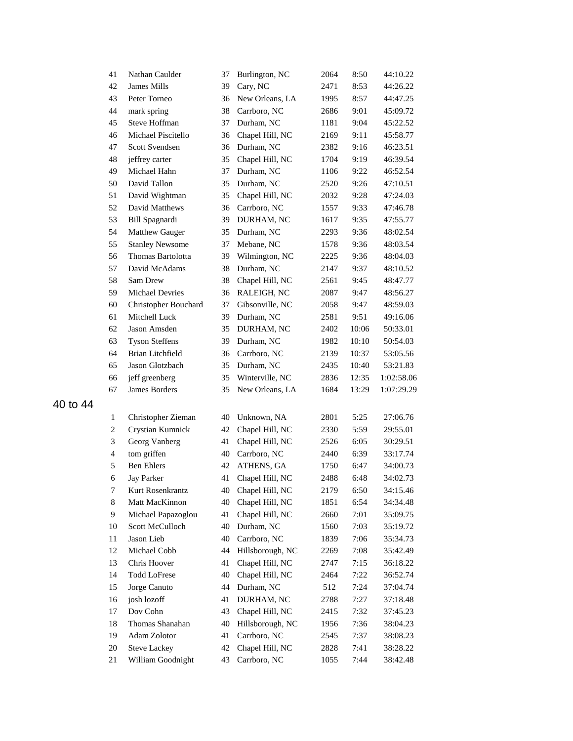| | | | | | | |
|---|---|---|---|---|---|---|
| 41 | Nathan Caulder | 37 | Burlington, NC | 2064 | 8:50 | 44:10.22 |
| 42 | James Mills | 39 | Cary, NC | 2471 | 8:53 | 44:26.22 |
| 43 | Peter Torneo | 36 | New Orleans, LA | 1995 | 8:57 | 44:47.25 |
| 44 | mark spring | 38 | Carrboro, NC | 2686 | 9:01 | 45:09.72 |
| 45 | Steve Hoffman | 37 | Durham, NC | 1181 | 9:04 | 45:22.52 |
| 46 | Michael Piscitello | 36 | Chapel Hill, NC | 2169 | 9:11 | 45:58.77 |
| 47 | Scott Svendsen | 36 | Durham, NC | 2382 | 9:16 | 46:23.51 |
| 48 | jeffrey carter | 35 | Chapel Hill, NC | 1704 | 9:19 | 46:39.54 |
| 49 | Michael Hahn | 37 | Durham, NC | 1106 | 9:22 | 46:52.54 |
| 50 | David Tallon | 35 | Durham, NC | 2520 | 9:26 | 47:10.51 |
| 51 | David Wightman | 35 | Chapel Hill, NC | 2032 | 9:28 | 47:24.03 |
| 52 | David Matthews | 36 | Carrboro, NC | 1557 | 9:33 | 47:46.78 |
| 53 | Bill Spagnardi | 39 | DURHAM, NC | 1617 | 9:35 | 47:55.77 |
| 54 | Matthew Gauger | 35 | Durham, NC | 2293 | 9:36 | 48:02.54 |
| 55 | Stanley Newsome | 37 | Mebane, NC | 1578 | 9:36 | 48:03.54 |
| 56 | Thomas Bartolotta | 39 | Wilmington, NC | 2225 | 9:36 | 48:04.03 |
| 57 | David McAdams | 38 | Durham, NC | 2147 | 9:37 | 48:10.52 |
| 58 | Sam Drew | 38 | Chapel Hill, NC | 2561 | 9:45 | 48:47.77 |
| 59 | Michael Devries | 36 | RALEIGH, NC | 2087 | 9:47 | 48:56.27 |
| 60 | Christopher Bouchard | 37 | Gibsonville, NC | 2058 | 9:47 | 48:59.03 |
| 61 | Mitchell Luck | 39 | Durham, NC | 2581 | 9:51 | 49:16.06 |
| 62 | Jason Amsden | 35 | DURHAM, NC | 2402 | 10:06 | 50:33.01 |
| 63 | Tyson Steffens | 39 | Durham, NC | 1982 | 10:10 | 50:54.03 |
| 64 | Brian Litchfield | 36 | Carrboro, NC | 2139 | 10:37 | 53:05.56 |
| 65 | Jason Glotzbach | 35 | Durham, NC | 2435 | 10:40 | 53:21.83 |
| 66 | jeff greenberg | 35 | Winterville, NC | 2836 | 12:35 | 1:02:58.06 |
| 67 | James Borders | 35 | New Orleans, LA | 1684 | 13:29 | 1:07:29.29 |

40 to 44

| | | | | | | |
|---|---|---|---|---|---|---|
| 1 | Christopher Zieman | 40 | Unknown, NA | 2801 | 5:25 | 27:06.76 |
| 2 | Crystian Kumnick | 42 | Chapel Hill, NC | 2330 | 5:59 | 29:55.01 |
| 3 | Georg Vanberg | 41 | Chapel Hill, NC | 2526 | 6:05 | 30:29.51 |
| 4 | tom griffen | 40 | Carrboro, NC | 2440 | 6:39 | 33:17.74 |
| 5 | Ben Ehlers | 42 | ATHENS, GA | 1750 | 6:47 | 34:00.73 |
| 6 | Jay Parker | 41 | Chapel Hill, NC | 2488 | 6:48 | 34:02.73 |
| 7 | Kurt Rosenkrantz | 40 | Chapel Hill, NC | 2179 | 6:50 | 34:15.46 |
| 8 | Matt MacKinnon | 40 | Chapel Hill, NC | 1851 | 6:54 | 34:34.48 |
| 9 | Michael Papazoglou | 41 | Chapel Hill, NC | 2660 | 7:01 | 35:09.75 |
| 10 | Scott McCulloch | 40 | Durham, NC | 1560 | 7:03 | 35:19.72 |
| 11 | Jason Lieb | 40 | Carrboro, NC | 1839 | 7:06 | 35:34.73 |
| 12 | Michael Cobb | 44 | Hillsborough, NC | 2269 | 7:08 | 35:42.49 |
| 13 | Chris Hoover | 41 | Chapel Hill, NC | 2747 | 7:15 | 36:18.22 |
| 14 | Todd LoFrese | 40 | Chapel Hill, NC | 2464 | 7:22 | 36:52.74 |
| 15 | Jorge Canuto | 44 | Durham, NC | 512 | 7:24 | 37:04.74 |
| 16 | josh lozoff | 41 | DURHAM, NC | 2788 | 7:27 | 37:18.48 |
| 17 | Dov Cohn | 43 | Chapel Hill, NC | 2415 | 7:32 | 37:45.23 |
| 18 | Thomas Shanahan | 40 | Hillsborough, NC | 1956 | 7:36 | 38:04.23 |
| 19 | Adam Zolotor | 41 | Carrboro, NC | 2545 | 7:37 | 38:08.23 |
| 20 | Steve Lackey | 42 | Chapel Hill, NC | 2828 | 7:41 | 38:28.22 |
| 21 | William Goodnight | 43 | Carrboro, NC | 1055 | 7:44 | 38:42.48 |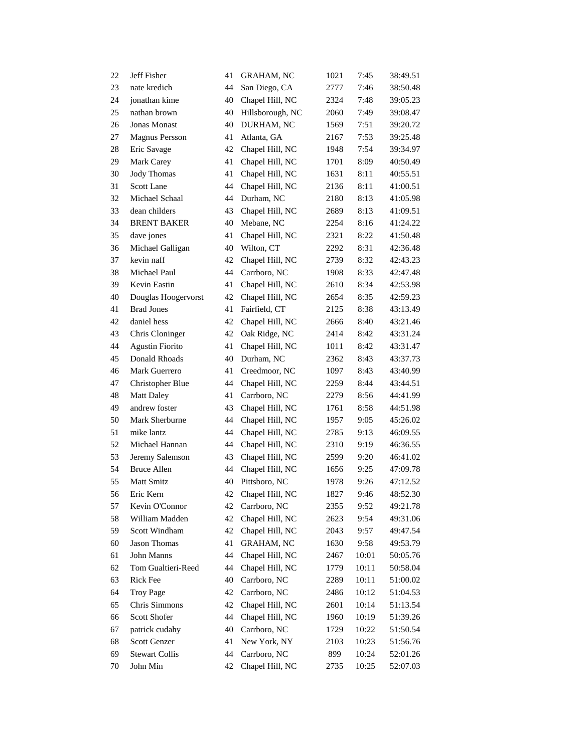| | | | | | | |
|---|---|---|---|---|---|---|
| 22 | Jeff Fisher | 41 | GRAHAM, NC | 1021 | 7:45 | 38:49.51 |
| 23 | nate kredich | 44 | San Diego, CA | 2777 | 7:46 | 38:50.48 |
| 24 | jonathan kime | 40 | Chapel Hill, NC | 2324 | 7:48 | 39:05.23 |
| 25 | nathan brown | 40 | Hillsborough, NC | 2060 | 7:49 | 39:08.47 |
| 26 | Jonas Monast | 40 | DURHAM, NC | 1569 | 7:51 | 39:20.72 |
| 27 | Magnus Persson | 41 | Atlanta, GA | 2167 | 7:53 | 39:25.48 |
| 28 | Eric Savage | 42 | Chapel Hill, NC | 1948 | 7:54 | 39:34.97 |
| 29 | Mark Carey | 41 | Chapel Hill, NC | 1701 | 8:09 | 40:50.49 |
| 30 | Jody Thomas | 41 | Chapel Hill, NC | 1631 | 8:11 | 40:55.51 |
| 31 | Scott Lane | 44 | Chapel Hill, NC | 2136 | 8:11 | 41:00.51 |
| 32 | Michael Schaal | 44 | Durham, NC | 2180 | 8:13 | 41:05.98 |
| 33 | dean childers | 43 | Chapel Hill, NC | 2689 | 8:13 | 41:09.51 |
| 34 | BRENT BAKER | 40 | Mebane, NC | 2254 | 8:16 | 41:24.22 |
| 35 | dave jones | 41 | Chapel Hill, NC | 2321 | 8:22 | 41:50.48 |
| 36 | Michael Galligan | 40 | Wilton, CT | 2292 | 8:31 | 42:36.48 |
| 37 | kevin naff | 42 | Chapel Hill, NC | 2739 | 8:32 | 42:43.23 |
| 38 | Michael Paul | 44 | Carrboro, NC | 1908 | 8:33 | 42:47.48 |
| 39 | Kevin Eastin | 41 | Chapel Hill, NC | 2610 | 8:34 | 42:53.98 |
| 40 | Douglas Hoogervorst | 42 | Chapel Hill, NC | 2654 | 8:35 | 42:59.23 |
| 41 | Brad Jones | 41 | Fairfield, CT | 2125 | 8:38 | 43:13.49 |
| 42 | daniel hess | 42 | Chapel Hill, NC | 2666 | 8:40 | 43:21.46 |
| 43 | Chris Cloninger | 42 | Oak Ridge, NC | 2414 | 8:42 | 43:31.24 |
| 44 | Agustin Fiorito | 41 | Chapel Hill, NC | 1011 | 8:42 | 43:31.47 |
| 45 | Donald Rhoads | 40 | Durham, NC | 2362 | 8:43 | 43:37.73 |
| 46 | Mark Guerrero | 41 | Creedmoor, NC | 1097 | 8:43 | 43:40.99 |
| 47 | Christopher Blue | 44 | Chapel Hill, NC | 2259 | 8:44 | 43:44.51 |
| 48 | Matt Daley | 41 | Carrboro, NC | 2279 | 8:56 | 44:41.99 |
| 49 | andrew foster | 43 | Chapel Hill, NC | 1761 | 8:58 | 44:51.98 |
| 50 | Mark Sherburne | 44 | Chapel Hill, NC | 1957 | 9:05 | 45:26.02 |
| 51 | mike lantz | 44 | Chapel Hill, NC | 2785 | 9:13 | 46:09.55 |
| 52 | Michael Hannan | 44 | Chapel Hill, NC | 2310 | 9:19 | 46:36.55 |
| 53 | Jeremy Salemson | 43 | Chapel Hill, NC | 2599 | 9:20 | 46:41.02 |
| 54 | Bruce Allen | 44 | Chapel Hill, NC | 1656 | 9:25 | 47:09.78 |
| 55 | Matt Smitz | 40 | Pittsboro, NC | 1978 | 9:26 | 47:12.52 |
| 56 | Eric Kern | 42 | Chapel Hill, NC | 1827 | 9:46 | 48:52.30 |
| 57 | Kevin O'Connor | 42 | Carrboro, NC | 2355 | 9:52 | 49:21.78 |
| 58 | William Madden | 42 | Chapel Hill, NC | 2623 | 9:54 | 49:31.06 |
| 59 | Scott Windham | 42 | Chapel Hill, NC | 2043 | 9:57 | 49:47.54 |
| 60 | Jason Thomas | 41 | GRAHAM, NC | 1630 | 9:58 | 49:53.79 |
| 61 | John Manns | 44 | Chapel Hill, NC | 2467 | 10:01 | 50:05.76 |
| 62 | Tom Gualtieri-Reed | 44 | Chapel Hill, NC | 1779 | 10:11 | 50:58.04 |
| 63 | Rick Fee | 40 | Carrboro, NC | 2289 | 10:11 | 51:00.02 |
| 64 | Troy Page | 42 | Carrboro, NC | 2486 | 10:12 | 51:04.53 |
| 65 | Chris Simmons | 42 | Chapel Hill, NC | 2601 | 10:14 | 51:13.54 |
| 66 | Scott Shofer | 44 | Chapel Hill, NC | 1960 | 10:19 | 51:39.26 |
| 67 | patrick cudahy | 40 | Carrboro, NC | 1729 | 10:22 | 51:50.54 |
| 68 | Scott Genzer | 41 | New York, NY | 2103 | 10:23 | 51:56.76 |
| 69 | Stewart Collis | 44 | Carrboro, NC | 899 | 10:24 | 52:01.26 |
| 70 | John Min | 42 | Chapel Hill, NC | 2735 | 10:25 | 52:07.03 |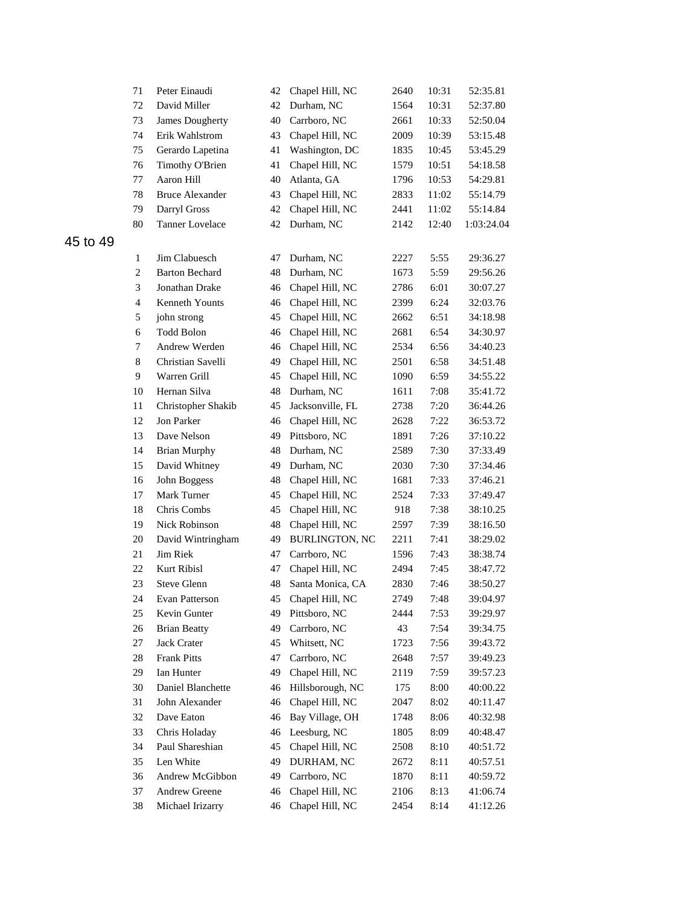| | | | | | | |
|---|---|---|---|---|---|---|
| 71 | Peter Einaudi | 42 | Chapel Hill, NC | 2640 | 10:31 | 52:35.81 |
| 72 | David Miller | 42 | Durham, NC | 1564 | 10:31 | 52:37.80 |
| 73 | James Dougherty | 40 | Carrboro, NC | 2661 | 10:33 | 52:50.04 |
| 74 | Erik Wahlstrom | 43 | Chapel Hill, NC | 2009 | 10:39 | 53:15.48 |
| 75 | Gerardo Lapetina | 41 | Washington, DC | 1835 | 10:45 | 53:45.29 |
| 76 | Timothy O'Brien | 41 | Chapel Hill, NC | 1579 | 10:51 | 54:18.58 |
| 77 | Aaron Hill | 40 | Atlanta, GA | 1796 | 10:53 | 54:29.81 |
| 78 | Bruce Alexander | 43 | Chapel Hill, NC | 2833 | 11:02 | 55:14.79 |
| 79 | Darryl Gross | 42 | Chapel Hill, NC | 2441 | 11:02 | 55:14.84 |
| 80 | Tanner Lovelace | 42 | Durham, NC | 2142 | 12:40 | 1:03:24.04 |

## 45 to 49

| | | | | | | |
|---|---|---|---|---|---|---|
| 1 | Jim Clabuesch | 47 | Durham, NC | 2227 | 5:55 | 29:36.27 |
| 2 | Barton Bechard | 48 | Durham, NC | 1673 | 5:59 | 29:56.26 |
| 3 | Jonathan Drake | 46 | Chapel Hill, NC | 2786 | 6:01 | 30:07.27 |
| 4 | Kenneth Younts | 46 | Chapel Hill, NC | 2399 | 6:24 | 32:03.76 |
| 5 | john strong | 45 | Chapel Hill, NC | 2662 | 6:51 | 34:18.98 |
| 6 | Todd Bolon | 46 | Chapel Hill, NC | 2681 | 6:54 | 34:30.97 |
| 7 | Andrew Werden | 46 | Chapel Hill, NC | 2534 | 6:56 | 34:40.23 |
| 8 | Christian Savelli | 49 | Chapel Hill, NC | 2501 | 6:58 | 34:51.48 |
| 9 | Warren Grill | 45 | Chapel Hill, NC | 1090 | 6:59 | 34:55.22 |
| 10 | Hernan Silva | 48 | Durham, NC | 1611 | 7:08 | 35:41.72 |
| 11 | Christopher Shakib | 45 | Jacksonville, FL | 2738 | 7:20 | 36:44.26 |
| 12 | Jon Parker | 46 | Chapel Hill, NC | 2628 | 7:22 | 36:53.72 |
| 13 | Dave Nelson | 49 | Pittsboro, NC | 1891 | 7:26 | 37:10.22 |
| 14 | Brian Murphy | 48 | Durham, NC | 2589 | 7:30 | 37:33.49 |
| 15 | David Whitney | 49 | Durham, NC | 2030 | 7:30 | 37:34.46 |
| 16 | John Boggess | 48 | Chapel Hill, NC | 1681 | 7:33 | 37:46.21 |
| 17 | Mark Turner | 45 | Chapel Hill, NC | 2524 | 7:33 | 37:49.47 |
| 18 | Chris Combs | 45 | Chapel Hill, NC | 918 | 7:38 | 38:10.25 |
| 19 | Nick Robinson | 48 | Chapel Hill, NC | 2597 | 7:39 | 38:16.50 |
| 20 | David Wintringham | 49 | BURLINGTON, NC | 2211 | 7:41 | 38:29.02 |
| 21 | Jim Riek | 47 | Carrboro, NC | 1596 | 7:43 | 38:38.74 |
| 22 | Kurt Ribisl | 47 | Chapel Hill, NC | 2494 | 7:45 | 38:47.72 |
| 23 | Steve Glenn | 48 | Santa Monica, CA | 2830 | 7:46 | 38:50.27 |
| 24 | Evan Patterson | 45 | Chapel Hill, NC | 2749 | 7:48 | 39:04.97 |
| 25 | Kevin Gunter | 49 | Pittsboro, NC | 2444 | 7:53 | 39:29.97 |
| 26 | Brian Beatty | 49 | Carrboro, NC | 43 | 7:54 | 39:34.75 |
| 27 | Jack Crater | 45 | Whitsett, NC | 1723 | 7:56 | 39:43.72 |
| 28 | Frank Pitts | 47 | Carrboro, NC | 2648 | 7:57 | 39:49.23 |
| 29 | Ian Hunter | 49 | Chapel Hill, NC | 2119 | 7:59 | 39:57.23 |
| 30 | Daniel Blanchette | 46 | Hillsborough, NC | 175 | 8:00 | 40:00.22 |
| 31 | John Alexander | 46 | Chapel Hill, NC | 2047 | 8:02 | 40:11.47 |
| 32 | Dave Eaton | 46 | Bay Village, OH | 1748 | 8:06 | 40:32.98 |
| 33 | Chris Holaday | 46 | Leesburg, NC | 1805 | 8:09 | 40:48.47 |
| 34 | Paul Shareshian | 45 | Chapel Hill, NC | 2508 | 8:10 | 40:51.72 |
| 35 | Len White | 49 | DURHAM, NC | 2672 | 8:11 | 40:57.51 |
| 36 | Andrew McGibbon | 49 | Carrboro, NC | 1870 | 8:11 | 40:59.72 |
| 37 | Andrew Greene | 46 | Chapel Hill, NC | 2106 | 8:13 | 41:06.74 |
| 38 | Michael Irizarry | 46 | Chapel Hill, NC | 2454 | 8:14 | 41:12.26 |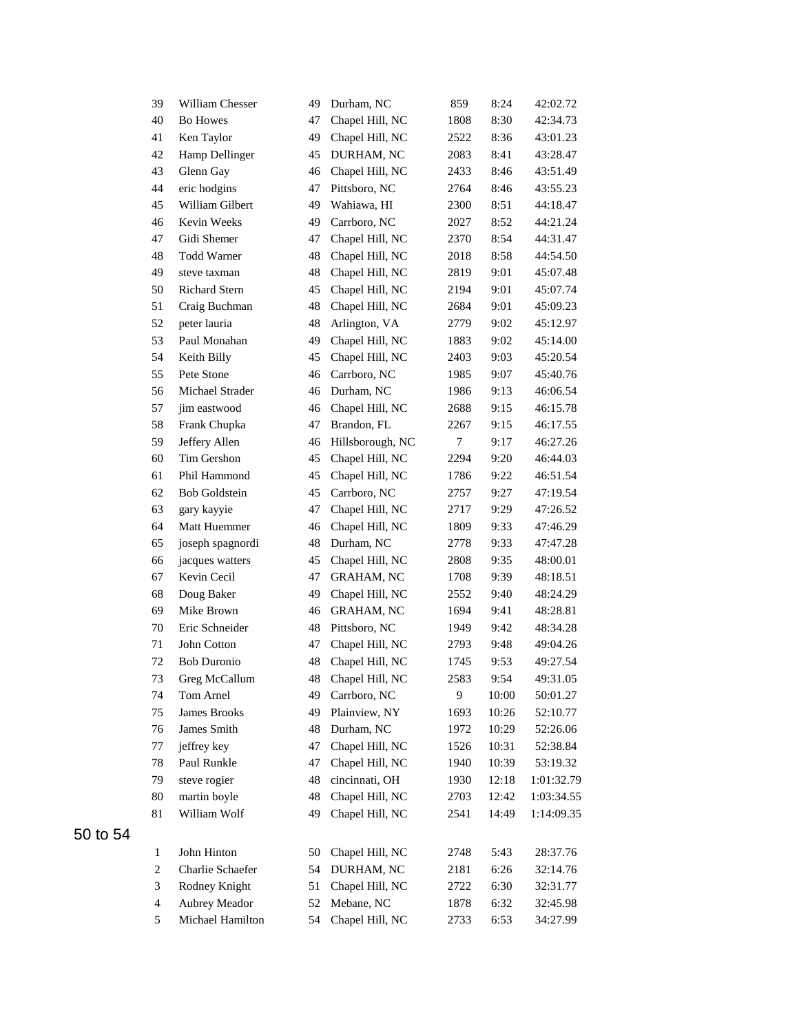| | | | | | | |
|---|---|---|---|---|---|---|
| 39 | William Chesser | 49 | Durham, NC | 859 | 8:24 | 42:02.72 |
| 40 | Bo Howes | 47 | Chapel Hill, NC | 1808 | 8:30 | 42:34.73 |
| 41 | Ken Taylor | 49 | Chapel Hill, NC | 2522 | 8:36 | 43:01.23 |
| 42 | Hamp Dellinger | 45 | DURHAM, NC | 2083 | 8:41 | 43:28.47 |
| 43 | Glenn Gay | 46 | Chapel Hill, NC | 2433 | 8:46 | 43:51.49 |
| 44 | eric hodgins | 47 | Pittsboro, NC | 2764 | 8:46 | 43:55.23 |
| 45 | William Gilbert | 49 | Wahiawa, HI | 2300 | 8:51 | 44:18.47 |
| 46 | Kevin Weeks | 49 | Carrboro, NC | 2027 | 8:52 | 44:21.24 |
| 47 | Gidi Shemer | 47 | Chapel Hill, NC | 2370 | 8:54 | 44:31.47 |
| 48 | Todd Warner | 48 | Chapel Hill, NC | 2018 | 8:58 | 44:54.50 |
| 49 | steve taxman | 48 | Chapel Hill, NC | 2819 | 9:01 | 45:07.48 |
| 50 | Richard Stern | 45 | Chapel Hill, NC | 2194 | 9:01 | 45:07.74 |
| 51 | Craig Buchman | 48 | Chapel Hill, NC | 2684 | 9:01 | 45:09.23 |
| 52 | peter lauria | 48 | Arlington, VA | 2779 | 9:02 | 45:12.97 |
| 53 | Paul Monahan | 49 | Chapel Hill, NC | 1883 | 9:02 | 45:14.00 |
| 54 | Keith Billy | 45 | Chapel Hill, NC | 2403 | 9:03 | 45:20.54 |
| 55 | Pete Stone | 46 | Carrboro, NC | 1985 | 9:07 | 45:40.76 |
| 56 | Michael Strader | 46 | Durham, NC | 1986 | 9:13 | 46:06.54 |
| 57 | jim eastwood | 46 | Chapel Hill, NC | 2688 | 9:15 | 46:15.78 |
| 58 | Frank Chupka | 47 | Brandon, FL | 2267 | 9:15 | 46:17.55 |
| 59 | Jeffery Allen | 46 | Hillsborough, NC | 7 | 9:17 | 46:27.26 |
| 60 | Tim Gershon | 45 | Chapel Hill, NC | 2294 | 9:20 | 46:44.03 |
| 61 | Phil Hammond | 45 | Chapel Hill, NC | 1786 | 9:22 | 46:51.54 |
| 62 | Bob Goldstein | 45 | Carrboro, NC | 2757 | 9:27 | 47:19.54 |
| 63 | gary kayyie | 47 | Chapel Hill, NC | 2717 | 9:29 | 47:26.52 |
| 64 | Matt Huemmer | 46 | Chapel Hill, NC | 1809 | 9:33 | 47:46.29 |
| 65 | joseph spagnordi | 48 | Durham, NC | 2778 | 9:33 | 47:47.28 |
| 66 | jacques watters | 45 | Chapel Hill, NC | 2808 | 9:35 | 48:00.01 |
| 67 | Kevin Cecil | 47 | GRAHAM, NC | 1708 | 9:39 | 48:18.51 |
| 68 | Doug Baker | 49 | Chapel Hill, NC | 2552 | 9:40 | 48:24.29 |
| 69 | Mike Brown | 46 | GRAHAM, NC | 1694 | 9:41 | 48:28.81 |
| 70 | Eric Schneider | 48 | Pittsboro, NC | 1949 | 9:42 | 48:34.28 |
| 71 | John Cotton | 47 | Chapel Hill, NC | 2793 | 9:48 | 49:04.26 |
| 72 | Bob Duronio | 48 | Chapel Hill, NC | 1745 | 9:53 | 49:27.54 |
| 73 | Greg McCallum | 48 | Chapel Hill, NC | 2583 | 9:54 | 49:31.05 |
| 74 | Tom Arnel | 49 | Carrboro, NC | 9 | 10:00 | 50:01.27 |
| 75 | James Brooks | 49 | Plainview, NY | 1693 | 10:26 | 52:10.77 |
| 76 | James Smith | 48 | Durham, NC | 1972 | 10:29 | 52:26.06 |
| 77 | jeffrey key | 47 | Chapel Hill, NC | 1526 | 10:31 | 52:38.84 |
| 78 | Paul Runkle | 47 | Chapel Hill, NC | 1940 | 10:39 | 53:19.32 |
| 79 | steve rogier | 48 | cincinnati, OH | 1930 | 12:18 | 1:01:32.79 |
| 80 | martin boyle | 48 | Chapel Hill, NC | 2703 | 12:42 | 1:03:34.55 |
| 81 | William Wolf | 49 | Chapel Hill, NC | 2541 | 14:49 | 1:14:09.35 |

## 50 to 54

| | | | | | | |
|---|---|---|---|---|---|---|
| 1 | John Hinton | 50 | Chapel Hill, NC | 2748 | 5:43 | 28:37.76 |
| 2 | Charlie Schaefer | 54 | DURHAM, NC | 2181 | 6:26 | 32:14.76 |
| 3 | Rodney Knight | 51 | Chapel Hill, NC | 2722 | 6:30 | 32:31.77 |
| 4 | Aubrey Meador | 52 | Mebane, NC | 1878 | 6:32 | 32:45.98 |
| 5 | Michael Hamilton | 54 | Chapel Hill, NC | 2733 | 6:53 | 34:27.99 |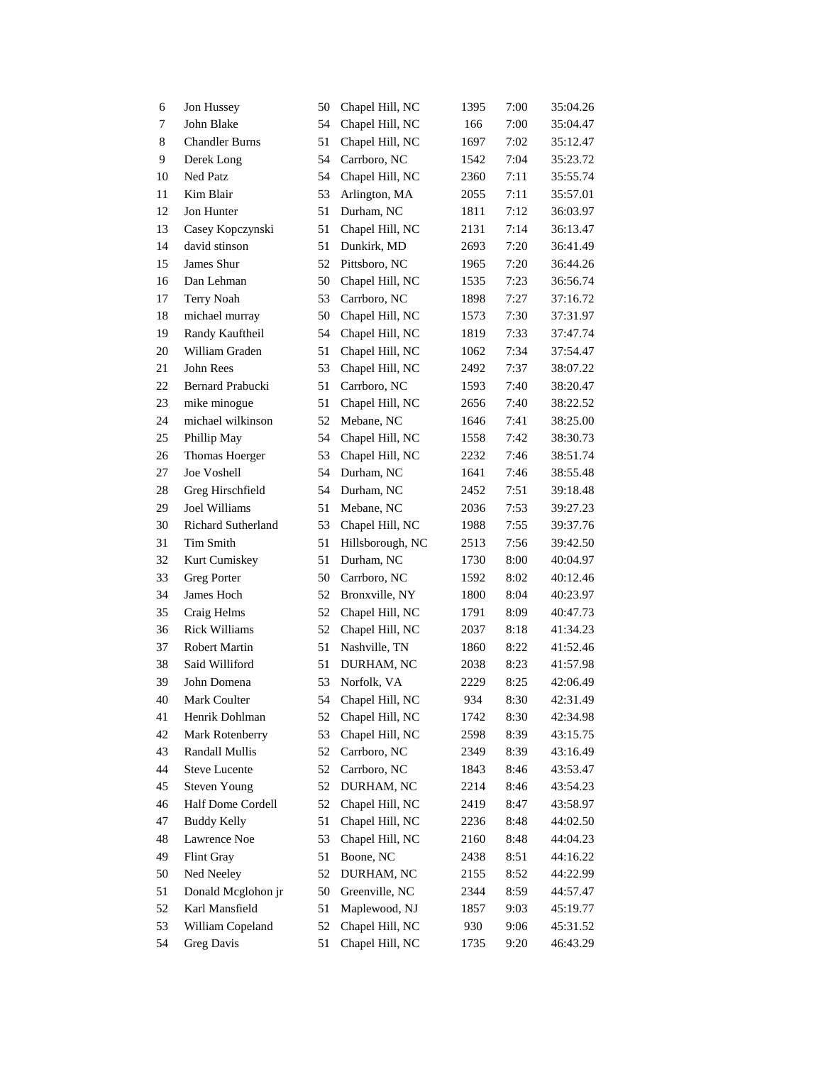| | | | | | | |
|---|---|---|---|---|---|---|
| 6 | Jon Hussey | 50 | Chapel Hill, NC | 1395 | 7:00 | 35:04.26 |
| 7 | John Blake | 54 | Chapel Hill, NC | 166 | 7:00 | 35:04.47 |
| 8 | Chandler Burns | 51 | Chapel Hill, NC | 1697 | 7:02 | 35:12.47 |
| 9 | Derek Long | 54 | Carrboro, NC | 1542 | 7:04 | 35:23.72 |
| 10 | Ned Patz | 54 | Chapel Hill, NC | 2360 | 7:11 | 35:55.74 |
| 11 | Kim Blair | 53 | Arlington, MA | 2055 | 7:11 | 35:57.01 |
| 12 | Jon Hunter | 51 | Durham, NC | 1811 | 7:12 | 36:03.97 |
| 13 | Casey Kopczynski | 51 | Chapel Hill, NC | 2131 | 7:14 | 36:13.47 |
| 14 | david stinson | 51 | Dunkirk, MD | 2693 | 7:20 | 36:41.49 |
| 15 | James Shur | 52 | Pittsboro, NC | 1965 | 7:20 | 36:44.26 |
| 16 | Dan Lehman | 50 | Chapel Hill, NC | 1535 | 7:23 | 36:56.74 |
| 17 | Terry Noah | 53 | Carrboro, NC | 1898 | 7:27 | 37:16.72 |
| 18 | michael murray | 50 | Chapel Hill, NC | 1573 | 7:30 | 37:31.97 |
| 19 | Randy Kauftheil | 54 | Chapel Hill, NC | 1819 | 7:33 | 37:47.74 |
| 20 | William Graden | 51 | Chapel Hill, NC | 1062 | 7:34 | 37:54.47 |
| 21 | John Rees | 53 | Chapel Hill, NC | 2492 | 7:37 | 38:07.22 |
| 22 | Bernard Prabucki | 51 | Carrboro, NC | 1593 | 7:40 | 38:20.47 |
| 23 | mike minogue | 51 | Chapel Hill, NC | 2656 | 7:40 | 38:22.52 |
| 24 | michael wilkinson | 52 | Mebane, NC | 1646 | 7:41 | 38:25.00 |
| 25 | Phillip May | 54 | Chapel Hill, NC | 1558 | 7:42 | 38:30.73 |
| 26 | Thomas Hoerger | 53 | Chapel Hill, NC | 2232 | 7:46 | 38:51.74 |
| 27 | Joe Voshell | 54 | Durham, NC | 1641 | 7:46 | 38:55.48 |
| 28 | Greg Hirschfield | 54 | Durham, NC | 2452 | 7:51 | 39:18.48 |
| 29 | Joel Williams | 51 | Mebane, NC | 2036 | 7:53 | 39:27.23 |
| 30 | Richard Sutherland | 53 | Chapel Hill, NC | 1988 | 7:55 | 39:37.76 |
| 31 | Tim Smith | 51 | Hillsborough, NC | 2513 | 7:56 | 39:42.50 |
| 32 | Kurt Cumiskey | 51 | Durham, NC | 1730 | 8:00 | 40:04.97 |
| 33 | Greg Porter | 50 | Carrboro, NC | 1592 | 8:02 | 40:12.46 |
| 34 | James Hoch | 52 | Bronxville, NY | 1800 | 8:04 | 40:23.97 |
| 35 | Craig Helms | 52 | Chapel Hill, NC | 1791 | 8:09 | 40:47.73 |
| 36 | Rick Williams | 52 | Chapel Hill, NC | 2037 | 8:18 | 41:34.23 |
| 37 | Robert Martin | 51 | Nashville, TN | 1860 | 8:22 | 41:52.46 |
| 38 | Said Williford | 51 | DURHAM, NC | 2038 | 8:23 | 41:57.98 |
| 39 | John Domena | 53 | Norfolk, VA | 2229 | 8:25 | 42:06.49 |
| 40 | Mark Coulter | 54 | Chapel Hill, NC | 934 | 8:30 | 42:31.49 |
| 41 | Henrik Dohlman | 52 | Chapel Hill, NC | 1742 | 8:30 | 42:34.98 |
| 42 | Mark Rotenberry | 53 | Chapel Hill, NC | 2598 | 8:39 | 43:15.75 |
| 43 | Randall Mullis | 52 | Carrboro, NC | 2349 | 8:39 | 43:16.49 |
| 44 | Steve Lucente | 52 | Carrboro, NC | 1843 | 8:46 | 43:53.47 |
| 45 | Steven Young | 52 | DURHAM, NC | 2214 | 8:46 | 43:54.23 |
| 46 | Half Dome Cordell | 52 | Chapel Hill, NC | 2419 | 8:47 | 43:58.97 |
| 47 | Buddy Kelly | 51 | Chapel Hill, NC | 2236 | 8:48 | 44:02.50 |
| 48 | Lawrence Noe | 53 | Chapel Hill, NC | 2160 | 8:48 | 44:04.23 |
| 49 | Flint Gray | 51 | Boone, NC | 2438 | 8:51 | 44:16.22 |
| 50 | Ned Neeley | 52 | DURHAM, NC | 2155 | 8:52 | 44:22.99 |
| 51 | Donald Mcglohon jr | 50 | Greenville, NC | 2344 | 8:59 | 44:57.47 |
| 52 | Karl Mansfield | 51 | Maplewood, NJ | 1857 | 9:03 | 45:19.77 |
| 53 | William Copeland | 52 | Chapel Hill, NC | 930 | 9:06 | 45:31.52 |
| 54 | Greg Davis | 51 | Chapel Hill, NC | 1735 | 9:20 | 46:43.29 |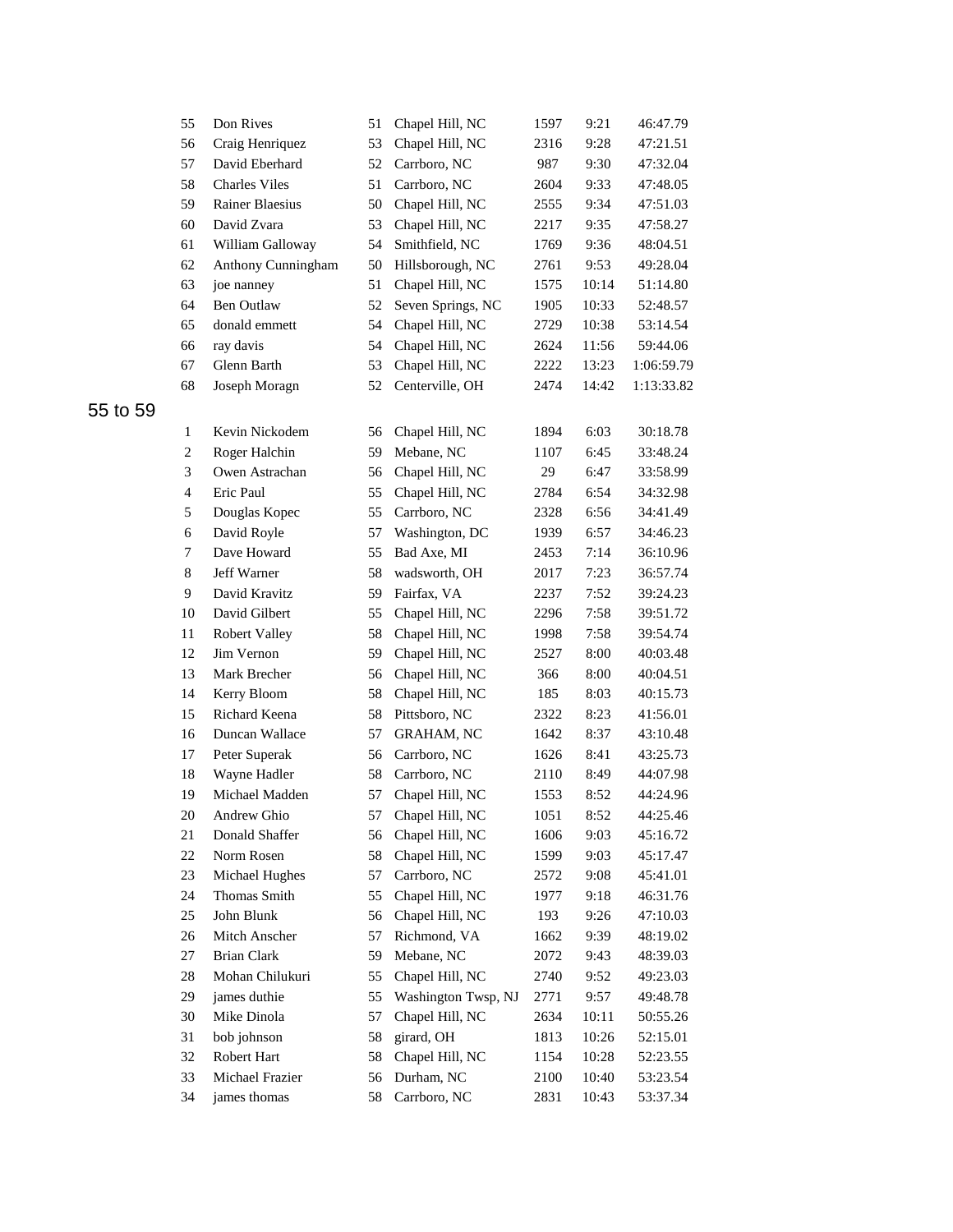| | | | | | | |
|---|---|---|---|---|---|---|
| 55 | Don Rives | 51 | Chapel Hill, NC | 1597 | 9:21 | 46:47.79 |
| 56 | Craig Henriquez | 53 | Chapel Hill, NC | 2316 | 9:28 | 47:21.51 |
| 57 | David Eberhard | 52 | Carrboro, NC | 987 | 9:30 | 47:32.04 |
| 58 | Charles Viles | 51 | Carrboro, NC | 2604 | 9:33 | 47:48.05 |
| 59 | Rainer Blaesius | 50 | Chapel Hill, NC | 2555 | 9:34 | 47:51.03 |
| 60 | David Zvara | 53 | Chapel Hill, NC | 2217 | 9:35 | 47:58.27 |
| 61 | William Galloway | 54 | Smithfield, NC | 1769 | 9:36 | 48:04.51 |
| 62 | Anthony Cunningham | 50 | Hillsborough, NC | 2761 | 9:53 | 49:28.04 |
| 63 | joe nanney | 51 | Chapel Hill, NC | 1575 | 10:14 | 51:14.80 |
| 64 | Ben Outlaw | 52 | Seven Springs, NC | 1905 | 10:33 | 52:48.57 |
| 65 | donald emmett | 54 | Chapel Hill, NC | 2729 | 10:38 | 53:14.54 |
| 66 | ray davis | 54 | Chapel Hill, NC | 2624 | 11:56 | 59:44.06 |
| 67 | Glenn Barth | 53 | Chapel Hill, NC | 2222 | 13:23 | 1:06:59.79 |
| 68 | Joseph Moragn | 52 | Centerville, OH | 2474 | 14:42 | 1:13:33.82 |

## 55 to 59

| | | | | | | |
|---|---|---|---|---|---|---|
| 1 | Kevin Nickodem | 56 | Chapel Hill, NC | 1894 | 6:03 | 30:18.78 |
| 2 | Roger Halchin | 59 | Mebane, NC | 1107 | 6:45 | 33:48.24 |
| 3 | Owen Astrachan | 56 | Chapel Hill, NC | 29 | 6:47 | 33:58.99 |
| 4 | Eric Paul | 55 | Chapel Hill, NC | 2784 | 6:54 | 34:32.98 |
| 5 | Douglas Kopec | 55 | Carrboro, NC | 2328 | 6:56 | 34:41.49 |
| 6 | David Royle | 57 | Washington, DC | 1939 | 6:57 | 34:46.23 |
| 7 | Dave Howard | 55 | Bad Axe, MI | 2453 | 7:14 | 36:10.96 |
| 8 | Jeff Warner | 58 | wadsworth, OH | 2017 | 7:23 | 36:57.74 |
| 9 | David Kravitz | 59 | Fairfax, VA | 2237 | 7:52 | 39:24.23 |
| 10 | David Gilbert | 55 | Chapel Hill, NC | 2296 | 7:58 | 39:51.72 |
| 11 | Robert Valley | 58 | Chapel Hill, NC | 1998 | 7:58 | 39:54.74 |
| 12 | Jim Vernon | 59 | Chapel Hill, NC | 2527 | 8:00 | 40:03.48 |
| 13 | Mark Brecher | 56 | Chapel Hill, NC | 366 | 8:00 | 40:04.51 |
| 14 | Kerry Bloom | 58 | Chapel Hill, NC | 185 | 8:03 | 40:15.73 |
| 15 | Richard Keena | 58 | Pittsboro, NC | 2322 | 8:23 | 41:56.01 |
| 16 | Duncan Wallace | 57 | GRAHAM, NC | 1642 | 8:37 | 43:10.48 |
| 17 | Peter Superak | 56 | Carrboro, NC | 1626 | 8:41 | 43:25.73 |
| 18 | Wayne Hadler | 58 | Carrboro, NC | 2110 | 8:49 | 44:07.98 |
| 19 | Michael Madden | 57 | Chapel Hill, NC | 1553 | 8:52 | 44:24.96 |
| 20 | Andrew Ghio | 57 | Chapel Hill, NC | 1051 | 8:52 | 44:25.46 |
| 21 | Donald Shaffer | 56 | Chapel Hill, NC | 1606 | 9:03 | 45:16.72 |
| 22 | Norm Rosen | 58 | Chapel Hill, NC | 1599 | 9:03 | 45:17.47 |
| 23 | Michael Hughes | 57 | Carrboro, NC | 2572 | 9:08 | 45:41.01 |
| 24 | Thomas Smith | 55 | Chapel Hill, NC | 1977 | 9:18 | 46:31.76 |
| 25 | John Blunk | 56 | Chapel Hill, NC | 193 | 9:26 | 47:10.03 |
| 26 | Mitch Anscher | 57 | Richmond, VA | 1662 | 9:39 | 48:19.02 |
| 27 | Brian Clark | 59 | Mebane, NC | 2072 | 9:43 | 48:39.03 |
| 28 | Mohan Chilukuri | 55 | Chapel Hill, NC | 2740 | 9:52 | 49:23.03 |
| 29 | james duthie | 55 | Washington Twsp, NJ | 2771 | 9:57 | 49:48.78 |
| 30 | Mike Dinola | 57 | Chapel Hill, NC | 2634 | 10:11 | 50:55.26 |
| 31 | bob johnson | 58 | girard, OH | 1813 | 10:26 | 52:15.01 |
| 32 | Robert Hart | 58 | Chapel Hill, NC | 1154 | 10:28 | 52:23.55 |
| 33 | Michael Frazier | 56 | Durham, NC | 2100 | 10:40 | 53:23.54 |
| 34 | james thomas | 58 | Carrboro, NC | 2831 | 10:43 | 53:37.34 |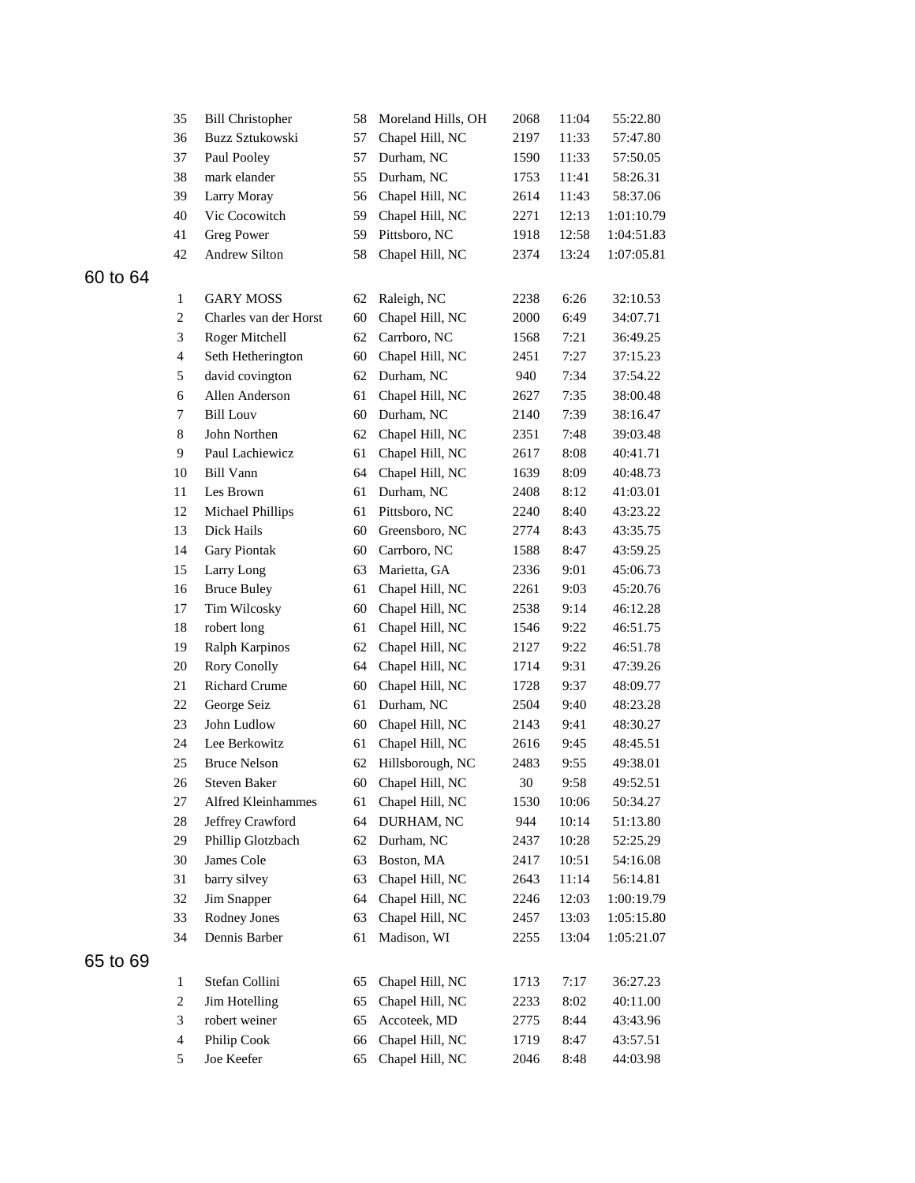| | | | | | | |
|---|---|---|---|---|---|---|
| 35 | Bill Christopher | 58 | Moreland Hills, OH | 2068 | 11:04 | 55:22.80 |
| 36 | Buzz Sztukowski | 57 | Chapel Hill, NC | 2197 | 11:33 | 57:47.80 |
| 37 | Paul Pooley | 57 | Durham, NC | 1590 | 11:33 | 57:50.05 |
| 38 | mark elander | 55 | Durham, NC | 1753 | 11:41 | 58:26.31 |
| 39 | Larry Moray | 56 | Chapel Hill, NC | 2614 | 11:43 | 58:37.06 |
| 40 | Vic Cocowitch | 59 | Chapel Hill, NC | 2271 | 12:13 | 1:01:10.79 |
| 41 | Greg Power | 59 | Pittsboro, NC | 1918 | 12:58 | 1:04:51.83 |
| 42 | Andrew Silton | 58 | Chapel Hill, NC | 2374 | 13:24 | 1:07:05.81 |

## 60 to 64

| | | | | | | |
|---|---|---|---|---|---|---|
| 1 | GARY MOSS | 62 | Raleigh, NC | 2238 | 6:26 | 32:10.53 |
| 2 | Charles van der Horst | 60 | Chapel Hill, NC | 2000 | 6:49 | 34:07.71 |
| 3 | Roger Mitchell | 62 | Carrboro, NC | 1568 | 7:21 | 36:49.25 |
| 4 | Seth Hetherington | 60 | Chapel Hill, NC | 2451 | 7:27 | 37:15.23 |
| 5 | david covington | 62 | Durham, NC | 940 | 7:34 | 37:54.22 |
| 6 | Allen Anderson | 61 | Chapel Hill, NC | 2627 | 7:35 | 38:00.48 |
| 7 | Bill Louv | 60 | Durham, NC | 2140 | 7:39 | 38:16.47 |
| 8 | John Northen | 62 | Chapel Hill, NC | 2351 | 7:48 | 39:03.48 |
| 9 | Paul Lachiewicz | 61 | Chapel Hill, NC | 2617 | 8:08 | 40:41.71 |
| 10 | Bill Vann | 64 | Chapel Hill, NC | 1639 | 8:09 | 40:48.73 |
| 11 | Les Brown | 61 | Durham, NC | 2408 | 8:12 | 41:03.01 |
| 12 | Michael Phillips | 61 | Pittsboro, NC | 2240 | 8:40 | 43:23.22 |
| 13 | Dick Hails | 60 | Greensboro, NC | 2774 | 8:43 | 43:35.75 |
| 14 | Gary Piontak | 60 | Carrboro, NC | 1588 | 8:47 | 43:59.25 |
| 15 | Larry Long | 63 | Marietta, GA | 2336 | 9:01 | 45:06.73 |
| 16 | Bruce Buley | 61 | Chapel Hill, NC | 2261 | 9:03 | 45:20.76 |
| 17 | Tim Wilcosky | 60 | Chapel Hill, NC | 2538 | 9:14 | 46:12.28 |
| 18 | robert long | 61 | Chapel Hill, NC | 1546 | 9:22 | 46:51.75 |
| 19 | Ralph Karpinos | 62 | Chapel Hill, NC | 2127 | 9:22 | 46:51.78 |
| 20 | Rory Conolly | 64 | Chapel Hill, NC | 1714 | 9:31 | 47:39.26 |
| 21 | Richard Crume | 60 | Chapel Hill, NC | 1728 | 9:37 | 48:09.77 |
| 22 | George Seiz | 61 | Durham, NC | 2504 | 9:40 | 48:23.28 |
| 23 | John Ludlow | 60 | Chapel Hill, NC | 2143 | 9:41 | 48:30.27 |
| 24 | Lee Berkowitz | 61 | Chapel Hill, NC | 2616 | 9:45 | 48:45.51 |
| 25 | Bruce Nelson | 62 | Hillsborough, NC | 2483 | 9:55 | 49:38.01 |
| 26 | Steven Baker | 60 | Chapel Hill, NC | 30 | 9:58 | 49:52.51 |
| 27 | Alfred Kleinhammes | 61 | Chapel Hill, NC | 1530 | 10:06 | 50:34.27 |
| 28 | Jeffrey Crawford | 64 | DURHAM, NC | 944 | 10:14 | 51:13.80 |
| 29 | Phillip Glotzbach | 62 | Durham, NC | 2437 | 10:28 | 52:25.29 |
| 30 | James Cole | 63 | Boston, MA | 2417 | 10:51 | 54:16.08 |
| 31 | barry silvey | 63 | Chapel Hill, NC | 2643 | 11:14 | 56:14.81 |
| 32 | Jim Snapper | 64 | Chapel Hill, NC | 2246 | 12:03 | 1:00:19.79 |
| 33 | Rodney Jones | 63 | Chapel Hill, NC | 2457 | 13:03 | 1:05:15.80 |
| 34 | Dennis Barber | 61 | Madison, WI | 2255 | 13:04 | 1:05:21.07 |

## 65 to 69

| | | | | | | |
|---|---|---|---|---|---|---|
| 1 | Stefan Collini | 65 | Chapel Hill, NC | 1713 | 7:17 | 36:27.23 |
| 2 | Jim Hotelling | 65 | Chapel Hill, NC | 2233 | 8:02 | 40:11.00 |
| 3 | robert weiner | 65 | Accoteek, MD | 2775 | 8:44 | 43:43.96 |
| 4 | Philip Cook | 66 | Chapel Hill, NC | 1719 | 8:47 | 43:57.51 |
| 5 | Joe Keefer | 65 | Chapel Hill, NC | 2046 | 8:48 | 44:03.98 |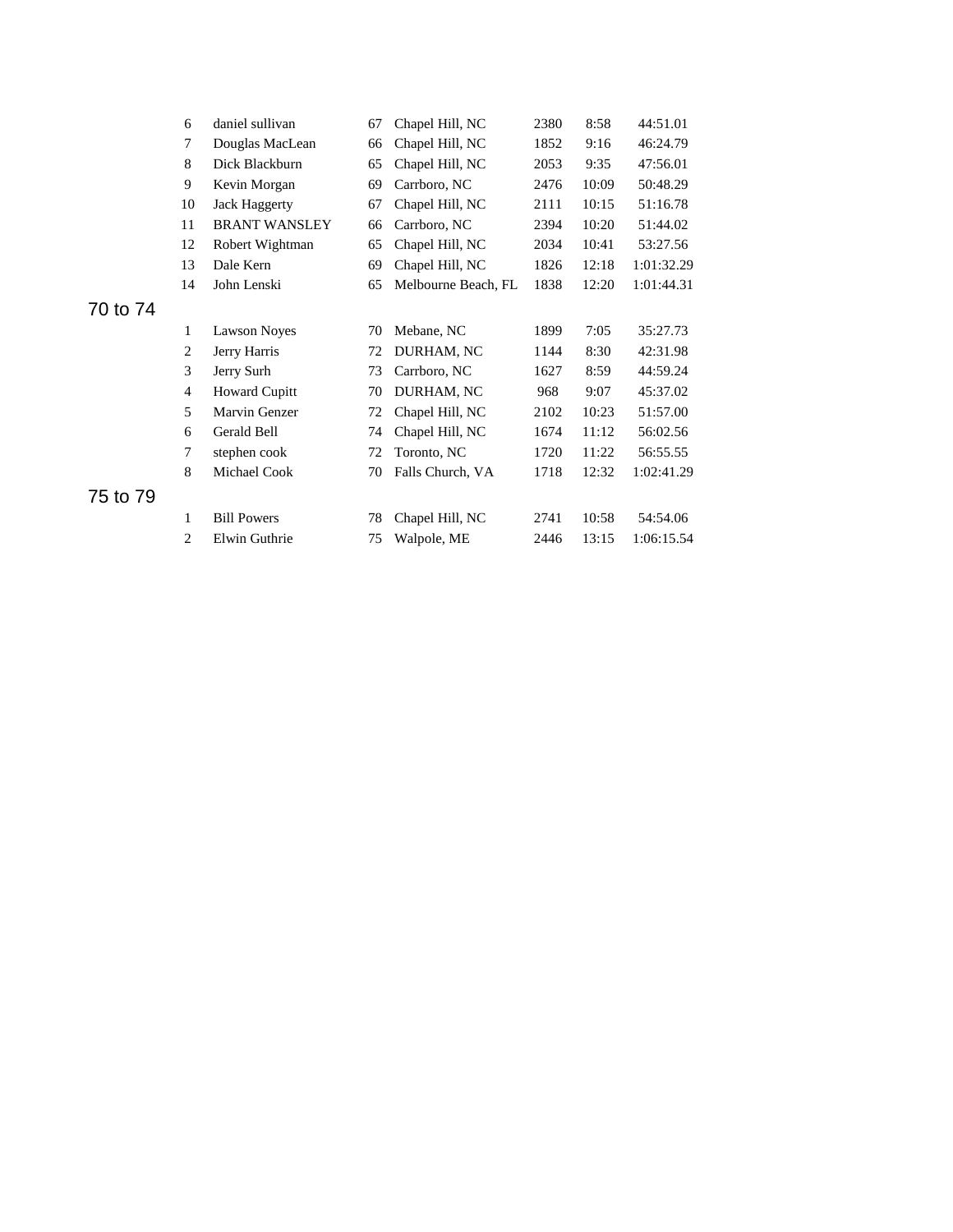| | | | | | | | |
|---|---|---|---|---|---|---|---|
| | 6 | daniel sullivan | 67 | Chapel Hill, NC | 2380 | 8:58 | 44:51.01 |
| | 7 | Douglas MacLean | 66 | Chapel Hill, NC | 1852 | 9:16 | 46:24.79 |
| | 8 | Dick Blackburn | 65 | Chapel Hill, NC | 2053 | 9:35 | 47:56.01 |
| | 9 | Kevin Morgan | 69 | Carrboro, NC | 2476 | 10:09 | 50:48.29 |
| | 10 | Jack Haggerty | 67 | Chapel Hill, NC | 2111 | 10:15 | 51:16.78 |
| | 11 | BRANT WANSLEY | 66 | Carrboro, NC | 2394 | 10:20 | 51:44.02 |
| | 12 | Robert Wightman | 65 | Chapel Hill, NC | 2034 | 10:41 | 53:27.56 |
| | 13 | Dale Kern | 69 | Chapel Hill, NC | 1826 | 12:18 | 1:01:32.29 |
| | 14 | John Lenski | 65 | Melbourne Beach, FL | 1838 | 12:20 | 1:01:44.31 |
| 70 to 74 | | | | | | | |
| | 1 | Lawson Noyes | 70 | Mebane, NC | 1899 | 7:05 | 35:27.73 |
| | 2 | Jerry Harris | 72 | DURHAM, NC | 1144 | 8:30 | 42:31.98 |
| | 3 | Jerry Surh | 73 | Carrboro, NC | 1627 | 8:59 | 44:59.24 |
| | 4 | Howard Cupitt | 70 | DURHAM, NC | 968 | 9:07 | 45:37.02 |
| | 5 | Marvin Genzer | 72 | Chapel Hill, NC | 2102 | 10:23 | 51:57.00 |
| | 6 | Gerald Bell | 74 | Chapel Hill, NC | 1674 | 11:12 | 56:02.56 |
| | 7 | stephen cook | 72 | Toronto, NC | 1720 | 11:22 | 56:55.55 |
| | 8 | Michael Cook | 70 | Falls Church, VA | 1718 | 12:32 | 1:02:41.29 |
| 75 to 79 | | | | | | | |
| | 1 | Bill Powers | 78 | Chapel Hill, NC | 2741 | 10:58 | 54:54.06 |
| | 2 | Elwin Guthrie | 75 | Walpole, ME | 2446 | 13:15 | 1:06:15.54 |